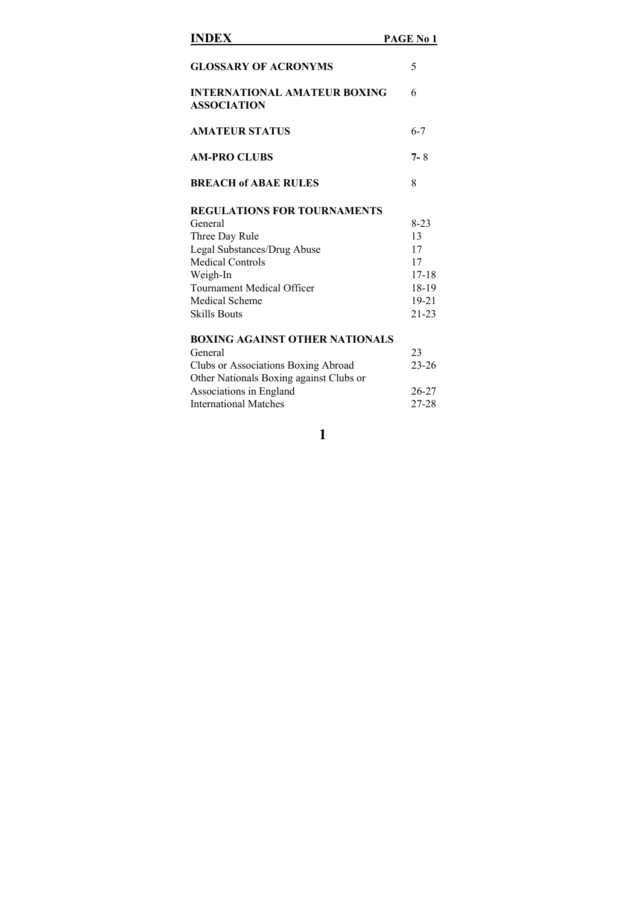# INDEX

| | PAGE No |
|---|---|
| **GLOSSARY OF ACRONYMS** | 5 |
| **INTERNATIONAL AMATEUR BOXING ASSOCIATION** | 6 |
| **AMATEUR STATUS** | 6-7 |
| **AM-PRO CLUBS** | **7-** 8 |
| **BREACH of ABAE RULES** | 8 |
| **REGULATIONS FOR TOURNAMENTS** | |
| General | 8-23 |
| Three Day Rule | 13 |
| Legal Substances/Drug Abuse | 17 |
| Medical Controls | 17 |
| Weigh-In | 17-18 |
| Tournament Medical Officer | 18-19 |
| Medical Scheme | 19-21 |
| Skills Bouts | 21-23 |
| **BOXING AGAINST OTHER NATIONALS** | |
| General | 23 |
| Clubs or Associations Boxing Abroad | 23-26 |
| Other Nationals Boxing against Clubs or Associations in England | 26-27 |
| International Matches | 27-28 |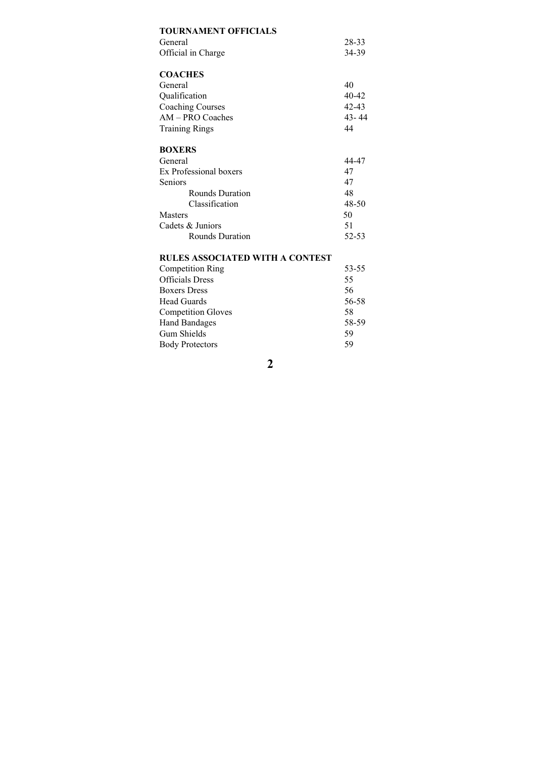| **TOURNAMENT OFFICIALS** | |
| --- | --- |
| General | 28-33 |
| Official in Charge | 34-39 |
| | |
| **COACHES** | |
| General | 40 |
| Qualification | 40-42 |
| Coaching Courses | 42-43 |
| AM – PRO Coaches | 43- 44 |
| Training Rings | 44 |
| | |
| **BOXERS** | |
| General | 44-47 |
| Ex Professional boxers | 47 |
| Seniors | 47 |
| Rounds Duration | 48 |
| Classification | 48-50 |
| Masters | 50 |
| Cadets & Juniors | 51 |
| Rounds Duration | 52-53 |
| | |
| **RULES ASSOCIATED WITH A CONTEST** | |
| Competition Ring | 53-55 |
| Officials Dress | 55 |
| Boxers Dress | 56 |
| Head Guards | 56-58 |
| Competition Gloves | 58 |
| Hand Bandages | 58-59 |
| Gum Shields | 59 |
| Body Protectors | 59 |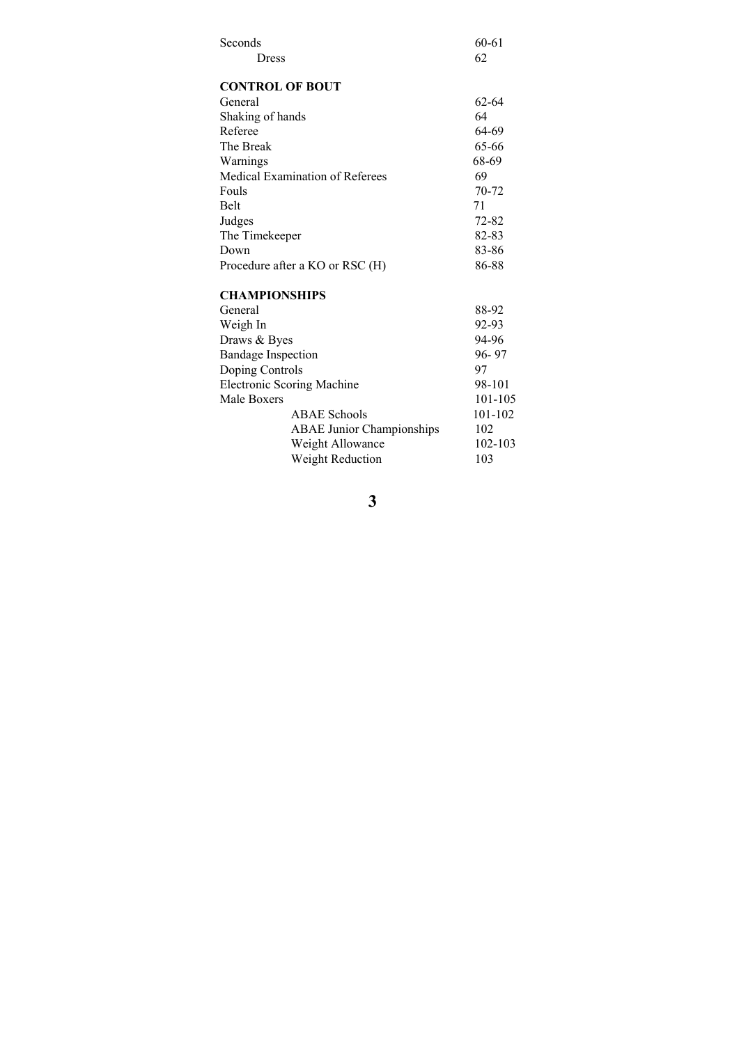| | |
|---|---|
| Seconds | 60-61 |
| Dress | 62 |
| **CONTROL OF BOUT** | |
| General | 62-64 |
| Shaking of hands | 64 |
| Referee | 64-69 |
| The Break | 65-66 |
| Warnings | 68-69 |
| Medical Examination of Referees | 69 |
| Fouls | 70-72 |
| Belt | 71 |
| Judges | 72-82 |
| The Timekeeper | 82-83 |
| Down | 83-86 |
| Procedure after a KO or RSC (H) | 86-88 |
| **CHAMPIONSHIPS** | |
| General | 88-92 |
| Weigh In | 92-93 |
| Draws & Byes | 94-96 |
| Bandage Inspection | 96- 97 |
| Doping Controls | 97 |
| Electronic Scoring Machine | 98-101 |
| Male Boxers | 101-105 |
| ABAE Schools | 101-102 |
| ABAE Junior Championships | 102 |
| Weight Allowance | 102-103 |
| Weight Reduction | 103 |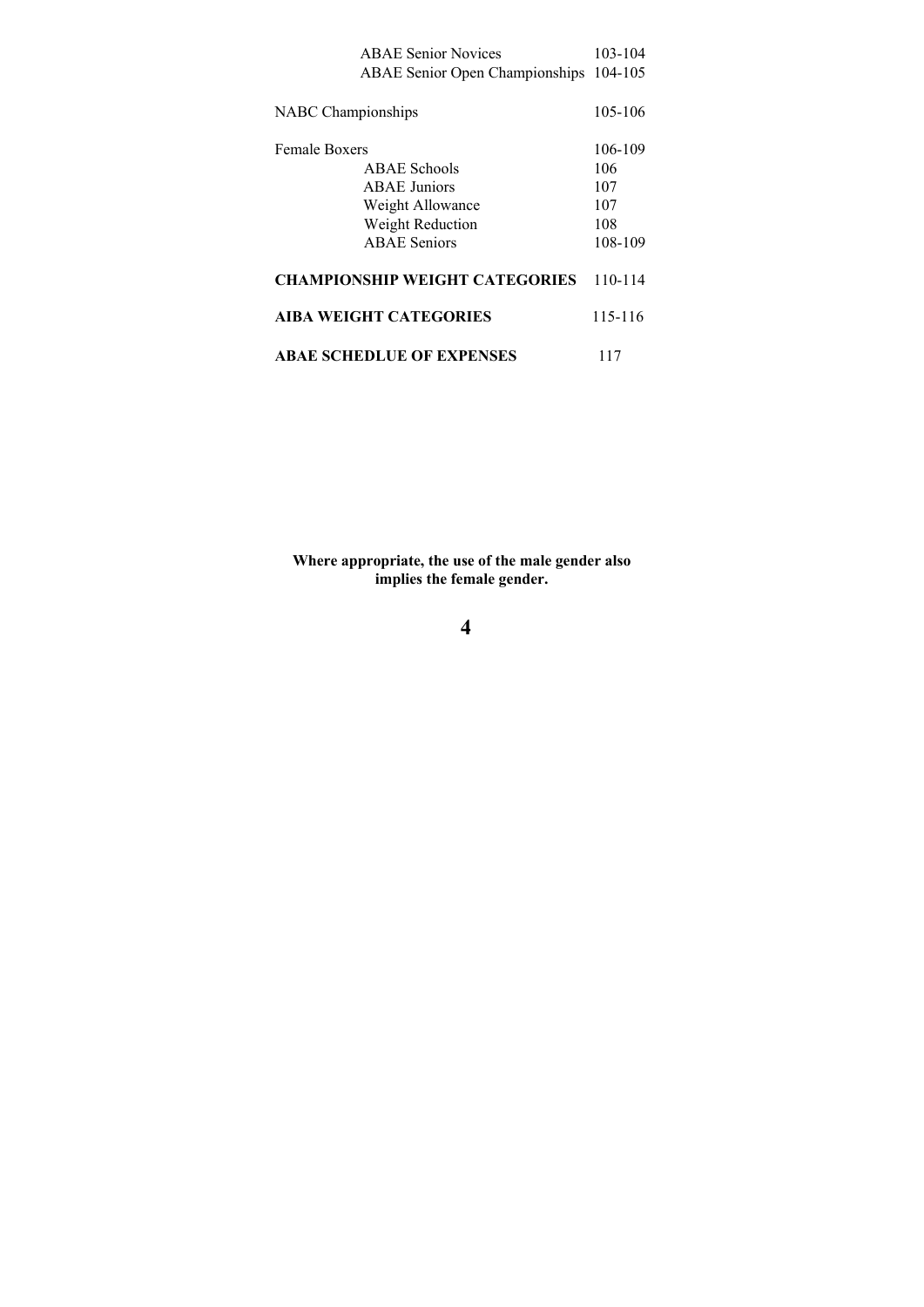| | |
|---|---|
| ABAE Senior Novices | 103-104 |
| ABAE Senior Open Championships | 104-105 |
| NABC Championships | 105-106 |
| Female Boxers | 106-109 |
| ABAE Schools | 106 |
| ABAE Juniors | 107 |
| Weight Allowance | 107 |
| Weight Reduction | 108 |
| ABAE Seniors | 108-109 |
| **CHAMPIONSHIP WEIGHT CATEGORIES** | 110-114 |
| **AIBA WEIGHT CATEGORIES** | 115-116 |
| **ABAE SCHEDLUE OF EXPENSES** | 117 |

**Where appropriate, the use of the male gender also implies the female gender.**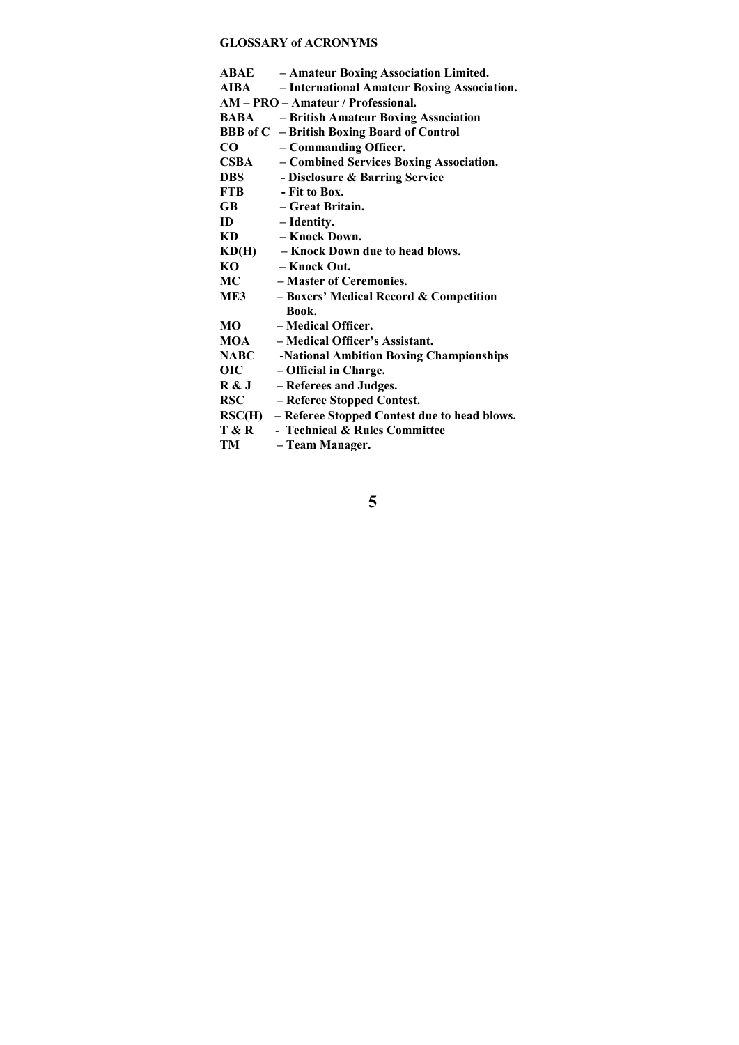## GLOSSARY of ACRONYMS

**ABAE – Amateur Boxing Association Limited.**
**AIBA – International Amateur Boxing Association.**
**AM – PRO – Amateur / Professional.**
**BABA – British Amateur Boxing Association**
**BBB of C – British Boxing Board of Control**
**CO – Commanding Officer.**
**CSBA – Combined Services Boxing Association.**
**DBS - Disclosure & Barring Service**
**FTB - Fit to Box.**
**GB – Great Britain.**
**ID – Identity.**
**KD – Knock Down.**
**KD(H) – Knock Down due to head blows.**
**KO – Knock Out.**
**MC – Master of Ceremonies.**
**ME3 – Boxers' Medical Record & Competition Book.**
**MO – Medical Officer.**
**MOA – Medical Officer's Assistant.**
**NABC -National Ambition Boxing Championships**
**OIC – Official in Charge.**
**R & J – Referees and Judges.**
**RSC – Referee Stopped Contest.**
**RSC(H) – Referee Stopped Contest due to head blows.**
**T & R - Technical & Rules Committee**
**TM – Team Manager.**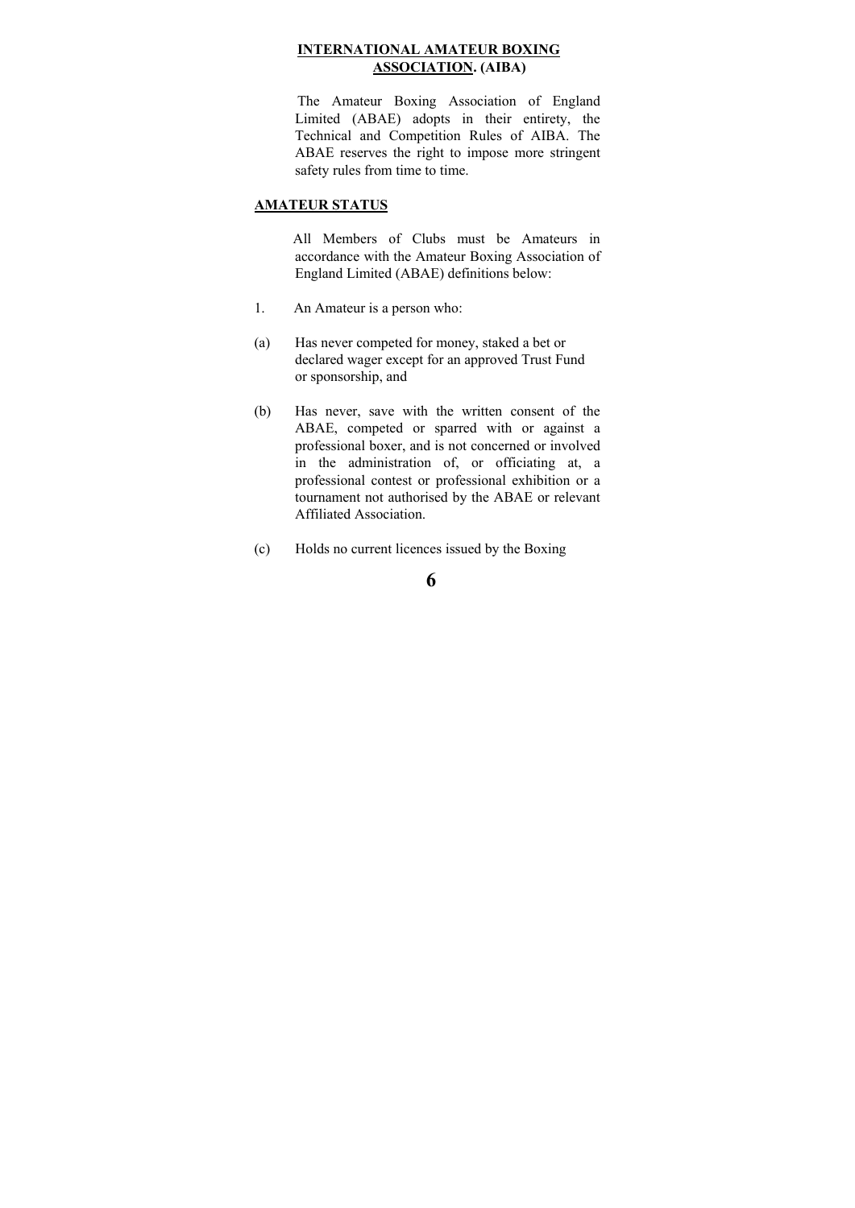## INTERNATIONAL AMATEUR BOXING ASSOCIATION. (AIBA)

The Amateur Boxing Association of England Limited (ABAE) adopts in their entirety, the Technical and Competition Rules of AIBA. The ABAE reserves the right to impose more stringent safety rules from time to time.

## AMATEUR STATUS

All Members of Clubs must be Amateurs in accordance with the Amateur Boxing Association of England Limited (ABAE) definitions below:

1. An Amateur is a person who:

(a) Has never competed for money, staked a bet or declared wager except for an approved Trust Fund or sponsorship, and

(b) Has never, save with the written consent of the ABAE, competed or sparred with or against a professional boxer, and is not concerned or involved in the administration of, or officiating at, a professional contest or professional exhibition or a tournament not authorised by the ABAE or relevant Affiliated Association.

(c) Holds no current licences issued by the Boxing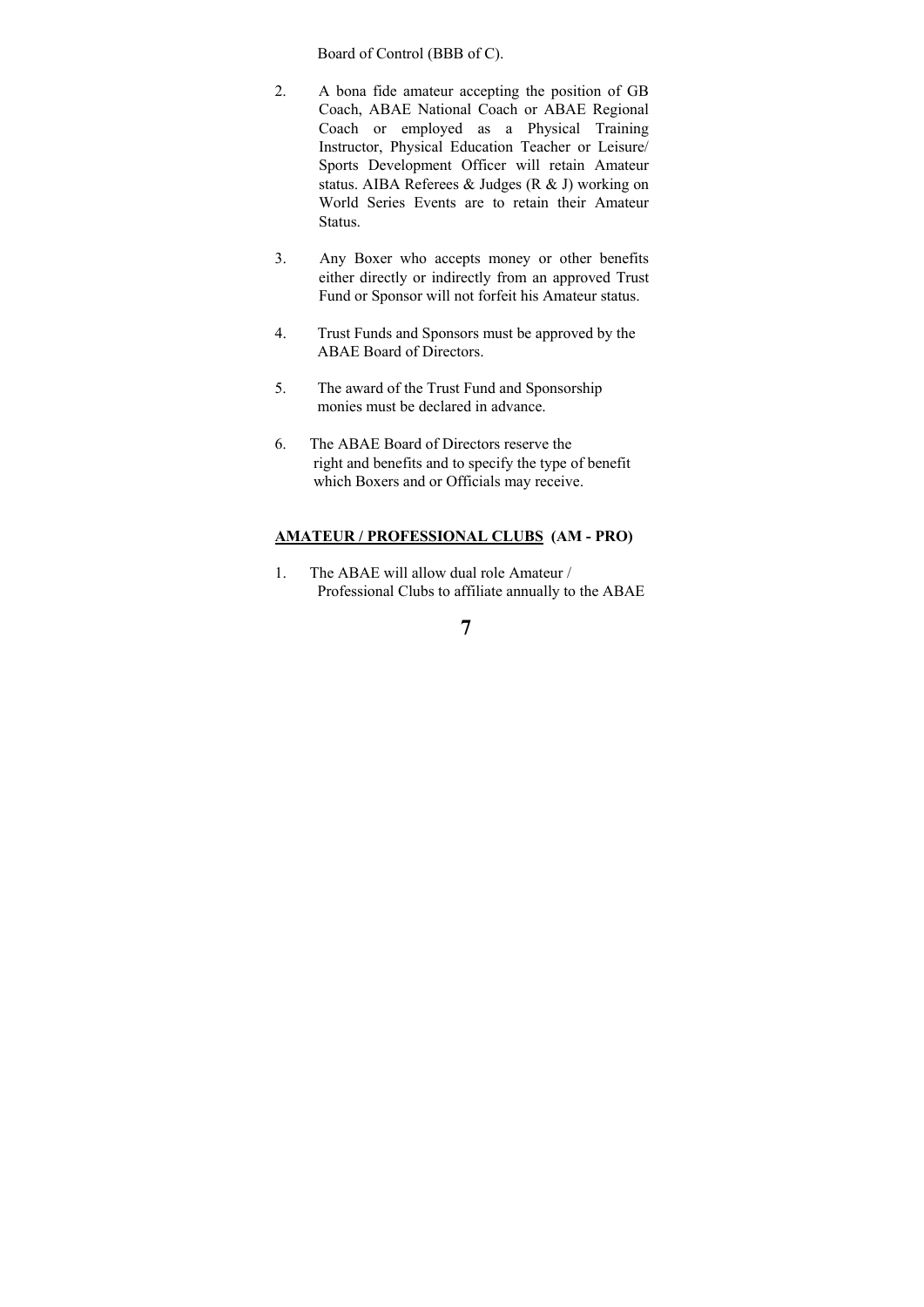Board of Control (BBB of C).

2. A bona fide amateur accepting the position of GB Coach, ABAE National Coach or ABAE Regional Coach or employed as a Physical Training Instructor, Physical Education Teacher or Leisure/ Sports Development Officer will retain Amateur status. AIBA Referees & Judges (R & J) working on World Series Events are to retain their Amateur Status.

3. Any Boxer who accepts money or other benefits either directly or indirectly from an approved Trust Fund or Sponsor will not forfeit his Amateur status.

4. Trust Funds and Sponsors must be approved by the ABAE Board of Directors.

5. The award of the Trust Fund and Sponsorship monies must be declared in advance.

6. The ABAE Board of Directors reserve the right and benefits and to specify the type of benefit which Boxers and or Officials may receive.

**AMATEUR / PROFESSIONAL CLUBS (AM - PRO)**

1. The ABAE will allow dual role Amateur / Professional Clubs to affiliate annually to the ABAE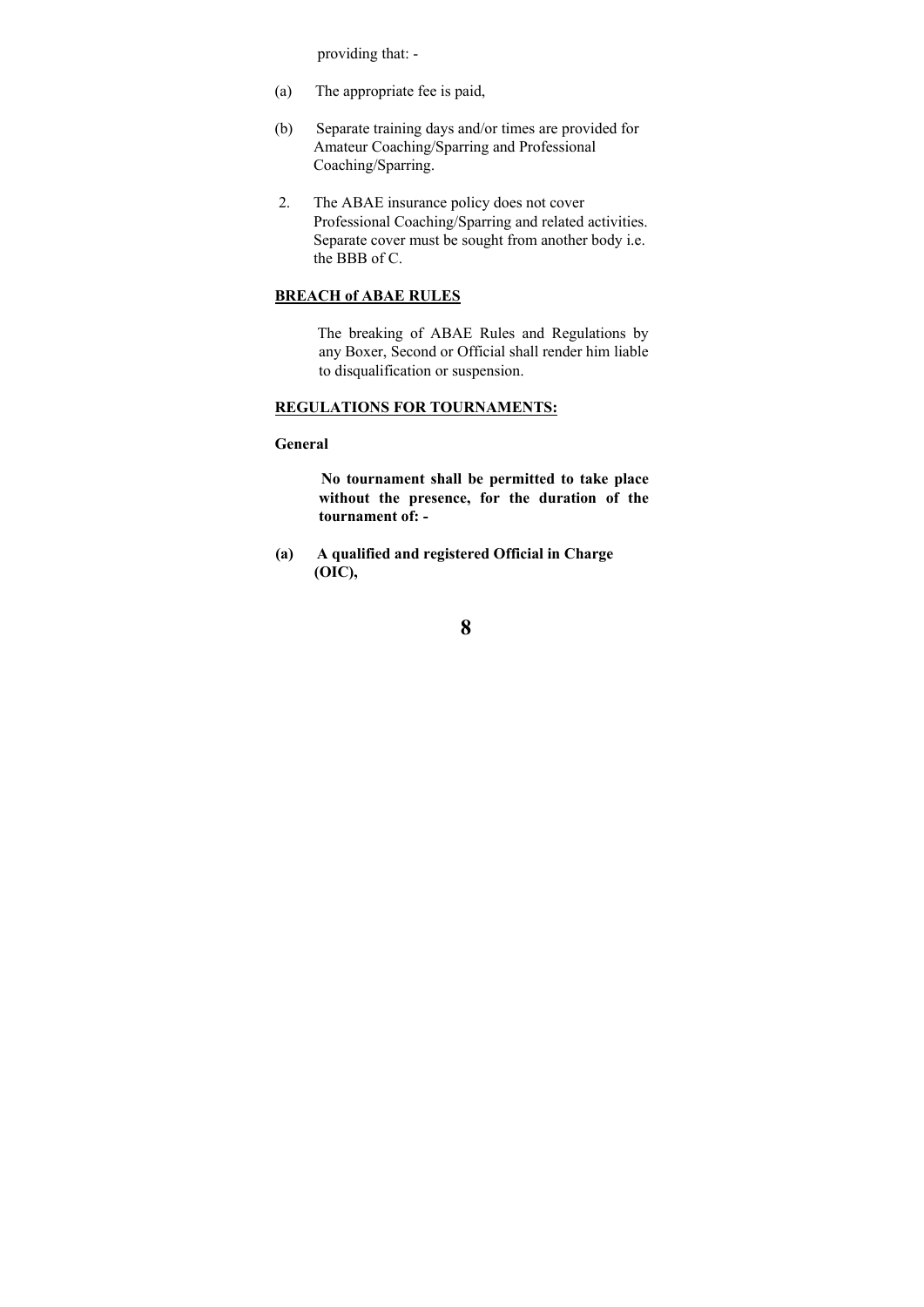providing that: -

(a) The appropriate fee is paid,

(b) Separate training days and/or times are provided for Amateur Coaching/Sparring and Professional Coaching/Sparring.

2. The ABAE insurance policy does not cover Professional Coaching/Sparring and related activities. Separate cover must be sought from another body i.e. the BBB of C.

**BREACH of ABAE RULES**

The breaking of ABAE Rules and Regulations by any Boxer, Second or Official shall render him liable to disqualification or suspension.

**REGULATIONS FOR TOURNAMENTS:**

**General**

**No tournament shall be permitted to take place without the presence, for the duration of the tournament of: -**

**(a) A qualified and registered Official in Charge (OIC),**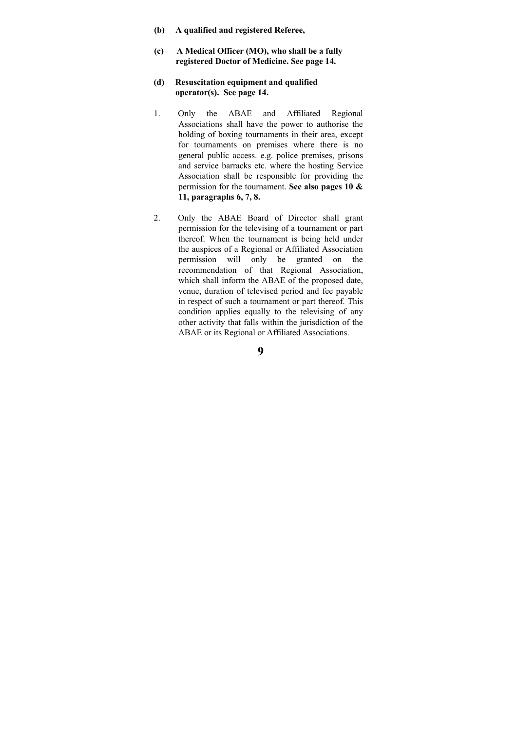**(b) A qualified and registered Referee,**

**(c) A Medical Officer (MO), who shall be a fully registered Doctor of Medicine. See page 14.**

**(d) Resuscitation equipment and qualified operator(s). See page 14.**

1. Only the ABAE and Affiliated Regional Associations shall have the power to authorise the holding of boxing tournaments in their area, except for tournaments on premises where there is no general public access. e.g. police premises, prisons and service barracks etc. where the hosting Service Association shall be responsible for providing the permission for the tournament. **See also pages 10 & 11, paragraphs 6, 7, 8.**

2. Only the ABAE Board of Director shall grant permission for the televising of a tournament or part thereof. When the tournament is being held under the auspices of a Regional or Affiliated Association permission will only be granted on the recommendation of that Regional Association, which shall inform the ABAE of the proposed date, venue, duration of televised period and fee payable in respect of such a tournament or part thereof. This condition applies equally to the televising of any other activity that falls within the jurisdiction of the ABAE or its Regional or Affiliated Associations.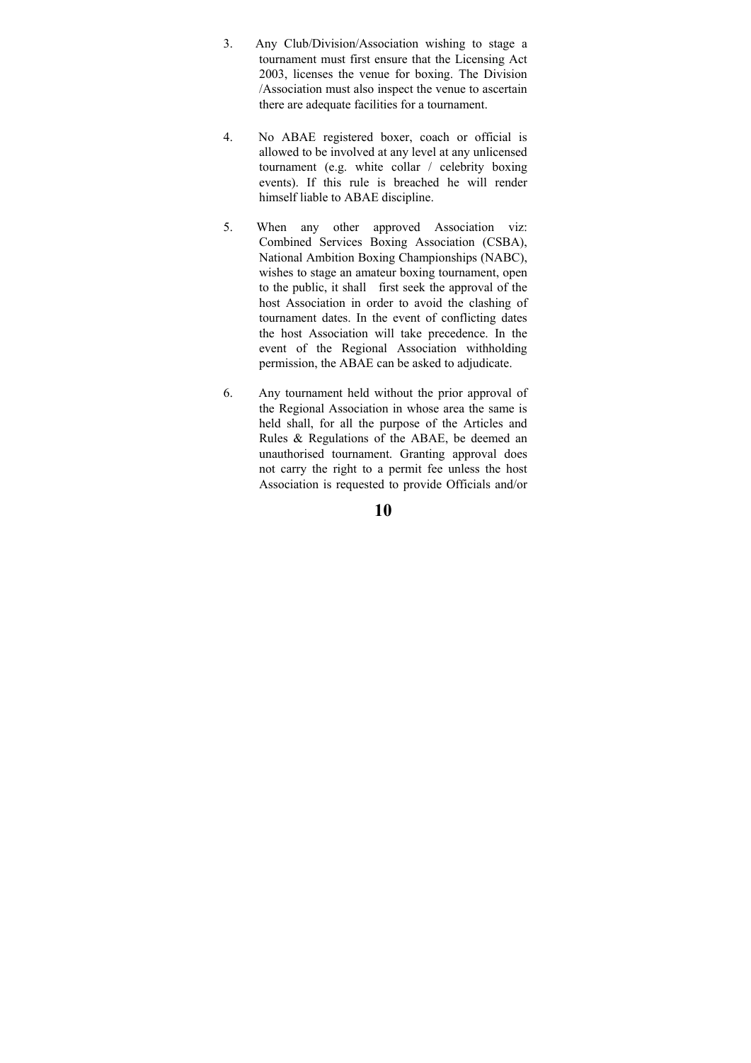3. Any Club/Division/Association wishing to stage a tournament must first ensure that the Licensing Act 2003, licenses the venue for boxing. The Division /Association must also inspect the venue to ascertain there are adequate facilities for a tournament.

4. No ABAE registered boxer, coach or official is allowed to be involved at any level at any unlicensed tournament (e.g. white collar / celebrity boxing events). If this rule is breached he will render himself liable to ABAE discipline.

5. When any other approved Association viz: Combined Services Boxing Association (CSBA), National Ambition Boxing Championships (NABC), wishes to stage an amateur boxing tournament, open to the public, it shall first seek the approval of the host Association in order to avoid the clashing of tournament dates. In the event of conflicting dates the host Association will take precedence. In the event of the Regional Association withholding permission, the ABAE can be asked to adjudicate.

6. Any tournament held without the prior approval of the Regional Association in whose area the same is held shall, for all the purpose of the Articles and Rules & Regulations of the ABAE, be deemed an unauthorised tournament. Granting approval does not carry the right to a permit fee unless the host Association is requested to provide Officials and/or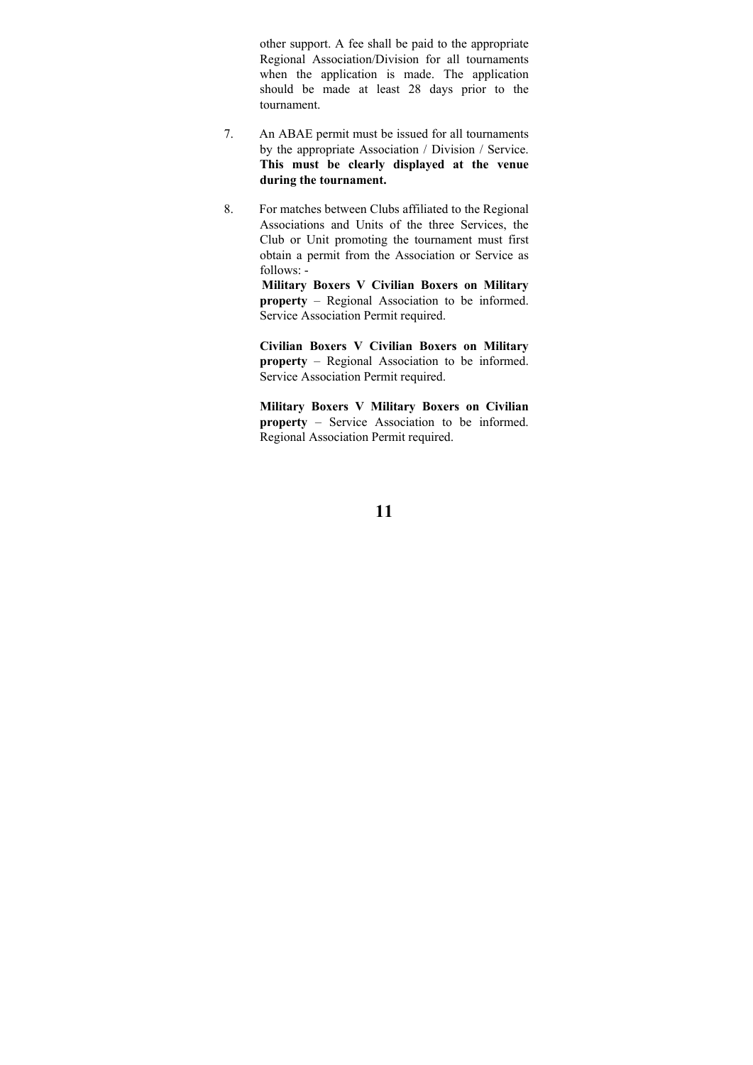other support. A fee shall be paid to the appropriate Regional Association/Division for all tournaments when the application is made. The application should be made at least 28 days prior to the tournament.

7. An ABAE permit must be issued for all tournaments by the appropriate Association / Division / Service. **This must be clearly displayed at the venue during the tournament.**

8. For matches between Clubs affiliated to the Regional Associations and Units of the three Services, the Club or Unit promoting the tournament must first obtain a permit from the Association or Service as follows: -

   **Military Boxers V Civilian Boxers on Military property** – Regional Association to be informed. Service Association Permit required.

   **Civilian Boxers V Civilian Boxers on Military property** – Regional Association to be informed. Service Association Permit required.

   **Military Boxers V Military Boxers on Civilian property** – Service Association to be informed. Regional Association Permit required.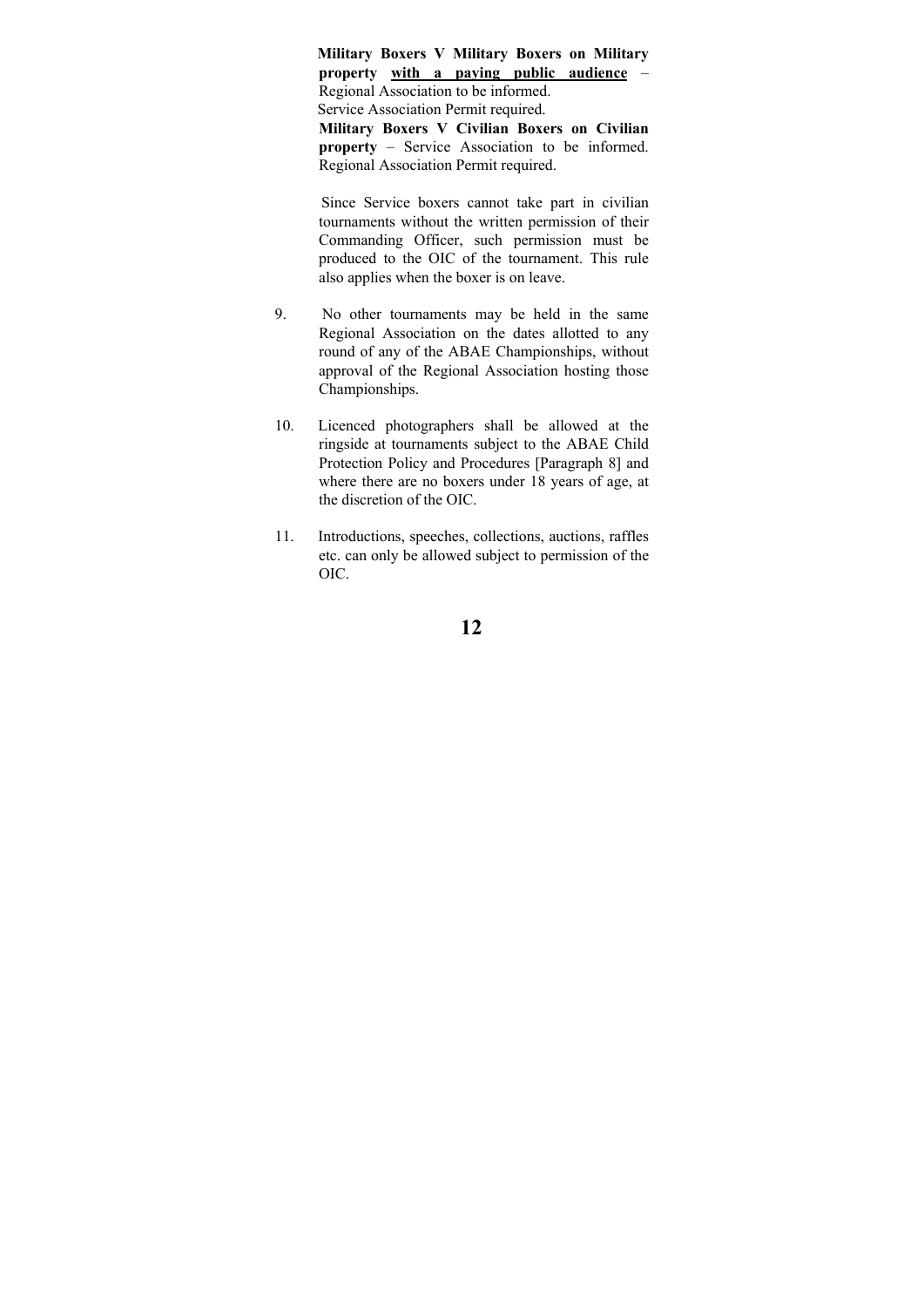**Military Boxers V Military Boxers on Military property <u>with a paying public audience</u>** – Regional Association to be informed.
Service Association Permit required.
**Military Boxers V Civilian Boxers on Civilian property** – Service Association to be informed. Regional Association Permit required.

Since Service boxers cannot take part in civilian tournaments without the written permission of their Commanding Officer, such permission must be produced to the OIC of the tournament. This rule also applies when the boxer is on leave.

9. No other tournaments may be held in the same Regional Association on the dates allotted to any round of any of the ABAE Championships, without approval of the Regional Association hosting those Championships.

10. Licenced photographers shall be allowed at the ringside at tournaments subject to the ABAE Child Protection Policy and Procedures [Paragraph 8] and where there are no boxers under 18 years of age, at the discretion of the OIC.

11. Introductions, speeches, collections, auctions, raffles etc. can only be allowed subject to permission of the OIC.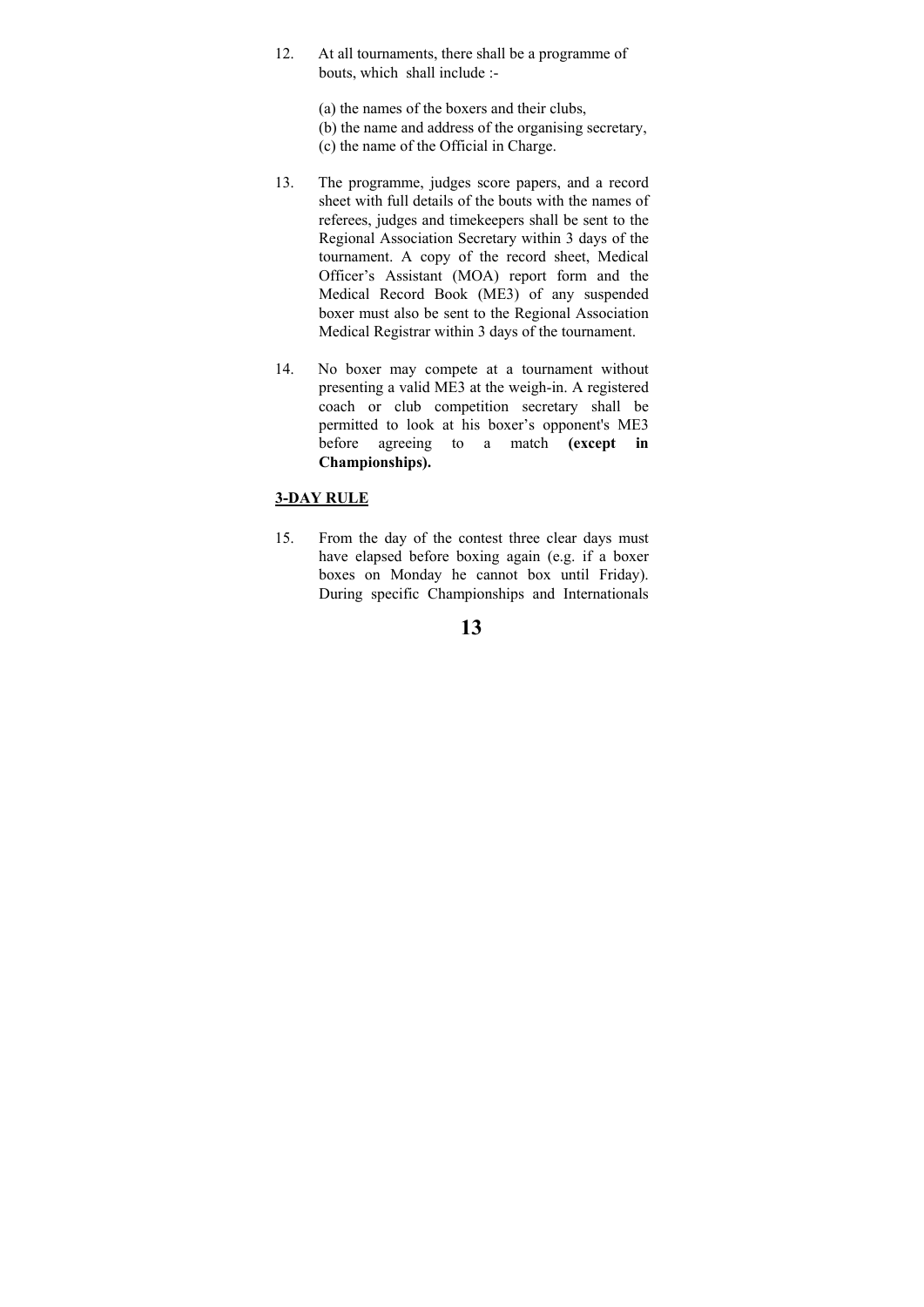12. At all tournaments, there shall be a programme of bouts, which shall include :-

    (a) the names of the boxers and their clubs,
    (b) the name and address of the organising secretary,
    (c) the name of the Official in Charge.

13. The programme, judges score papers, and a record sheet with full details of the bouts with the names of referees, judges and timekeepers shall be sent to the Regional Association Secretary within 3 days of the tournament. A copy of the record sheet, Medical Officer's Assistant (MOA) report form and the Medical Record Book (ME3) of any suspended boxer must also be sent to the Regional Association Medical Registrar within 3 days of the tournament.

14. No boxer may compete at a tournament without presenting a valid ME3 at the weigh-in. A registered coach or club competition secretary shall be permitted to look at his boxer's opponent's ME3 before agreeing to a match **(except in Championships).**

## 3-DAY RULE

15. From the day of the contest three clear days must have elapsed before boxing again (e.g. if a boxer boxes on Monday he cannot box until Friday). During specific Championships and Internationals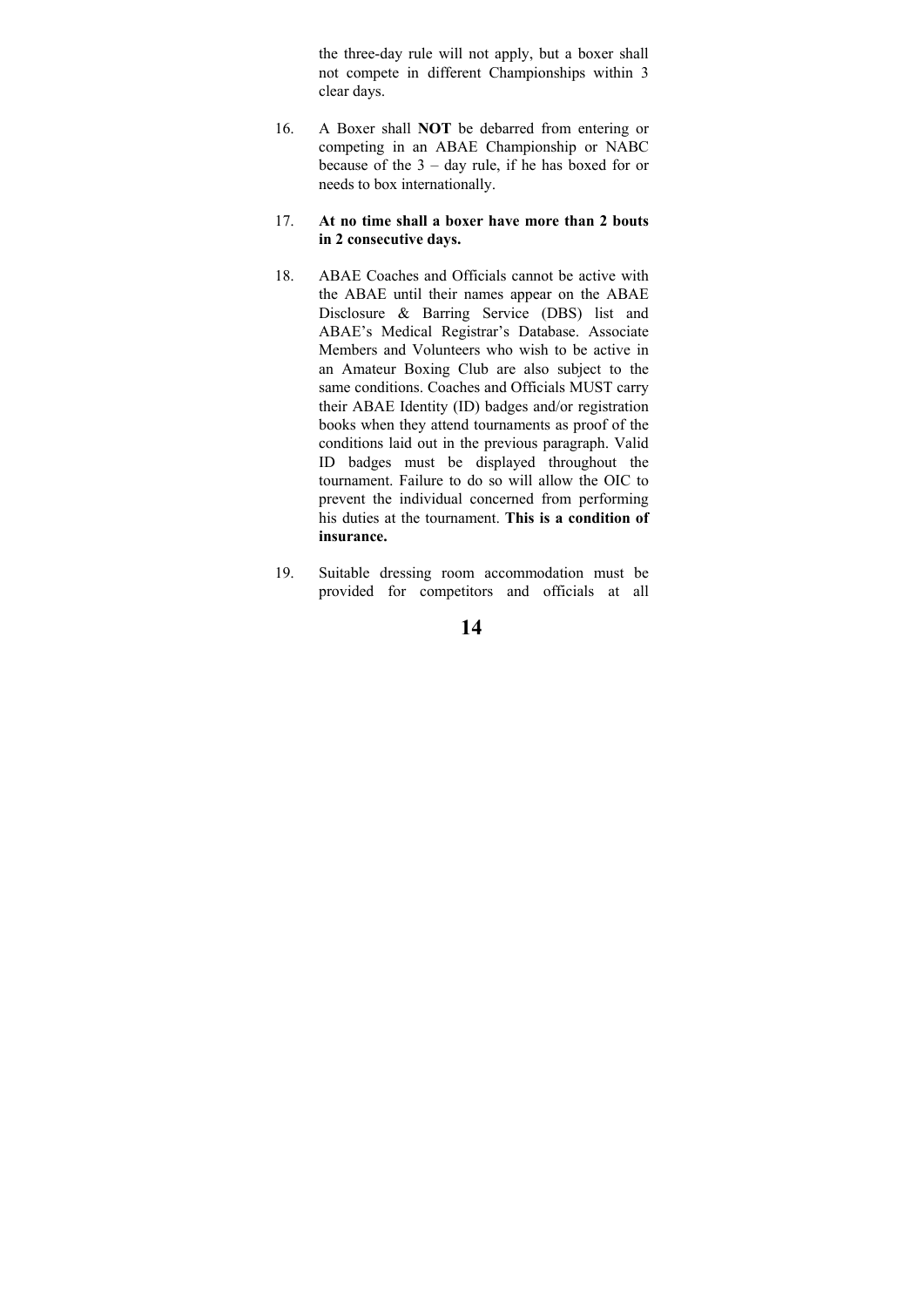the three-day rule will not apply, but a boxer shall not compete in different Championships within 3 clear days.

16. A Boxer shall **NOT** be debarred from entering or competing in an ABAE Championship or NABC because of the 3 – day rule, if he has boxed for or needs to box internationally.

17. **At no time shall a boxer have more than 2 bouts in 2 consecutive days.**

18. ABAE Coaches and Officials cannot be active with the ABAE until their names appear on the ABAE Disclosure & Barring Service (DBS) list and ABAE's Medical Registrar's Database. Associate Members and Volunteers who wish to be active in an Amateur Boxing Club are also subject to the same conditions. Coaches and Officials MUST carry their ABAE Identity (ID) badges and/or registration books when they attend tournaments as proof of the conditions laid out in the previous paragraph. Valid ID badges must be displayed throughout the tournament. Failure to do so will allow the OIC to prevent the individual concerned from performing his duties at the tournament. **This is a condition of insurance.**

19. Suitable dressing room accommodation must be provided for competitors and officials at all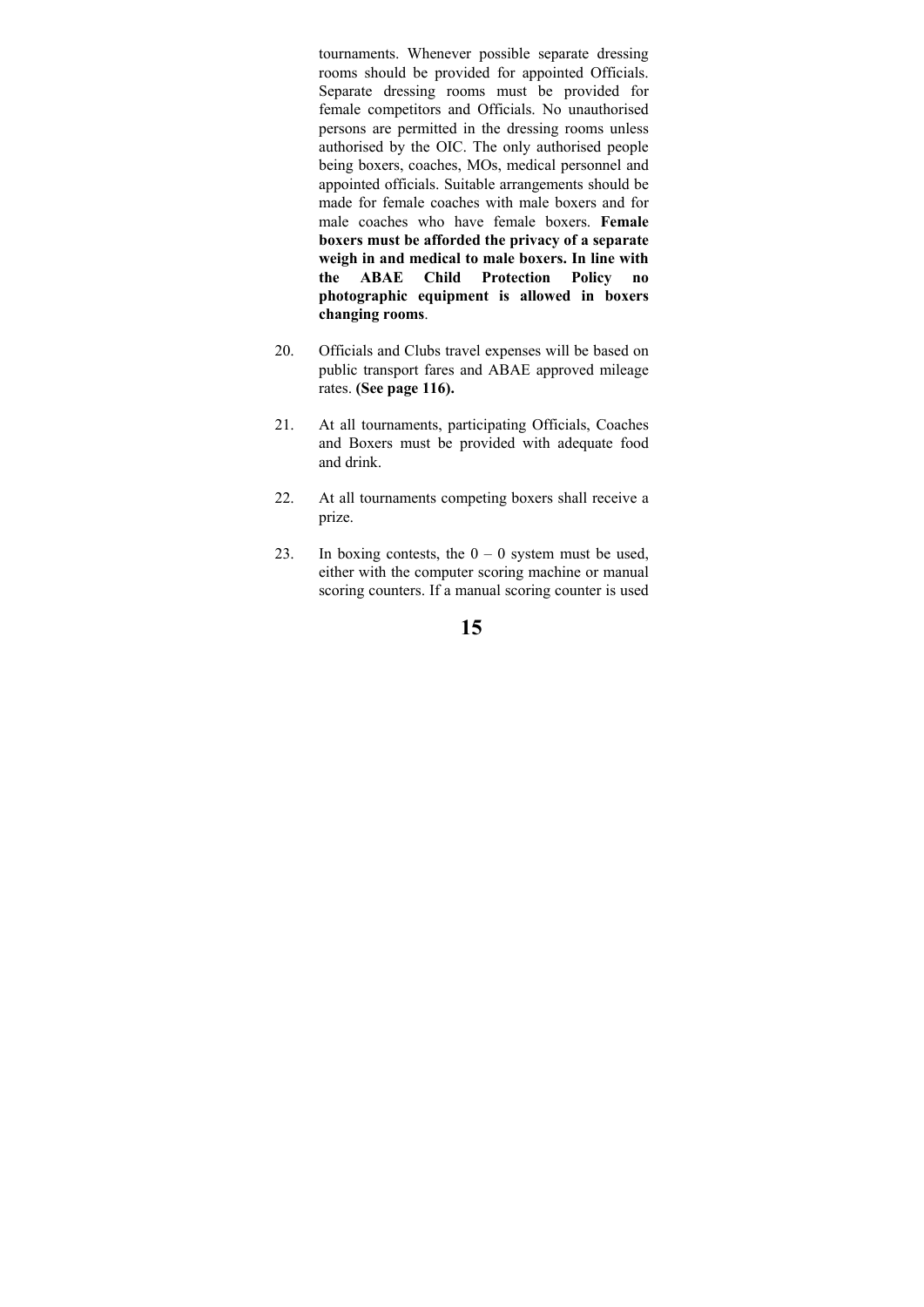tournaments. Whenever possible separate dressing rooms should be provided for appointed Officials. Separate dressing rooms must be provided for female competitors and Officials. No unauthorised persons are permitted in the dressing rooms unless authorised by the OIC. The only authorised people being boxers, coaches, MOs, medical personnel and appointed officials. Suitable arrangements should be made for female coaches with male boxers and for male coaches who have female boxers. **Female boxers must be afforded the privacy of a separate weigh in and medical to male boxers. In line with the ABAE Child Protection Policy no photographic equipment is allowed in boxers changing rooms**.

20. Officials and Clubs travel expenses will be based on public transport fares and ABAE approved mileage rates. **(See page 116).**

21. At all tournaments, participating Officials, Coaches and Boxers must be provided with adequate food and drink.

22. At all tournaments competing boxers shall receive a prize.

23. In boxing contests, the 0 – 0 system must be used, either with the computer scoring machine or manual scoring counters. If a manual scoring counter is used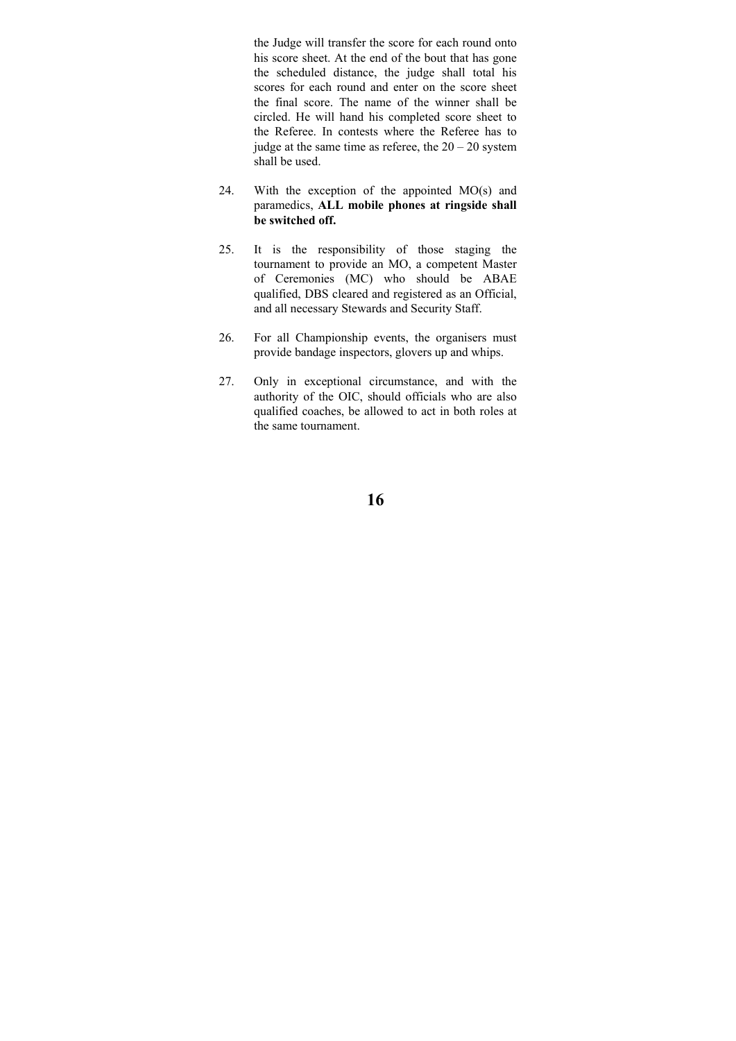the Judge will transfer the score for each round onto his score sheet. At the end of the bout that has gone the scheduled distance, the judge shall total his scores for each round and enter on the score sheet the final score. The name of the winner shall be circled. He will hand his completed score sheet to the Referee. In contests where the Referee has to judge at the same time as referee, the 20 – 20 system shall be used.

24. With the exception of the appointed MO(s) and paramedics, **ALL mobile phones at ringside shall be switched off.**

25. It is the responsibility of those staging the tournament to provide an MO, a competent Master of Ceremonies (MC) who should be ABAE qualified, DBS cleared and registered as an Official, and all necessary Stewards and Security Staff.

26. For all Championship events, the organisers must provide bandage inspectors, glovers up and whips.

27. Only in exceptional circumstance, and with the authority of the OIC, should officials who are also qualified coaches, be allowed to act in both roles at the same tournament.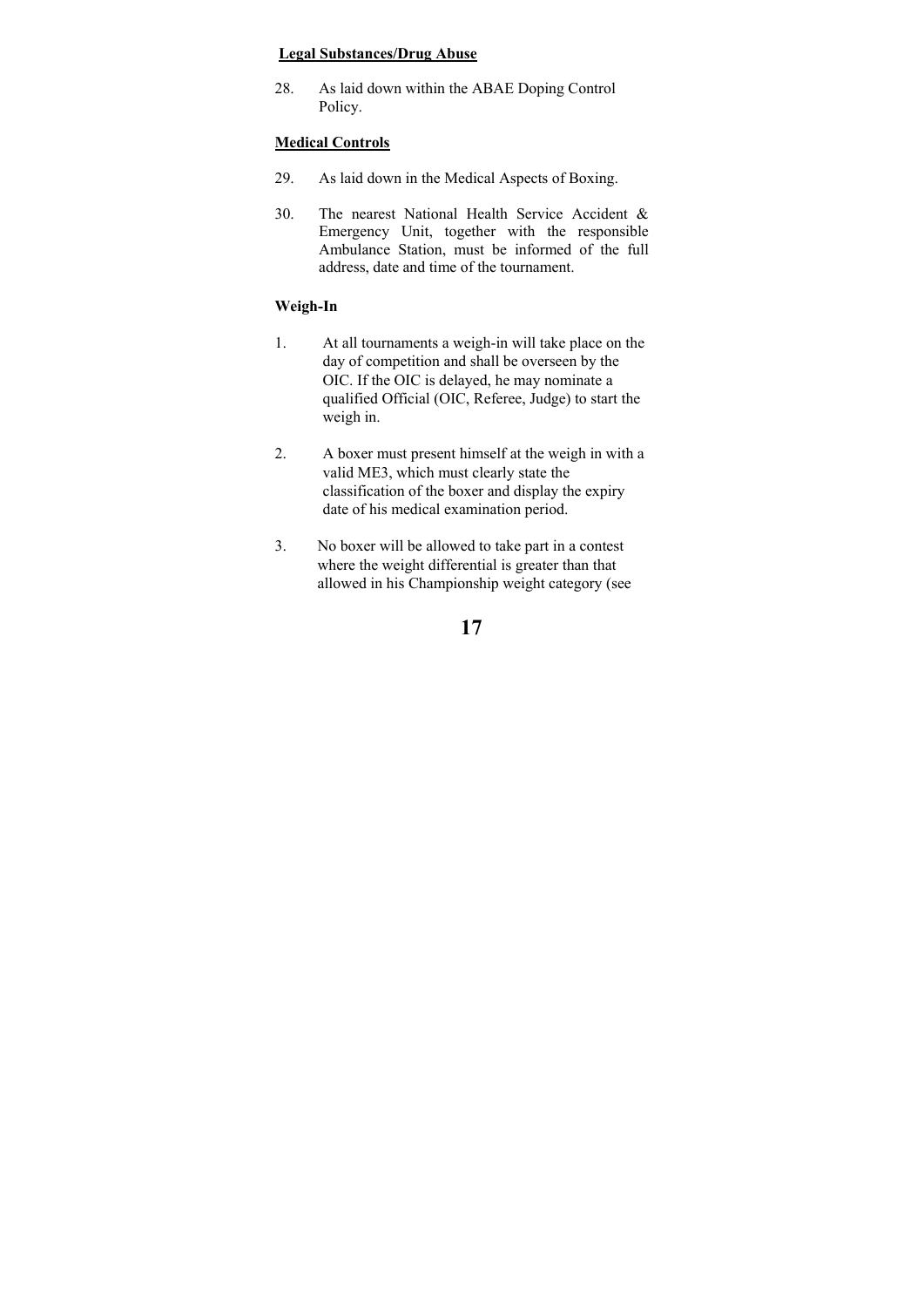**Legal Substances/Drug Abuse**

28. As laid down within the ABAE Doping Control Policy.

**Medical Controls**

29. As laid down in the Medical Aspects of Boxing.

30. The nearest National Health Service Accident & Emergency Unit, together with the responsible Ambulance Station, must be informed of the full address, date and time of the tournament.

**Weigh-In**

1. At all tournaments a weigh-in will take place on the day of competition and shall be overseen by the OIC. If the OIC is delayed, he may nominate a qualified Official (OIC, Referee, Judge) to start the weigh in.

2. A boxer must present himself at the weigh in with a valid ME3, which must clearly state the classification of the boxer and display the expiry date of his medical examination period.

3. No boxer will be allowed to take part in a contest where the weight differential is greater than that allowed in his Championship weight category (see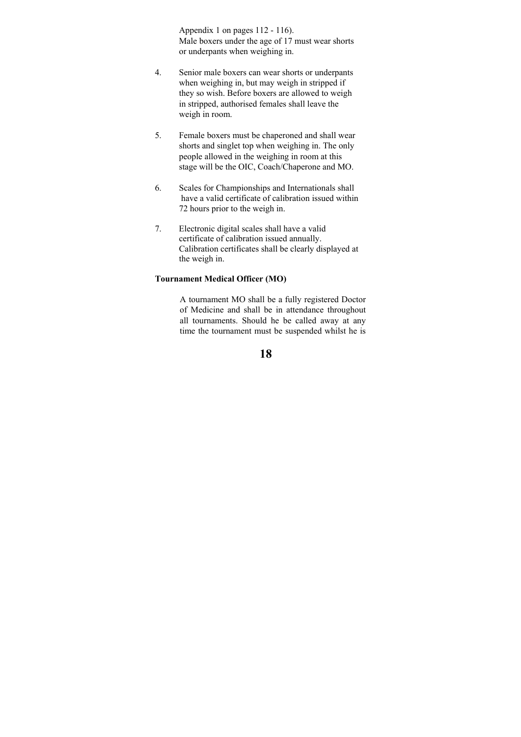Appendix 1 on pages 112 - 116).
Male boxers under the age of 17 must wear shorts or underpants when weighing in.

4. Senior male boxers can wear shorts or underpants when weighing in, but may weigh in stripped if they so wish. Before boxers are allowed to weigh in stripped, authorised females shall leave the weigh in room.

5. Female boxers must be chaperoned and shall wear shorts and singlet top when weighing in. The only people allowed in the weighing in room at this stage will be the OIC, Coach/Chaperone and MO.

6. Scales for Championships and Internationals shall have a valid certificate of calibration issued within 72 hours prior to the weigh in.

7. Electronic digital scales shall have a valid certificate of calibration issued annually. Calibration certificates shall be clearly displayed at the weigh in.

**Tournament Medical Officer (MO)**

A tournament MO shall be a fully registered Doctor of Medicine and shall be in attendance throughout all tournaments. Should he be called away at any time the tournament must be suspended whilst he is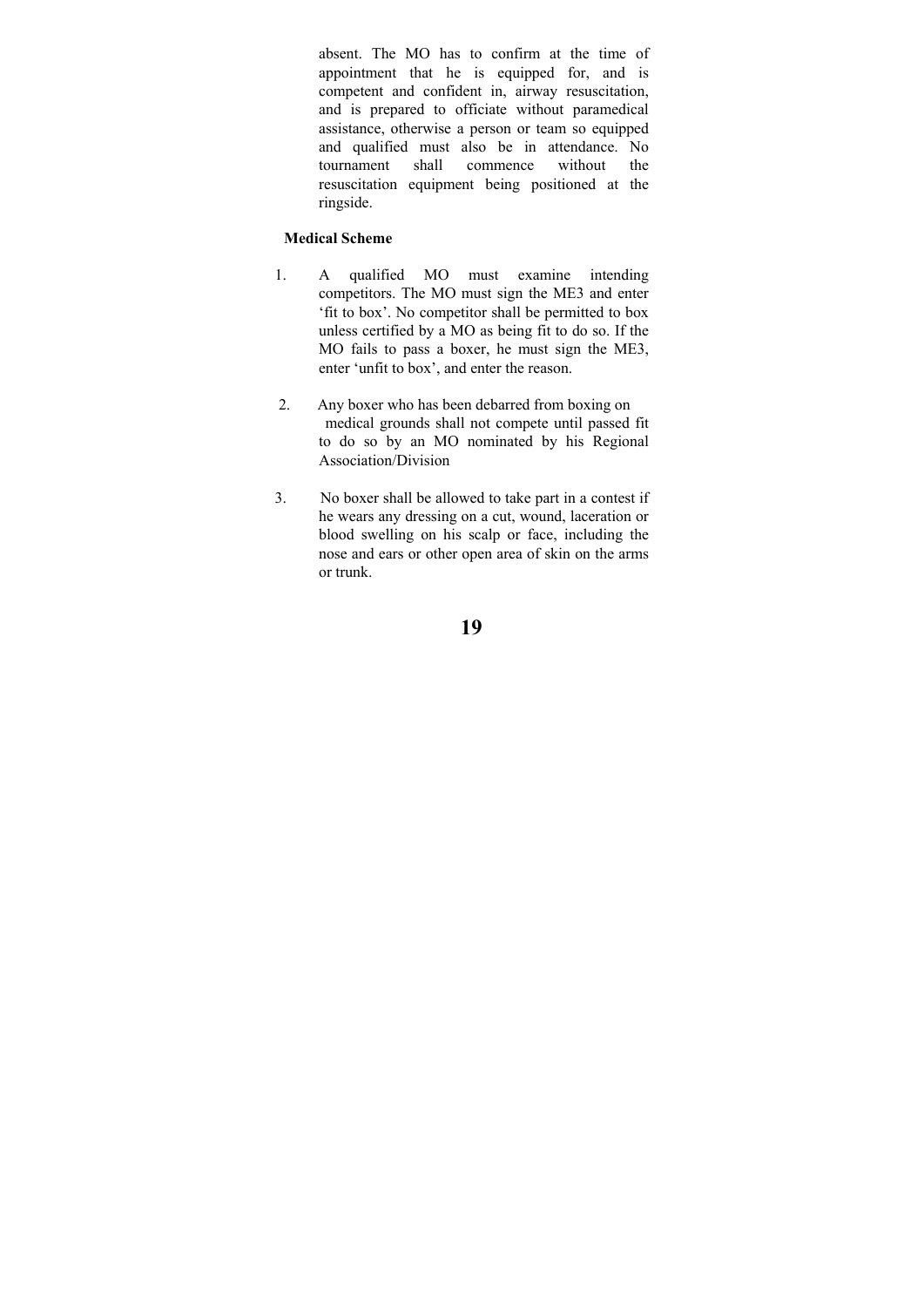absent. The MO has to confirm at the time of appointment that he is equipped for, and is competent and confident in, airway resuscitation, and is prepared to officiate without paramedical assistance, otherwise a person or team so equipped and qualified must also be in attendance. No tournament shall commence without the resuscitation equipment being positioned at the ringside.

**Medical Scheme**

1. A qualified MO must examine intending competitors. The MO must sign the ME3 and enter 'fit to box'. No competitor shall be permitted to box unless certified by a MO as being fit to do so. If the MO fails to pass a boxer, he must sign the ME3, enter 'unfit to box', and enter the reason.

2. Any boxer who has been debarred from boxing on medical grounds shall not compete until passed fit to do so by an MO nominated by his Regional Association/Division

3. No boxer shall be allowed to take part in a contest if he wears any dressing on a cut, wound, laceration or blood swelling on his scalp or face, including the nose and ears or other open area of skin on the arms or trunk.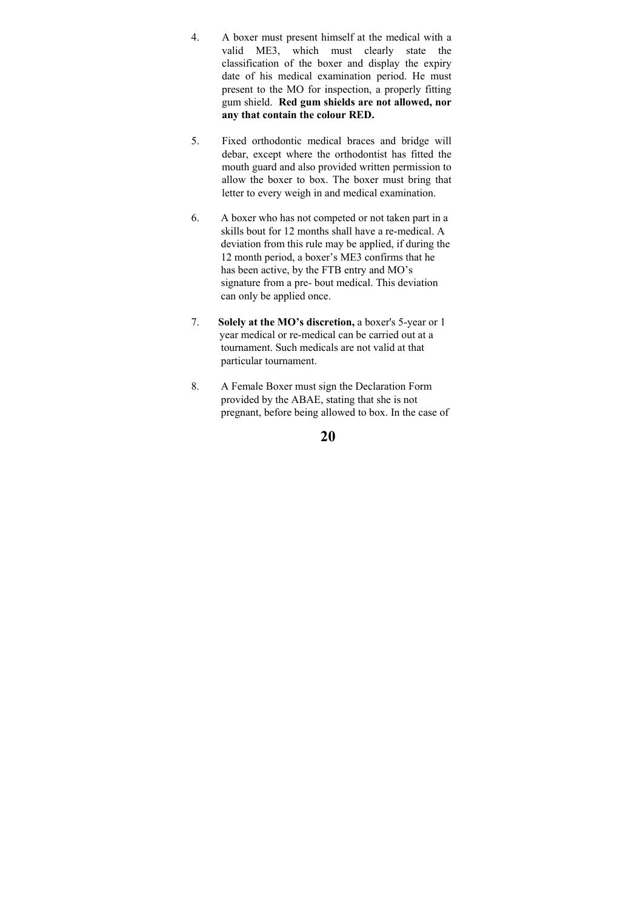4. A boxer must present himself at the medical with a valid ME3, which must clearly state the classification of the boxer and display the expiry date of his medical examination period. He must present to the MO for inspection, a properly fitting gum shield. **Red gum shields are not allowed, nor any that contain the colour RED.**

5. Fixed orthodontic medical braces and bridge will debar, except where the orthodontist has fitted the mouth guard and also provided written permission to allow the boxer to box. The boxer must bring that letter to every weigh in and medical examination.

6. A boxer who has not competed or not taken part in a skills bout for 12 months shall have a re-medical. A deviation from this rule may be applied, if during the 12 month period, a boxer's ME3 confirms that he has been active, by the FTB entry and MO's signature from a pre- bout medical. This deviation can only be applied once.

7. **Solely at the MO's discretion,** a boxer's 5-year or 1 year medical or re-medical can be carried out at a tournament. Such medicals are not valid at that particular tournament.

8. A Female Boxer must sign the Declaration Form provided by the ABAE, stating that she is not pregnant, before being allowed to box. In the case of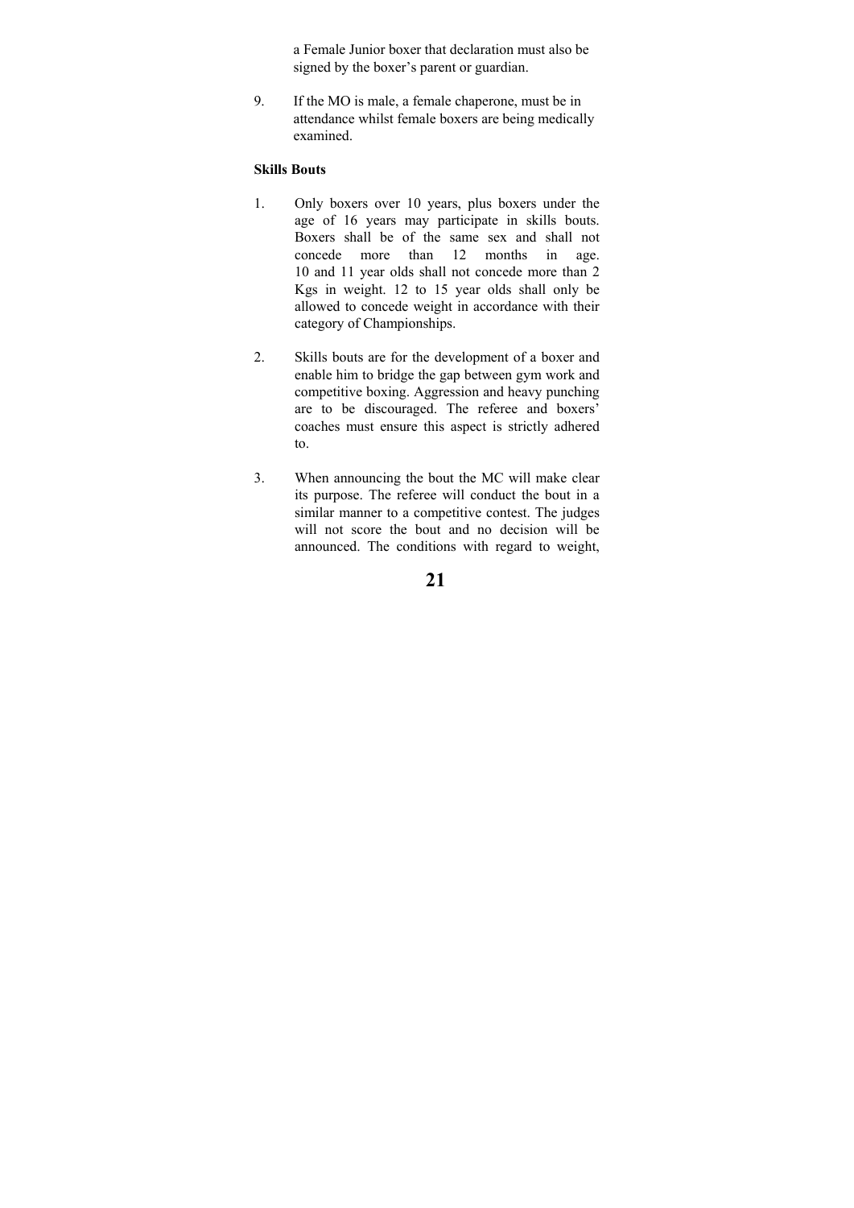a Female Junior boxer that declaration must also be signed by the boxer's parent or guardian.

9. If the MO is male, a female chaperone, must be in attendance whilst female boxers are being medically examined.

**Skills Bouts**

1. Only boxers over 10 years, plus boxers under the age of 16 years may participate in skills bouts. Boxers shall be of the same sex and shall not concede more than 12 months in age. 10 and 11 year olds shall not concede more than 2 Kgs in weight. 12 to 15 year olds shall only be allowed to concede weight in accordance with their category of Championships.

2. Skills bouts are for the development of a boxer and enable him to bridge the gap between gym work and competitive boxing. Aggression and heavy punching are to be discouraged. The referee and boxers' coaches must ensure this aspect is strictly adhered to.

3. When announcing the bout the MC will make clear its purpose. The referee will conduct the bout in a similar manner to a competitive contest. The judges will not score the bout and no decision will be announced. The conditions with regard to weight,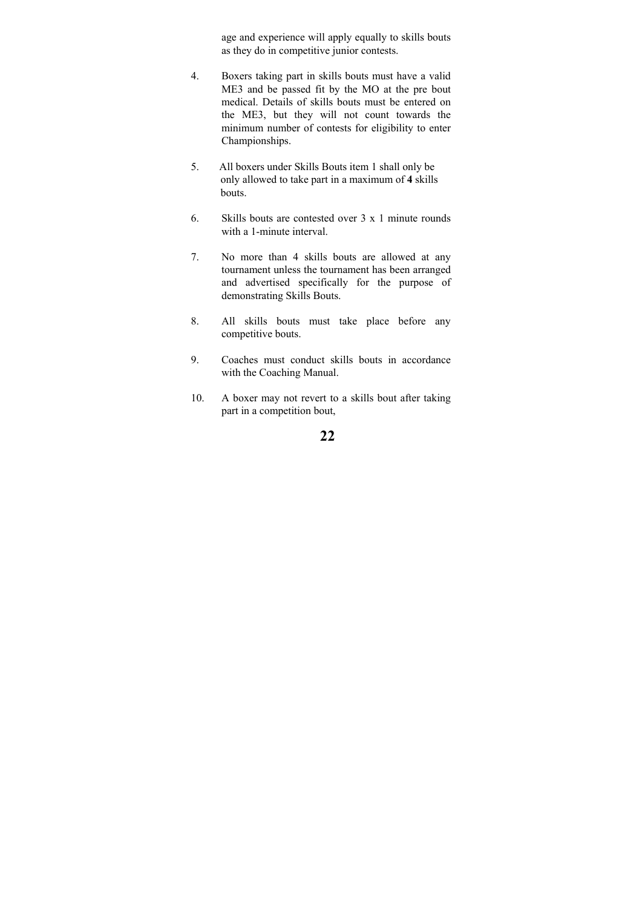age and experience will apply equally to skills bouts as they do in competitive junior contests.

4. Boxers taking part in skills bouts must have a valid ME3 and be passed fit by the MO at the pre bout medical. Details of skills bouts must be entered on the ME3, but they will not count towards the minimum number of contests for eligibility to enter Championships.

5. All boxers under Skills Bouts item 1 shall only be only allowed to take part in a maximum of **4** skills bouts.

6. Skills bouts are contested over 3 x 1 minute rounds with a 1-minute interval.

7. No more than 4 skills bouts are allowed at any tournament unless the tournament has been arranged and advertised specifically for the purpose of demonstrating Skills Bouts.

8. All skills bouts must take place before any competitive bouts.

9. Coaches must conduct skills bouts in accordance with the Coaching Manual.

10. A boxer may not revert to a skills bout after taking part in a competition bout,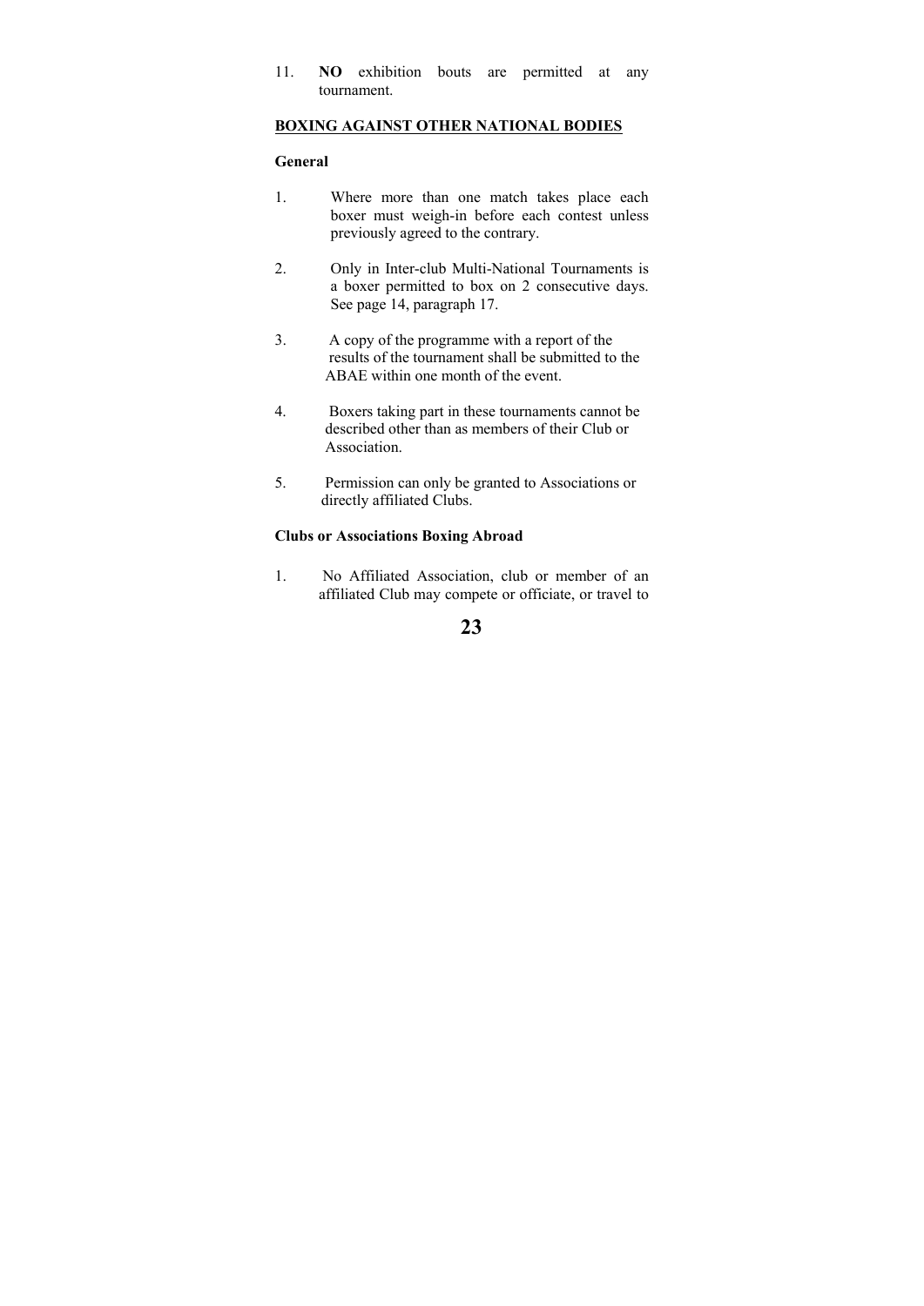11. **NO** exhibition bouts are permitted at any tournament.

## BOXING AGAINST OTHER NATIONAL BODIES

### General

1. Where more than one match takes place each boxer must weigh-in before each contest unless previously agreed to the contrary.

2. Only in Inter-club Multi-National Tournaments is a boxer permitted to box on 2 consecutive days. See page 14, paragraph 17.

3. A copy of the programme with a report of the results of the tournament shall be submitted to the ABAE within one month of the event.

4. Boxers taking part in these tournaments cannot be described other than as members of their Club or Association.

5. Permission can only be granted to Associations or directly affiliated Clubs.

### Clubs or Associations Boxing Abroad

1. No Affiliated Association, club or member of an affiliated Club may compete or officiate, or travel to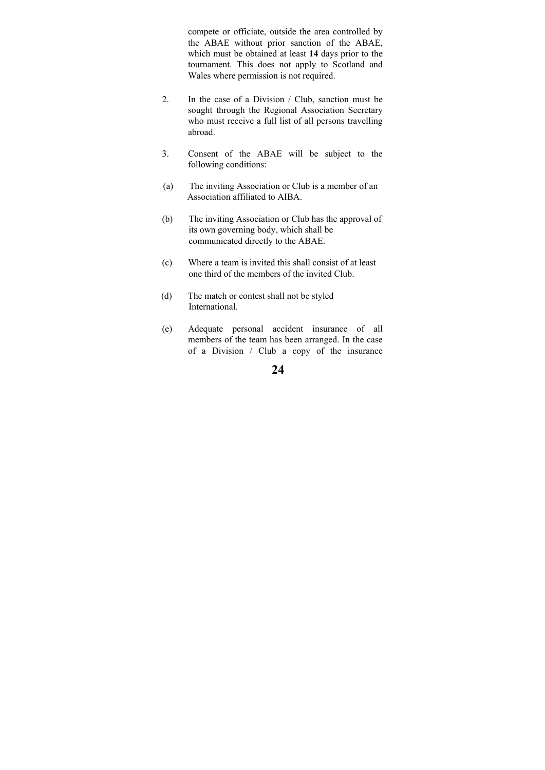compete or officiate, outside the area controlled by the ABAE without prior sanction of the ABAE, which must be obtained at least **14** days prior to the tournament. This does not apply to Scotland and Wales where permission is not required.

2. In the case of a Division / Club, sanction must be sought through the Regional Association Secretary who must receive a full list of all persons travelling abroad.

3. Consent of the ABAE will be subject to the following conditions:

(a) The inviting Association or Club is a member of an Association affiliated to AIBA.

(b) The inviting Association or Club has the approval of its own governing body, which shall be communicated directly to the ABAE.

(c) Where a team is invited this shall consist of at least one third of the members of the invited Club.

(d) The match or contest shall not be styled International.

(e) Adequate personal accident insurance of all members of the team has been arranged. In the case of a Division / Club a copy of the insurance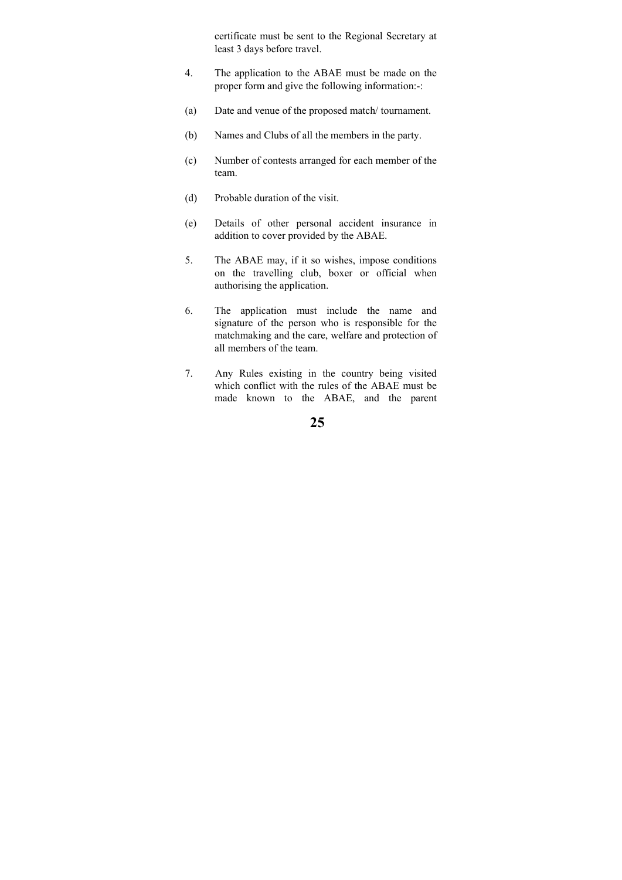certificate must be sent to the Regional Secretary at least 3 days before travel.

4. The application to the ABAE must be made on the proper form and give the following information:-:

(a) Date and venue of the proposed match/ tournament.

(b) Names and Clubs of all the members in the party.

(c) Number of contests arranged for each member of the team.

(d) Probable duration of the visit.

(e) Details of other personal accident insurance in addition to cover provided by the ABAE.

5. The ABAE may, if it so wishes, impose conditions on the travelling club, boxer or official when authorising the application.

6. The application must include the name and signature of the person who is responsible for the matchmaking and the care, welfare and protection of all members of the team.

7. Any Rules existing in the country being visited which conflict with the rules of the ABAE must be made known to the ABAE, and the parent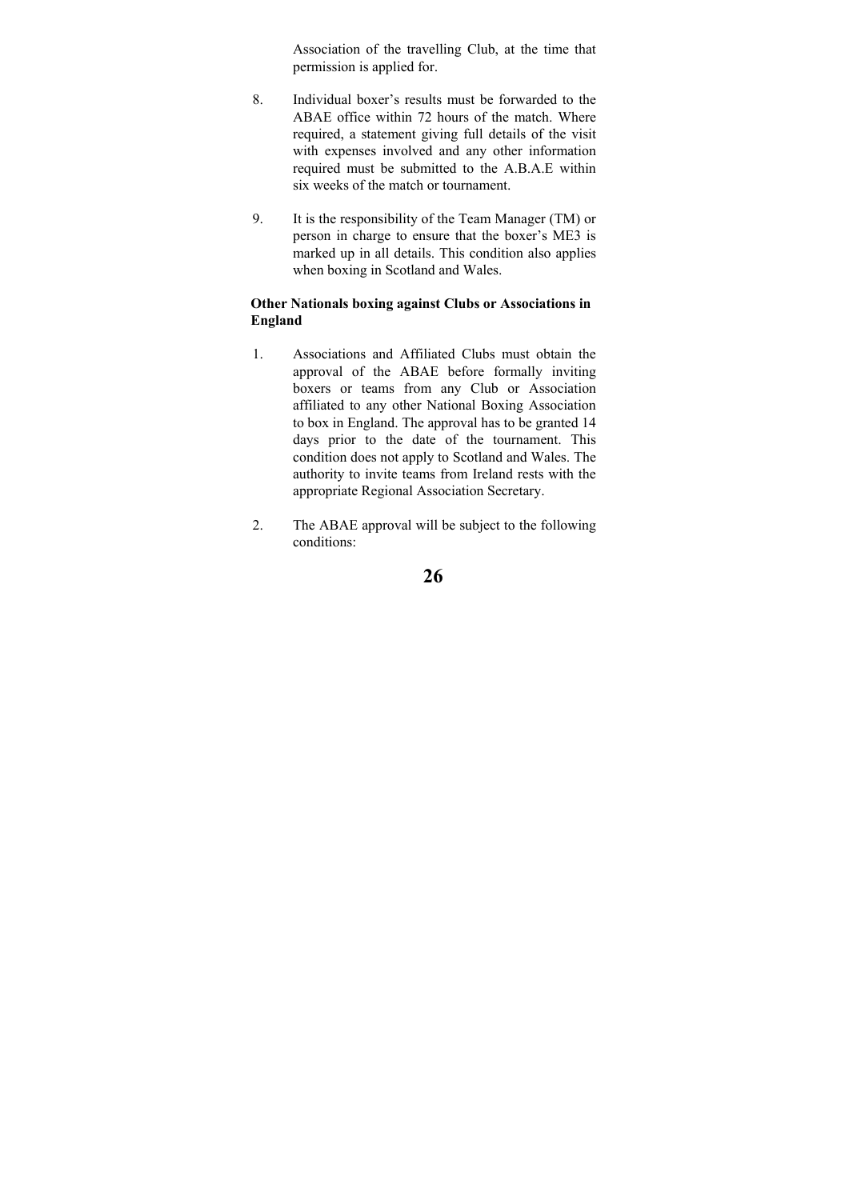Association of the travelling Club, at the time that permission is applied for.

8. Individual boxer's results must be forwarded to the ABAE office within 72 hours of the match. Where required, a statement giving full details of the visit with expenses involved and any other information required must be submitted to the A.B.A.E within six weeks of the match or tournament.

9. It is the responsibility of the Team Manager (TM) or person in charge to ensure that the boxer's ME3 is marked up in all details. This condition also applies when boxing in Scotland and Wales.

**Other Nationals boxing against Clubs or Associations in England**

1. Associations and Affiliated Clubs must obtain the approval of the ABAE before formally inviting boxers or teams from any Club or Association affiliated to any other National Boxing Association to box in England. The approval has to be granted 14 days prior to the date of the tournament. This condition does not apply to Scotland and Wales. The authority to invite teams from Ireland rests with the appropriate Regional Association Secretary.

2. The ABAE approval will be subject to the following conditions: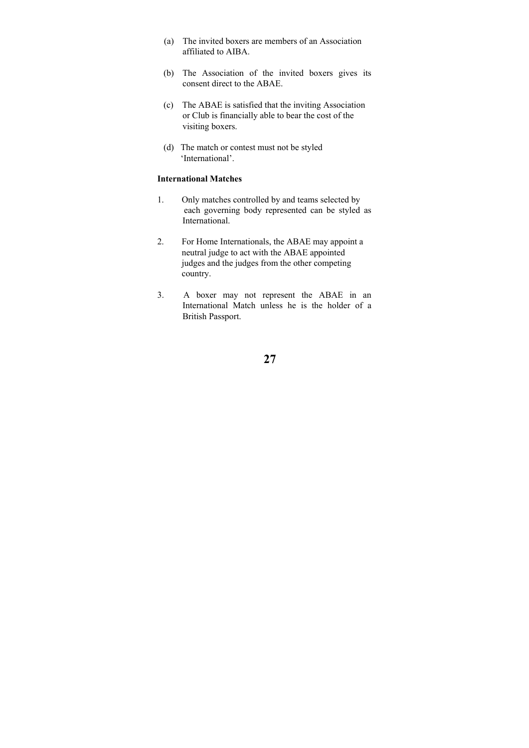(a) The invited boxers are members of an Association affiliated to AIBA.

(b) The Association of the invited boxers gives its consent direct to the ABAE.

(c) The ABAE is satisfied that the inviting Association or Club is financially able to bear the cost of the visiting boxers.

(d) The match or contest must not be styled 'International'.

**International Matches**

1. Only matches controlled by and teams selected by each governing body represented can be styled as International.

2. For Home Internationals, the ABAE may appoint a neutral judge to act with the ABAE appointed judges and the judges from the other competing country.

3. A boxer may not represent the ABAE in an International Match unless he is the holder of a British Passport.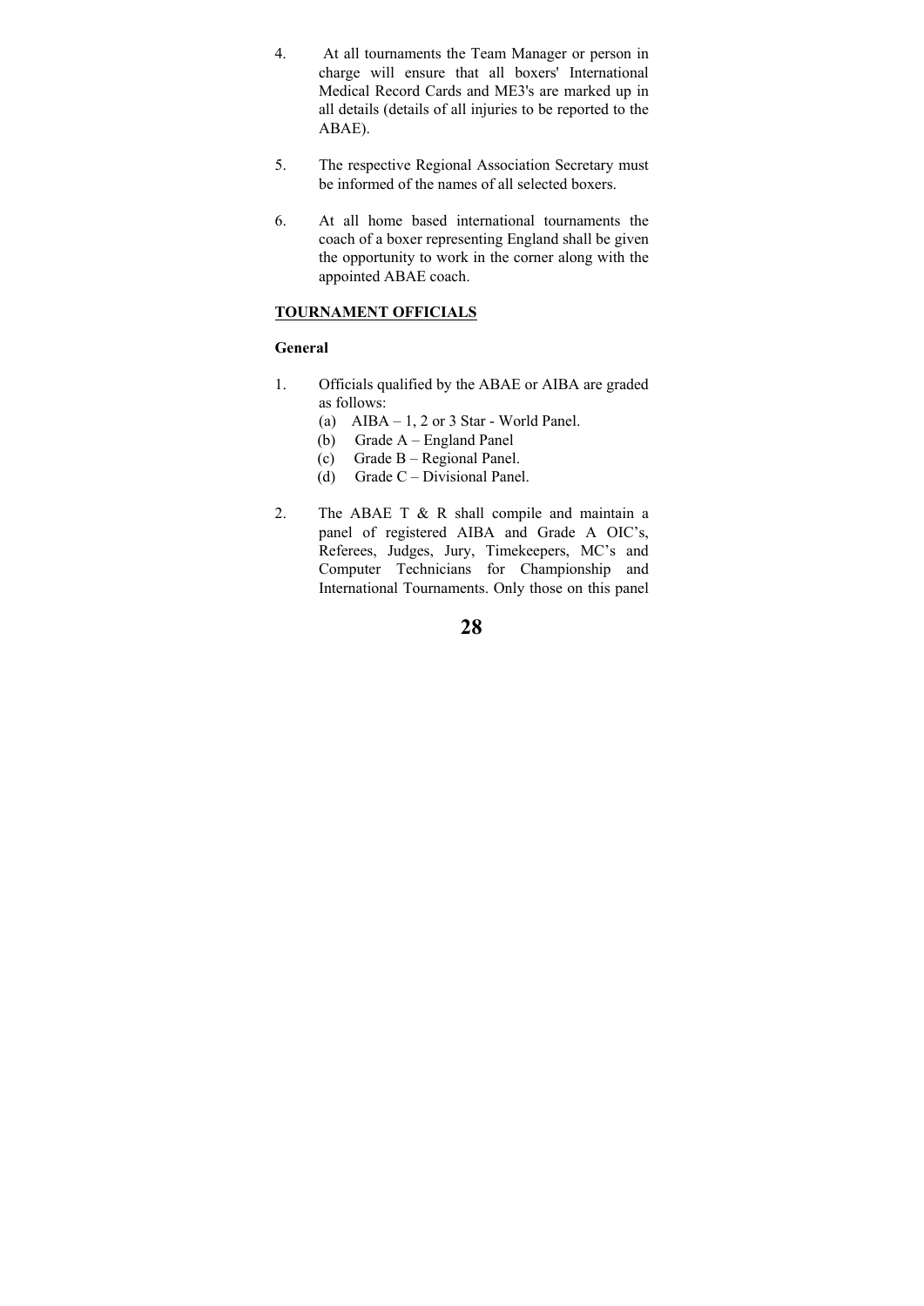4. At all tournaments the Team Manager or person in charge will ensure that all boxers' International Medical Record Cards and ME3's are marked up in all details (details of all injuries to be reported to the ABAE).

5. The respective Regional Association Secretary must be informed of the names of all selected boxers.

6. At all home based international tournaments the coach of a boxer representing England shall be given the opportunity to work in the corner along with the appointed ABAE coach.

## TOURNAMENT OFFICIALS

### General

1. Officials qualified by the ABAE or AIBA are graded as follows:
   (a) AIBA – 1, 2 or 3 Star - World Panel.
   (b) Grade A – England Panel
   (c) Grade B – Regional Panel.
   (d) Grade C – Divisional Panel.

2. The ABAE T & R shall compile and maintain a panel of registered AIBA and Grade A OIC's, Referees, Judges, Jury, Timekeepers, MC's and Computer Technicians for Championship and International Tournaments. Only those on this panel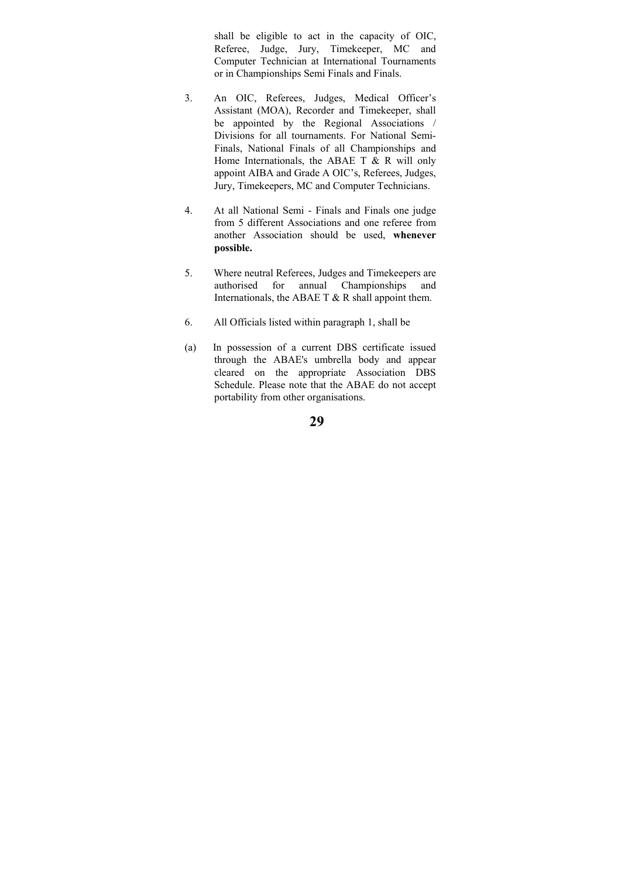shall be eligible to act in the capacity of OIC, Referee, Judge, Jury, Timekeeper, MC and Computer Technician at International Tournaments or in Championships Semi Finals and Finals.

3. An OIC, Referees, Judges, Medical Officer's Assistant (MOA), Recorder and Timekeeper, shall be appointed by the Regional Associations / Divisions for all tournaments. For National Semi-Finals, National Finals of all Championships and Home Internationals, the ABAE T & R will only appoint AIBA and Grade A OIC's, Referees, Judges, Jury, Timekeepers, MC and Computer Technicians.

4. At all National Semi - Finals and Finals one judge from 5 different Associations and one referee from another Association should be used, **whenever possible.**

5. Where neutral Referees, Judges and Timekeepers are authorised for annual Championships and Internationals, the ABAE T & R shall appoint them.

6. All Officials listed within paragraph 1, shall be

(a) In possession of a current DBS certificate issued through the ABAE's umbrella body and appear cleared on the appropriate Association DBS Schedule. Please note that the ABAE do not accept portability from other organisations.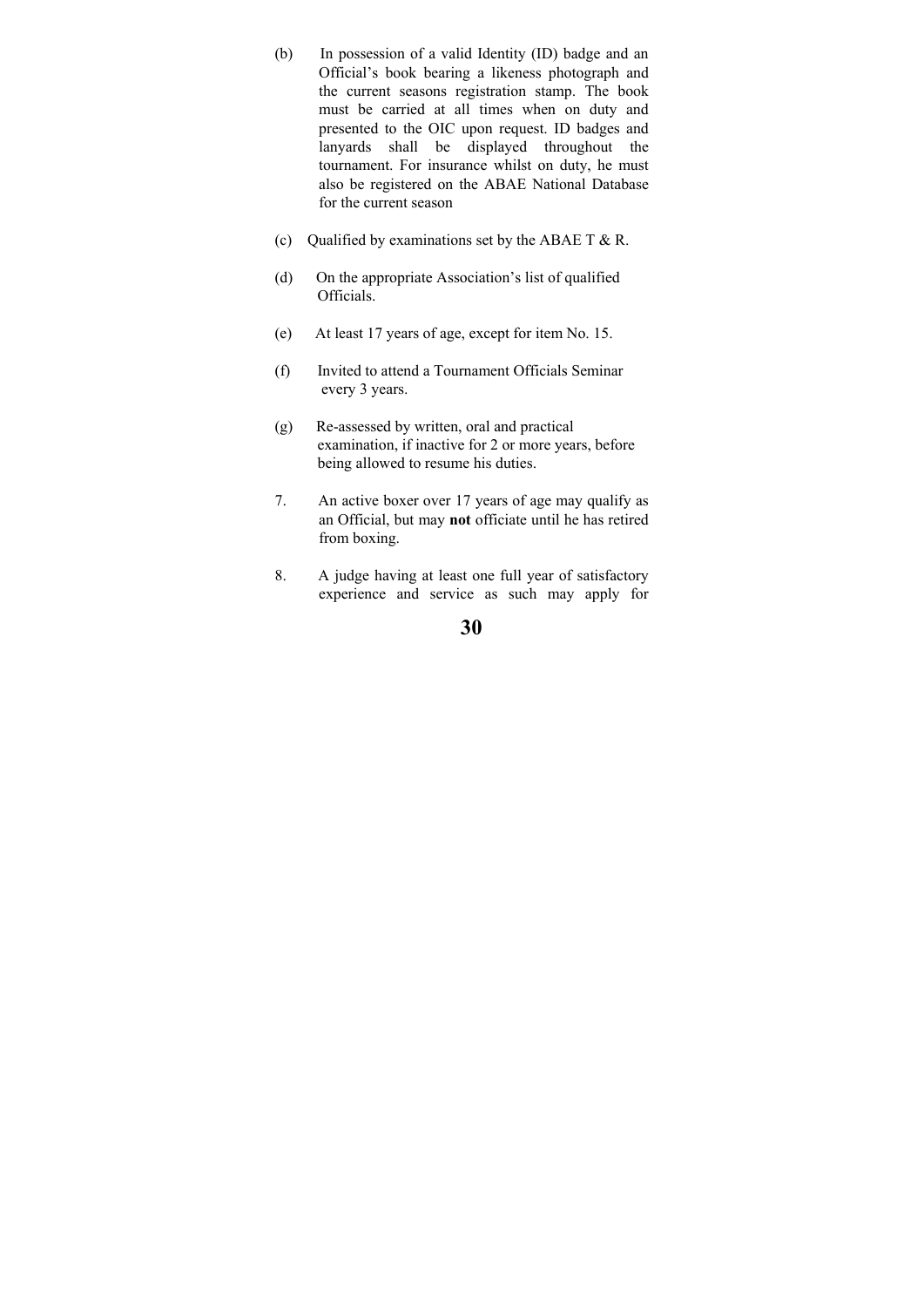(b) In possession of a valid Identity (ID) badge and an Official's book bearing a likeness photograph and the current seasons registration stamp. The book must be carried at all times when on duty and presented to the OIC upon request. ID badges and lanyards shall be displayed throughout the tournament. For insurance whilst on duty, he must also be registered on the ABAE National Database for the current season

(c) Qualified by examinations set by the ABAE T & R.

(d) On the appropriate Association's list of qualified Officials.

(e) At least 17 years of age, except for item No. 15.

(f) Invited to attend a Tournament Officials Seminar every 3 years.

(g) Re-assessed by written, oral and practical examination, if inactive for 2 or more years, before being allowed to resume his duties.

7. An active boxer over 17 years of age may qualify as an Official, but may **not** officiate until he has retired from boxing.

8. A judge having at least one full year of satisfactory experience and service as such may apply for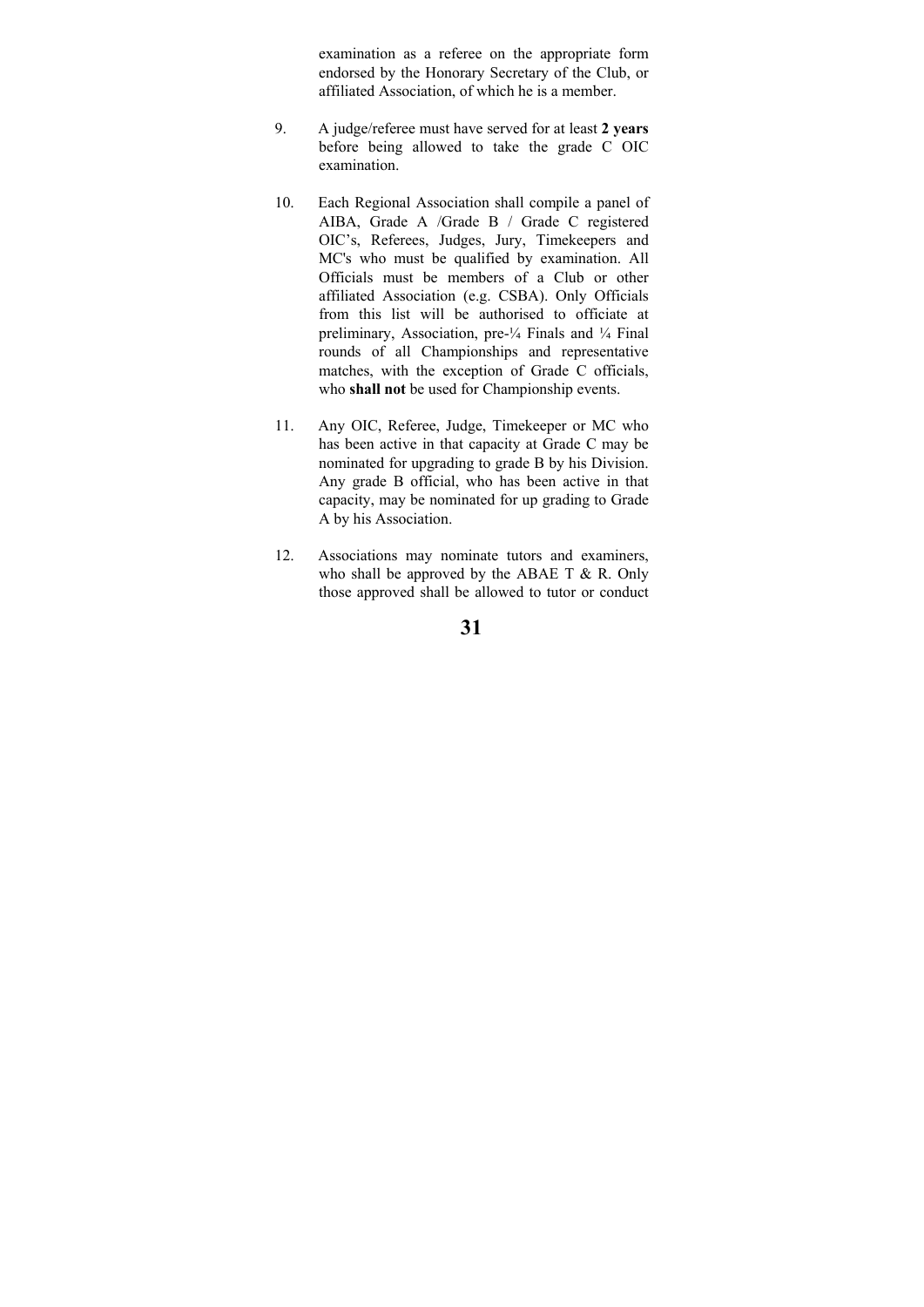examination as a referee on the appropriate form endorsed by the Honorary Secretary of the Club, or affiliated Association, of which he is a member.

9. A judge/referee must have served for at least **2 years** before being allowed to take the grade C OIC examination.

10. Each Regional Association shall compile a panel of AIBA, Grade A /Grade B / Grade C registered OIC's, Referees, Judges, Jury, Timekeepers and MC's who must be qualified by examination. All Officials must be members of a Club or other affiliated Association (e.g. CSBA). Only Officials from this list will be authorised to officiate at preliminary, Association, pre-¼ Finals and ¼ Final rounds of all Championships and representative matches, with the exception of Grade C officials, who **shall not** be used for Championship events.

11. Any OIC, Referee, Judge, Timekeeper or MC who has been active in that capacity at Grade C may be nominated for upgrading to grade B by his Division. Any grade B official, who has been active in that capacity, may be nominated for up grading to Grade A by his Association.

12. Associations may nominate tutors and examiners, who shall be approved by the ABAE T & R. Only those approved shall be allowed to tutor or conduct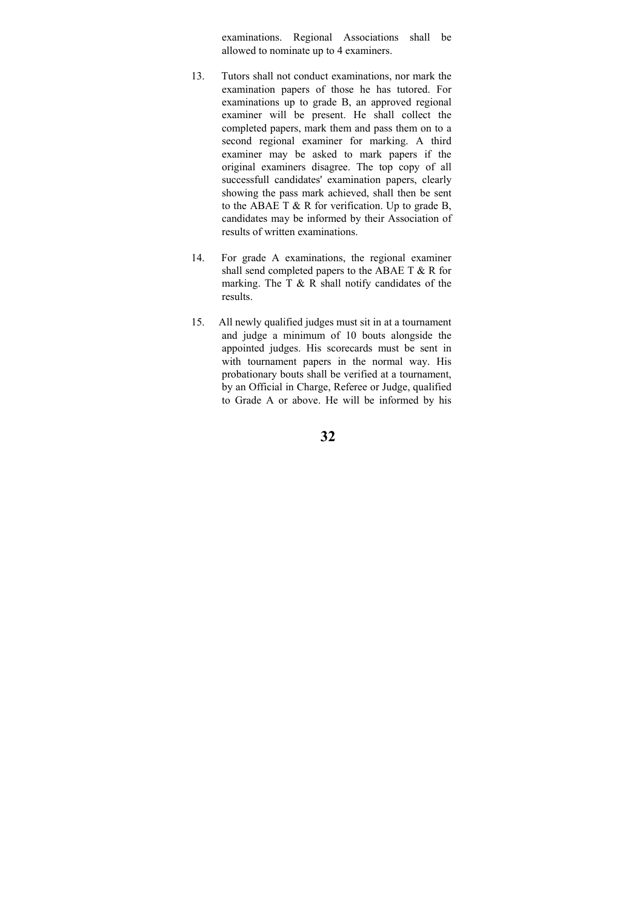examinations. Regional Associations shall be allowed to nominate up to 4 examiners.

13. Tutors shall not conduct examinations, nor mark the examination papers of those he has tutored. For examinations up to grade B, an approved regional examiner will be present. He shall collect the completed papers, mark them and pass them on to a second regional examiner for marking. A third examiner may be asked to mark papers if the original examiners disagree. The top copy of all successfull candidates' examination papers, clearly showing the pass mark achieved, shall then be sent to the ABAE T & R for verification. Up to grade B, candidates may be informed by their Association of results of written examinations.

14. For grade A examinations, the regional examiner shall send completed papers to the ABAE T & R for marking. The T & R shall notify candidates of the results.

15. All newly qualified judges must sit in at a tournament and judge a minimum of 10 bouts alongside the appointed judges. His scorecards must be sent in with tournament papers in the normal way. His probationary bouts shall be verified at a tournament, by an Official in Charge, Referee or Judge, qualified to Grade A or above. He will be informed by his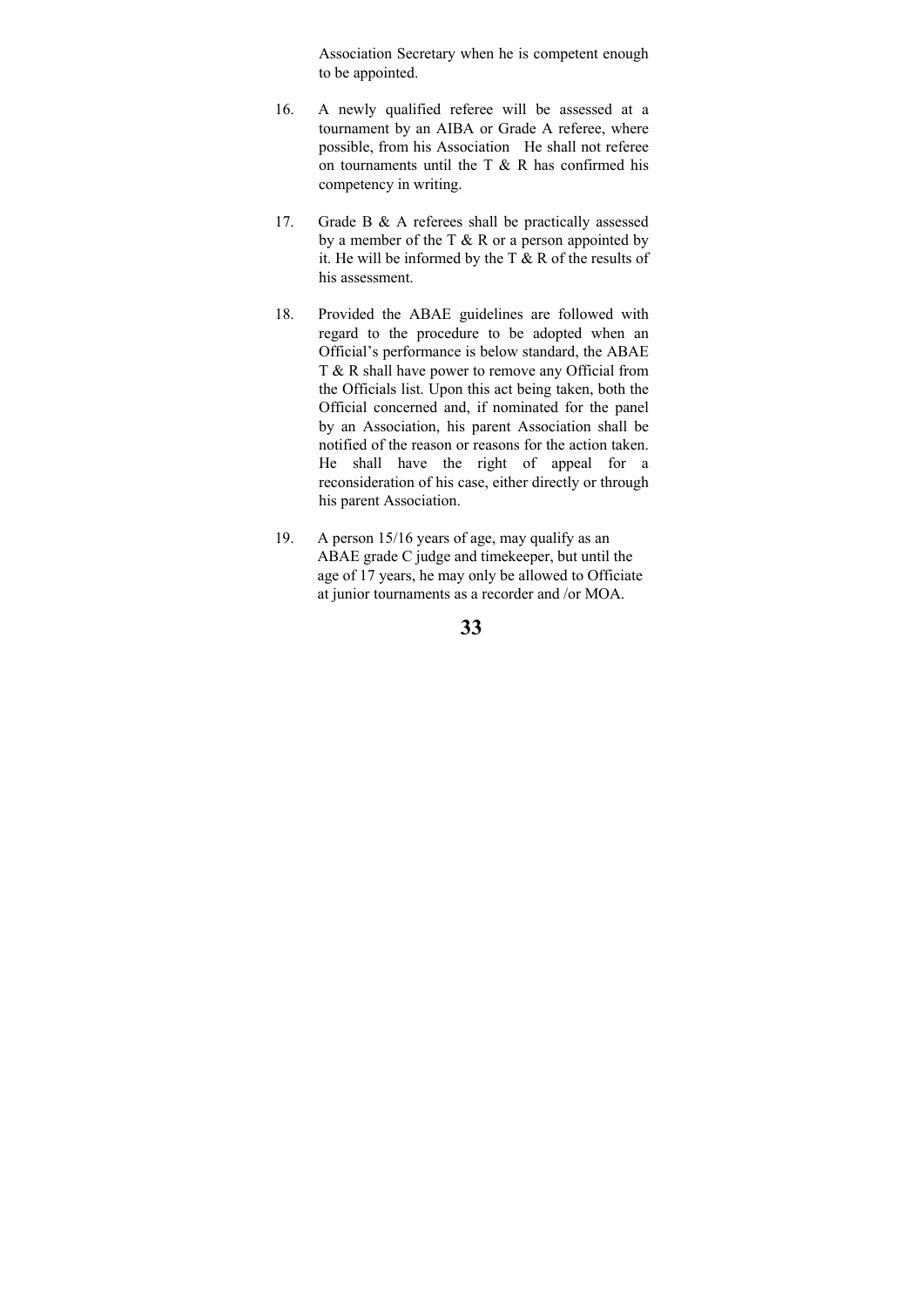Association Secretary when he is competent enough to be appointed.

16. A newly qualified referee will be assessed at a tournament by an AIBA or Grade A referee, where possible, from his Association He shall not referee on tournaments until the T & R has confirmed his competency in writing.

17. Grade B & A referees shall be practically assessed by a member of the T & R or a person appointed by it. He will be informed by the T & R of the results of his assessment.

18. Provided the ABAE guidelines are followed with regard to the procedure to be adopted when an Official's performance is below standard, the ABAE T & R shall have power to remove any Official from the Officials list. Upon this act being taken, both the Official concerned and, if nominated for the panel by an Association, his parent Association shall be notified of the reason or reasons for the action taken. He shall have the right of appeal for a reconsideration of his case, either directly or through his parent Association.

19. A person 15/16 years of age, may qualify as an ABAE grade C judge and timekeeper, but until the age of 17 years, he may only be allowed to Officiate at junior tournaments as a recorder and /or MOA.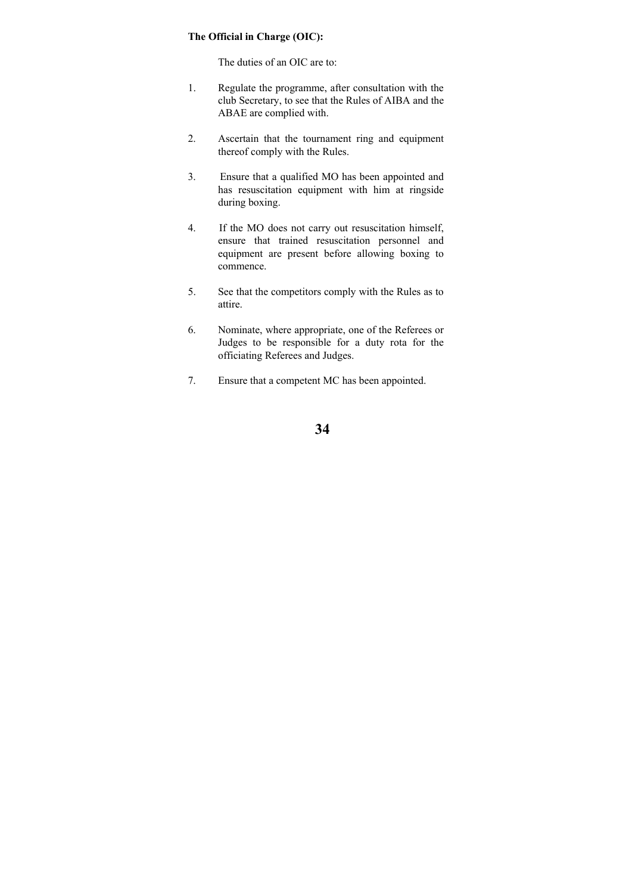**The Official in Charge (OIC):**

The duties of an OIC are to:

1. Regulate the programme, after consultation with the club Secretary, to see that the Rules of AIBA and the ABAE are complied with.

2. Ascertain that the tournament ring and equipment thereof comply with the Rules.

3. Ensure that a qualified MO has been appointed and has resuscitation equipment with him at ringside during boxing.

4. If the MO does not carry out resuscitation himself, ensure that trained resuscitation personnel and equipment are present before allowing boxing to commence.

5. See that the competitors comply with the Rules as to attire.

6. Nominate, where appropriate, one of the Referees or Judges to be responsible for a duty rota for the officiating Referees and Judges.

7. Ensure that a competent MC has been appointed.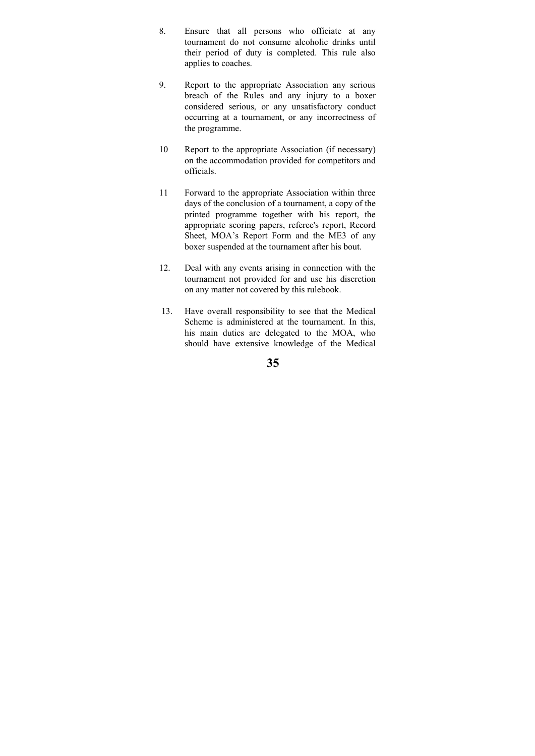8. Ensure that all persons who officiate at any tournament do not consume alcoholic drinks until their period of duty is completed. This rule also applies to coaches.

9. Report to the appropriate Association any serious breach of the Rules and any injury to a boxer considered serious, or any unsatisfactory conduct occurring at a tournament, or any incorrectness of the programme.

10 Report to the appropriate Association (if necessary) on the accommodation provided for competitors and officials.

11 Forward to the appropriate Association within three days of the conclusion of a tournament, a copy of the printed programme together with his report, the appropriate scoring papers, referee's report, Record Sheet, MOA's Report Form and the ME3 of any boxer suspended at the tournament after his bout.

12. Deal with any events arising in connection with the tournament not provided for and use his discretion on any matter not covered by this rulebook.

13. Have overall responsibility to see that the Medical Scheme is administered at the tournament. In this, his main duties are delegated to the MOA, who should have extensive knowledge of the Medical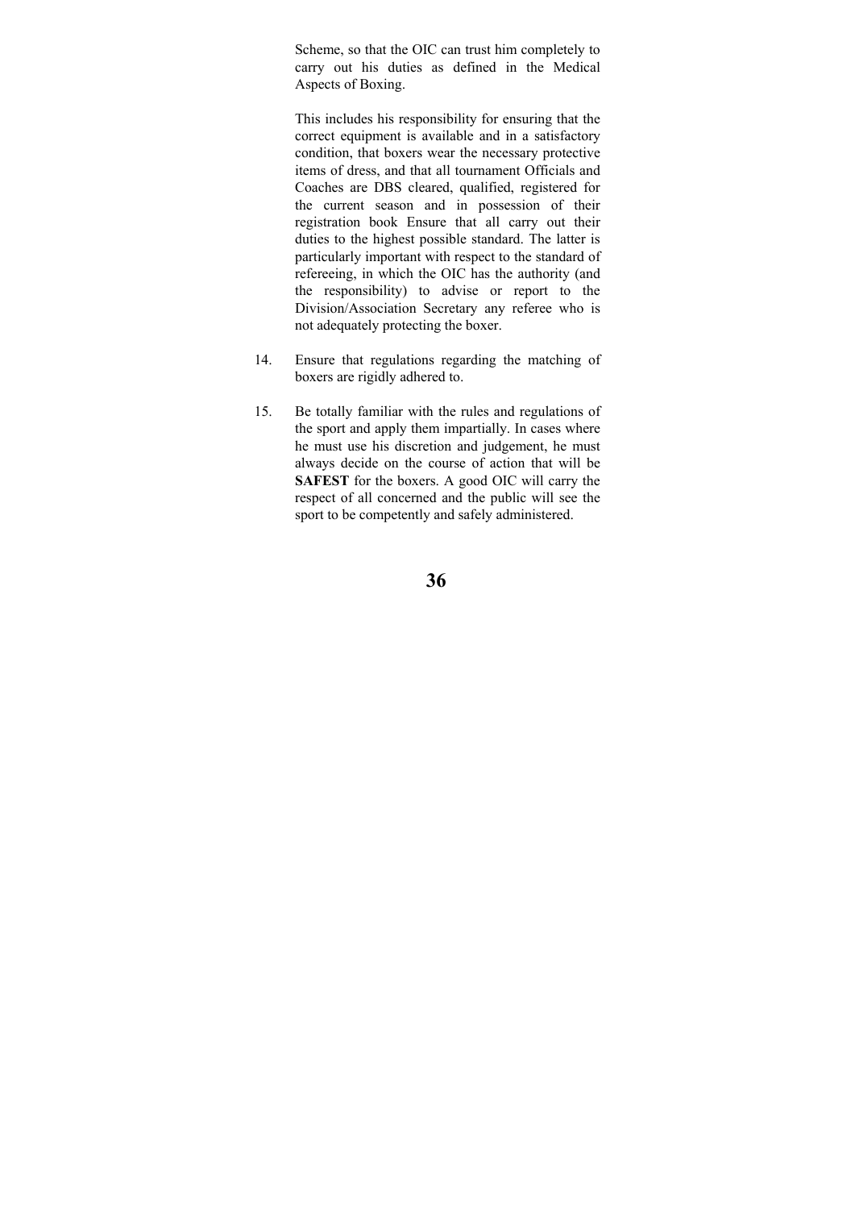Scheme, so that the OIC can trust him completely to carry out his duties as defined in the Medical Aspects of Boxing.

This includes his responsibility for ensuring that the correct equipment is available and in a satisfactory condition, that boxers wear the necessary protective items of dress, and that all tournament Officials and Coaches are DBS cleared, qualified, registered for the current season and in possession of their registration book Ensure that all carry out their duties to the highest possible standard. The latter is particularly important with respect to the standard of refereeing, in which the OIC has the authority (and the responsibility) to advise or report to the Division/Association Secretary any referee who is not adequately protecting the boxer.

14. Ensure that regulations regarding the matching of boxers are rigidly adhered to.

15. Be totally familiar with the rules and regulations of the sport and apply them impartially. In cases where he must use his discretion and judgement, he must always decide on the course of action that will be **SAFEST** for the boxers. A good OIC will carry the respect of all concerned and the public will see the sport to be competently and safely administered.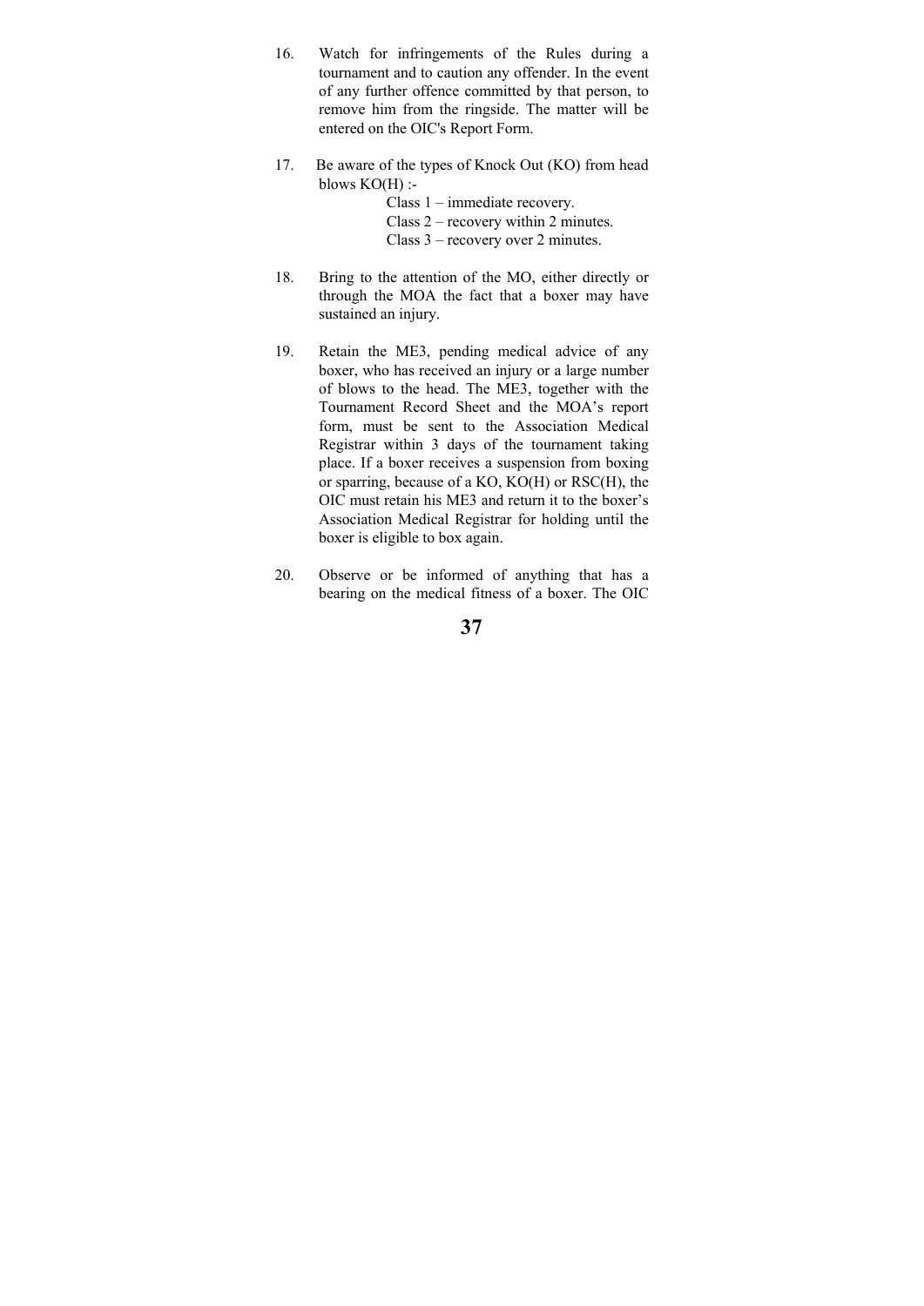16. Watch for infringements of the Rules during a tournament and to caution any offender. In the event of any further offence committed by that person, to remove him from the ringside. The matter will be entered on the OIC's Report Form.

17. Be aware of the types of Knock Out (KO) from head blows KO(H) :-

    Class 1 – immediate recovery.
    Class 2 – recovery within 2 minutes.
    Class 3 – recovery over 2 minutes.

18. Bring to the attention of the MO, either directly or through the MOA the fact that a boxer may have sustained an injury.

19. Retain the ME3, pending medical advice of any boxer, who has received an injury or a large number of blows to the head. The ME3, together with the Tournament Record Sheet and the MOA's report form, must be sent to the Association Medical Registrar within 3 days of the tournament taking place. If a boxer receives a suspension from boxing or sparring, because of a KO, KO(H) or RSC(H), the OIC must retain his ME3 and return it to the boxer's Association Medical Registrar for holding until the boxer is eligible to box again.

20. Observe or be informed of anything that has a bearing on the medical fitness of a boxer. The OIC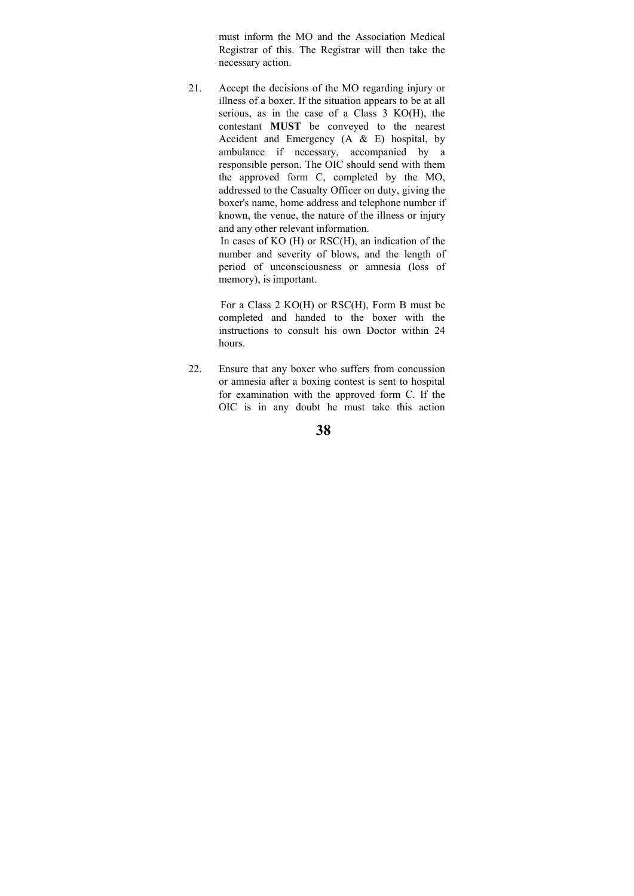must inform the MO and the Association Medical Registrar of this. The Registrar will then take the necessary action.

21. Accept the decisions of the MO regarding injury or illness of a boxer. If the situation appears to be at all serious, as in the case of a Class 3 KO(H), the contestant **MUST** be conveyed to the nearest Accident and Emergency (A & E) hospital, by ambulance if necessary, accompanied by a responsible person. The OIC should send with them the approved form C, completed by the MO, addressed to the Casualty Officer on duty, giving the boxer's name, home address and telephone number if known, the venue, the nature of the illness or injury and any other relevant information.

    In cases of KO (H) or RSC(H), an indication of the number and severity of blows, and the length of period of unconsciousness or amnesia (loss of memory), is important.

    For a Class 2 KO(H) or RSC(H), Form B must be completed and handed to the boxer with the instructions to consult his own Doctor within 24 hours.

22. Ensure that any boxer who suffers from concussion or amnesia after a boxing contest is sent to hospital for examination with the approved form C. If the OIC is in any doubt he must take this action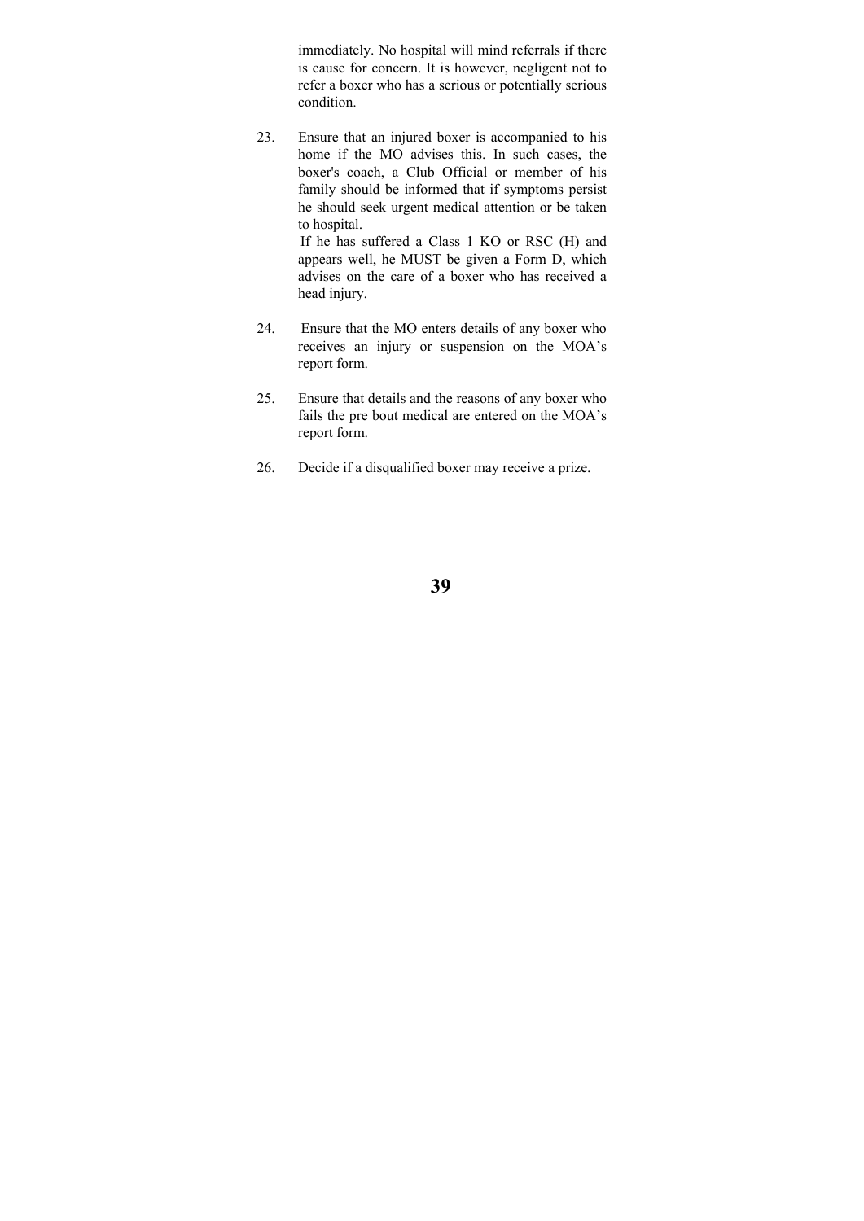immediately. No hospital will mind referrals if there is cause for concern. It is however, negligent not to refer a boxer who has a serious or potentially serious condition.

23. Ensure that an injured boxer is accompanied to his home if the MO advises this. In such cases, the boxer's coach, a Club Official or member of his family should be informed that if symptoms persist he should seek urgent medical attention or be taken to hospital.
    If he has suffered a Class 1 KO or RSC (H) and appears well, he MUST be given a Form D, which advises on the care of a boxer who has received a head injury.

24. Ensure that the MO enters details of any boxer who receives an injury or suspension on the MOA's report form.

25. Ensure that details and the reasons of any boxer who fails the pre bout medical are entered on the MOA's report form.

26. Decide if a disqualified boxer may receive a prize.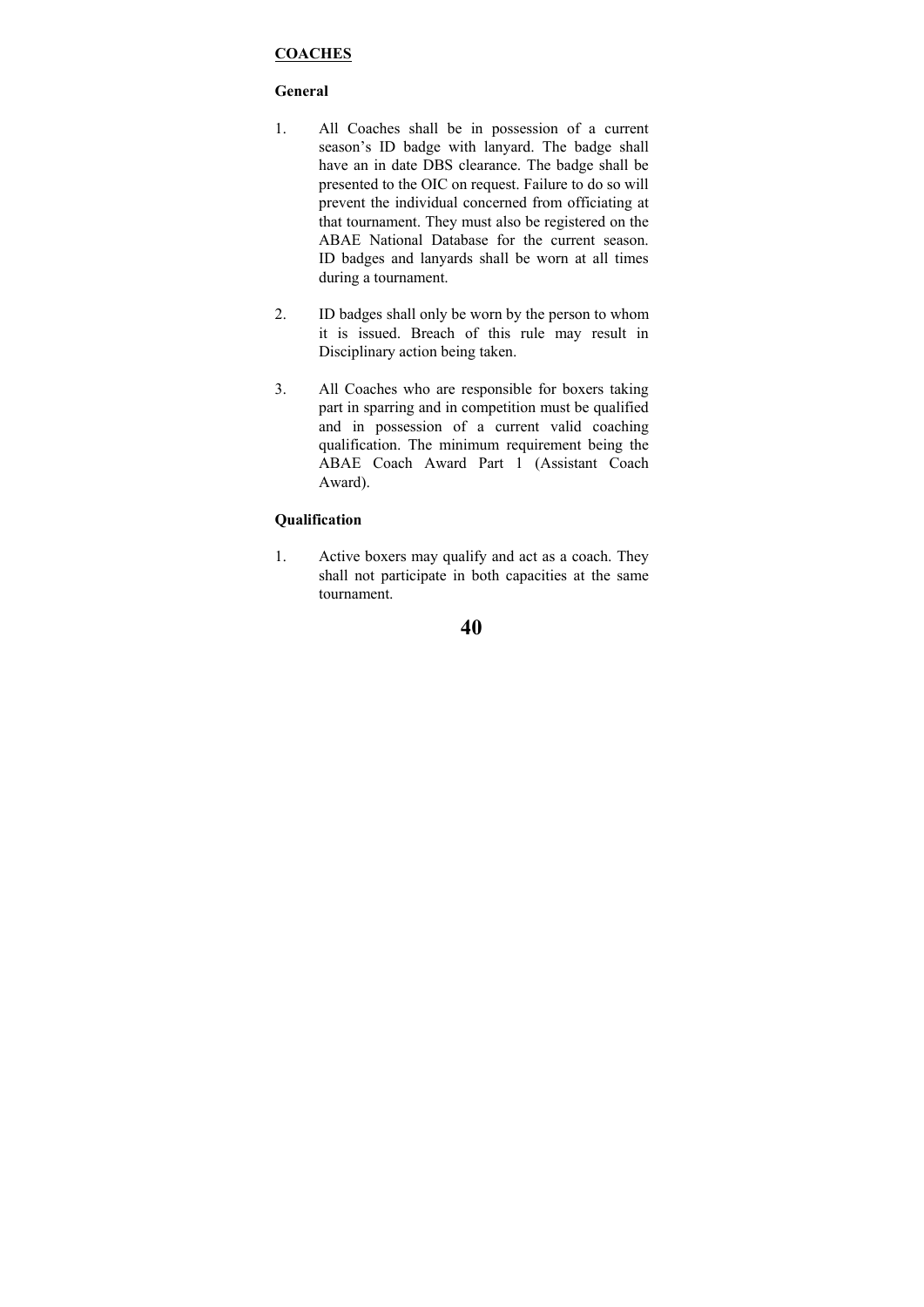## COACHES

### General

1. All Coaches shall be in possession of a current season's ID badge with lanyard. The badge shall have an in date DBS clearance. The badge shall be presented to the OIC on request. Failure to do so will prevent the individual concerned from officiating at that tournament. They must also be registered on the ABAE National Database for the current season. ID badges and lanyards shall be worn at all times during a tournament.

2. ID badges shall only be worn by the person to whom it is issued. Breach of this rule may result in Disciplinary action being taken.

3. All Coaches who are responsible for boxers taking part in sparring and in competition must be qualified and in possession of a current valid coaching qualification. The minimum requirement being the ABAE Coach Award Part 1 (Assistant Coach Award).

### Qualification

1. Active boxers may qualify and act as a coach. They shall not participate in both capacities at the same tournament.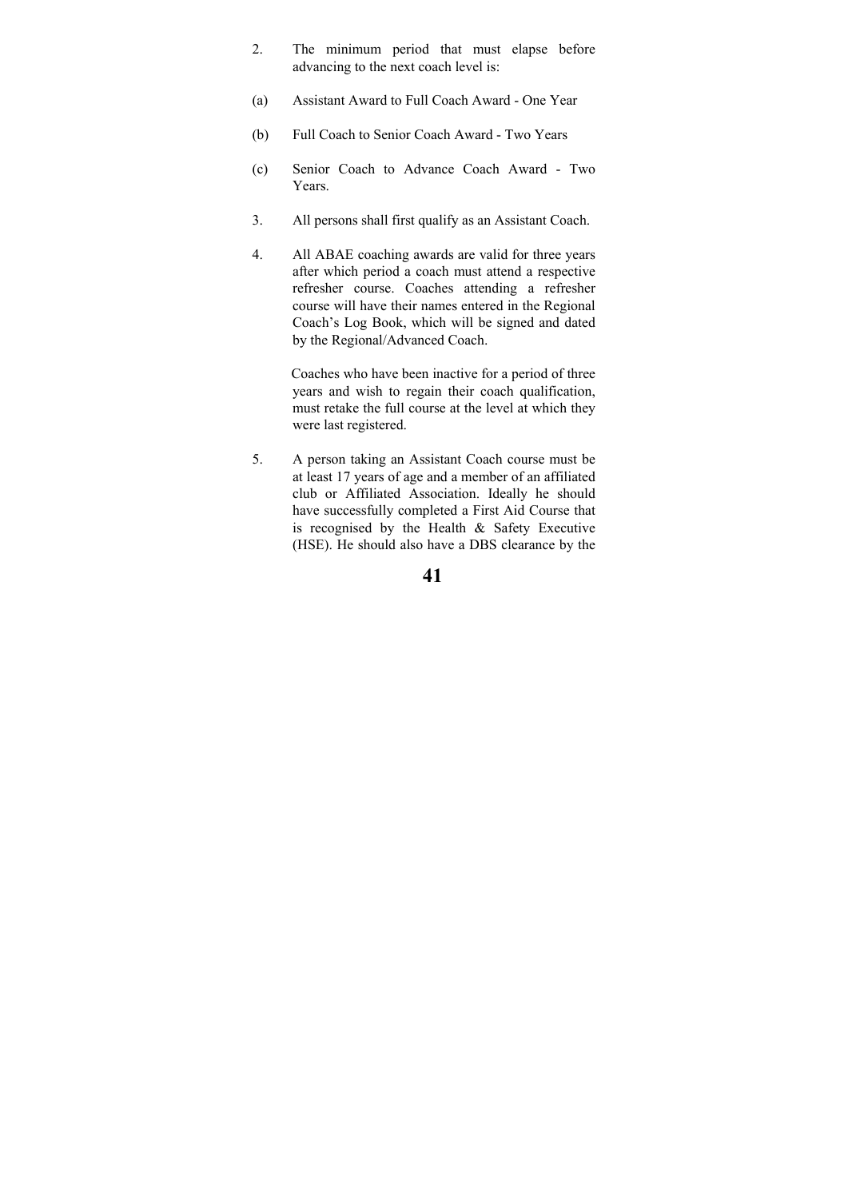2. The minimum period that must elapse before advancing to the next coach level is:

(a) Assistant Award to Full Coach Award - One Year

(b) Full Coach to Senior Coach Award - Two Years

(c) Senior Coach to Advance Coach Award - Two Years.

3. All persons shall first qualify as an Assistant Coach.

4. All ABAE coaching awards are valid for three years after which period a coach must attend a respective refresher course. Coaches attending a refresher course will have their names entered in the Regional Coach's Log Book, which will be signed and dated by the Regional/Advanced Coach.

   Coaches who have been inactive for a period of three years and wish to regain their coach qualification, must retake the full course at the level at which they were last registered.

5. A person taking an Assistant Coach course must be at least 17 years of age and a member of an affiliated club or Affiliated Association. Ideally he should have successfully completed a First Aid Course that is recognised by the Health & Safety Executive (HSE). He should also have a DBS clearance by the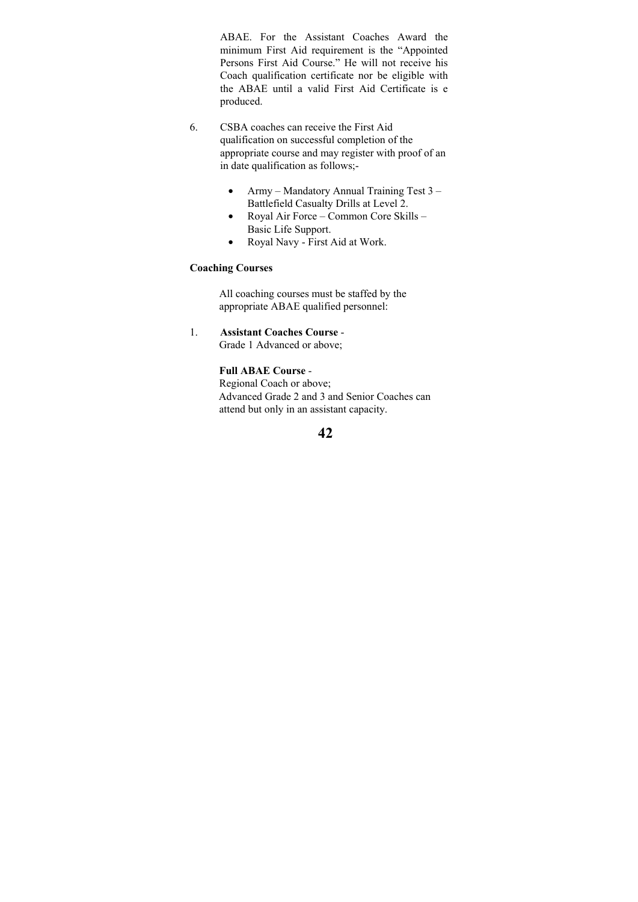ABAE. For the Assistant Coaches Award the minimum First Aid requirement is the "Appointed Persons First Aid Course." He will not receive his Coach qualification certificate nor be eligible with the ABAE until a valid First Aid Certificate is e produced.

6. CSBA coaches can receive the First Aid qualification on successful completion of the appropriate course and may register with proof of an in date qualification as follows;-

   - Army – Mandatory Annual Training Test 3 – Battlefield Casualty Drills at Level 2.
   - Royal Air Force – Common Core Skills – Basic Life Support.
   - Royal Navy - First Aid at Work.

**Coaching Courses**

All coaching courses must be staffed by the appropriate ABAE qualified personnel:

1. **Assistant Coaches Course** -
   Grade 1 Advanced or above;

   **Full ABAE Course** -
   Regional Coach or above;
   Advanced Grade 2 and 3 and Senior Coaches can attend but only in an assistant capacity.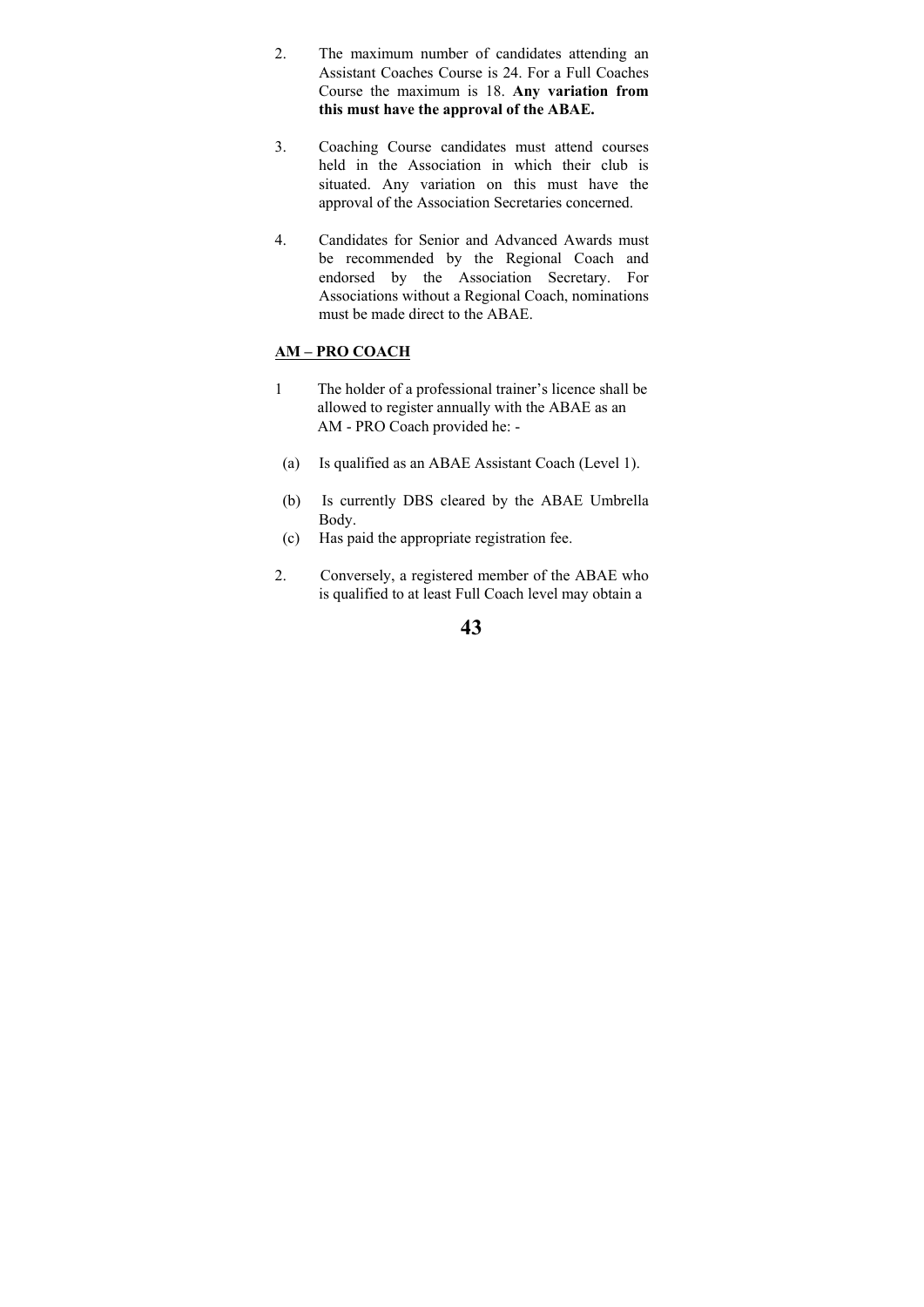2. The maximum number of candidates attending an Assistant Coaches Course is 24. For a Full Coaches Course the maximum is 18. **Any variation from this must have the approval of the ABAE.**

3. Coaching Course candidates must attend courses held in the Association in which their club is situated. Any variation on this must have the approval of the Association Secretaries concerned.

4. Candidates for Senior and Advanced Awards must be recommended by the Regional Coach and endorsed by the Association Secretary. For Associations without a Regional Coach, nominations must be made direct to the ABAE.

**AM – PRO COACH**

1 The holder of a professional trainer's licence shall be allowed to register annually with the ABAE as an AM - PRO Coach provided he: -

(a) Is qualified as an ABAE Assistant Coach (Level 1).

(b) Is currently DBS cleared by the ABAE Umbrella Body.

(c) Has paid the appropriate registration fee.

2. Conversely, a registered member of the ABAE who is qualified to at least Full Coach level may obtain a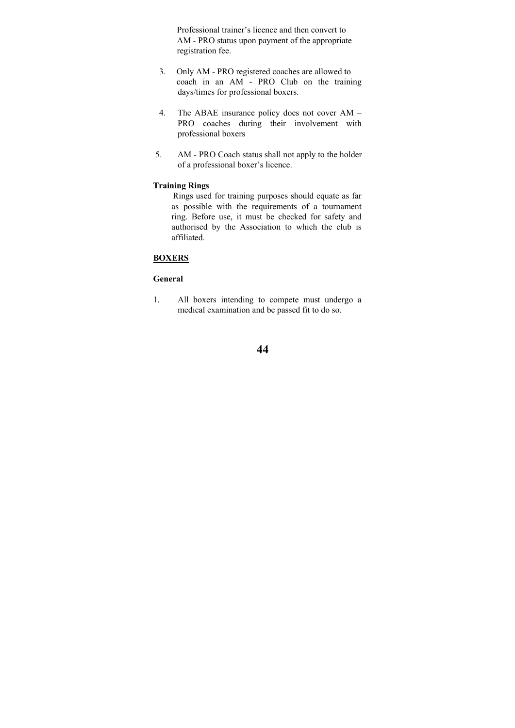Professional trainer's licence and then convert to AM - PRO status upon payment of the appropriate registration fee.

3. Only AM - PRO registered coaches are allowed to coach in an AM - PRO Club on the training days/times for professional boxers.

4. The ABAE insurance policy does not cover AM – PRO coaches during their involvement with professional boxers

5. AM - PRO Coach status shall not apply to the holder of a professional boxer's licence.

**Training Rings**

Rings used for training purposes should equate as far as possible with the requirements of a tournament ring. Before use, it must be checked for safety and authorised by the Association to which the club is affiliated.

## BOXERS

**General**

1. All boxers intending to compete must undergo a medical examination and be passed fit to do so.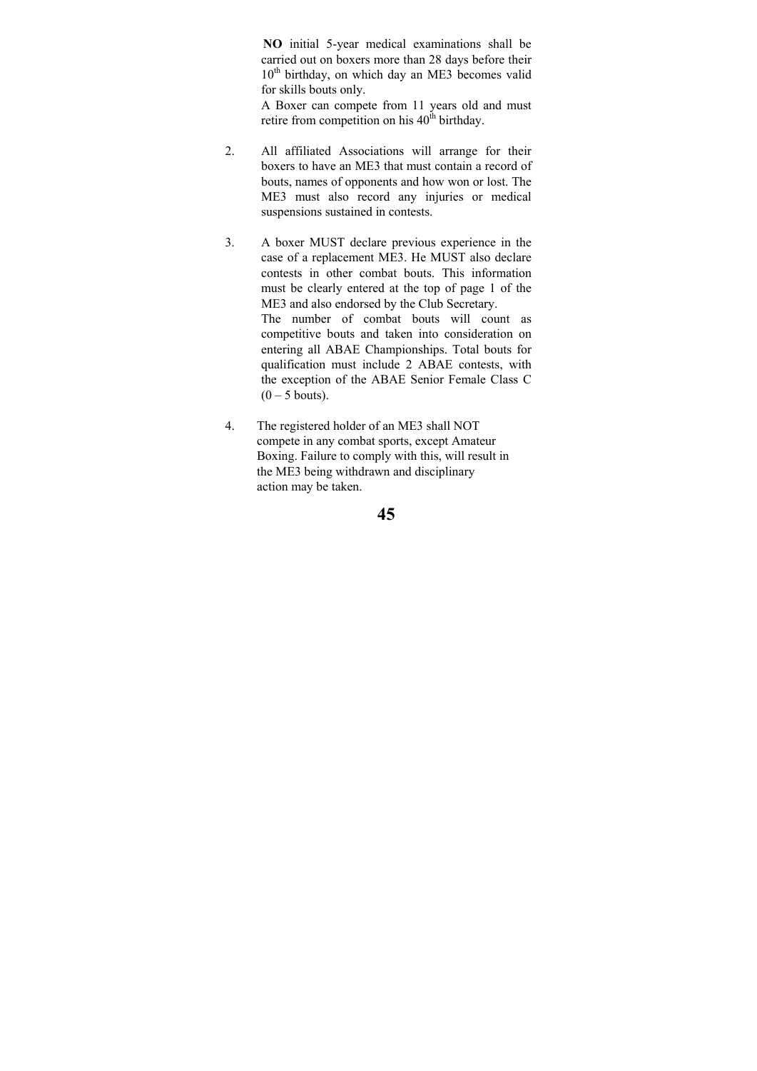**NO** initial 5-year medical examinations shall be carried out on boxers more than 28 days before their 10th birthday, on which day an ME3 becomes valid for skills bouts only.

A Boxer can compete from 11 years old and must retire from competition on his 40th birthday.

2. All affiliated Associations will arrange for their boxers to have an ME3 that must contain a record of bouts, names of opponents and how won or lost. The ME3 must also record any injuries or medical suspensions sustained in contests.

3. A boxer MUST declare previous experience in the case of a replacement ME3. He MUST also declare contests in other combat bouts. This information must be clearly entered at the top of page 1 of the ME3 and also endorsed by the Club Secretary.

   The number of combat bouts will count as competitive bouts and taken into consideration on entering all ABAE Championships. Total bouts for qualification must include 2 ABAE contests, with the exception of the ABAE Senior Female Class C (0 – 5 bouts).

4. The registered holder of an ME3 shall NOT compete in any combat sports, except Amateur Boxing. Failure to comply with this, will result in the ME3 being withdrawn and disciplinary action may be taken.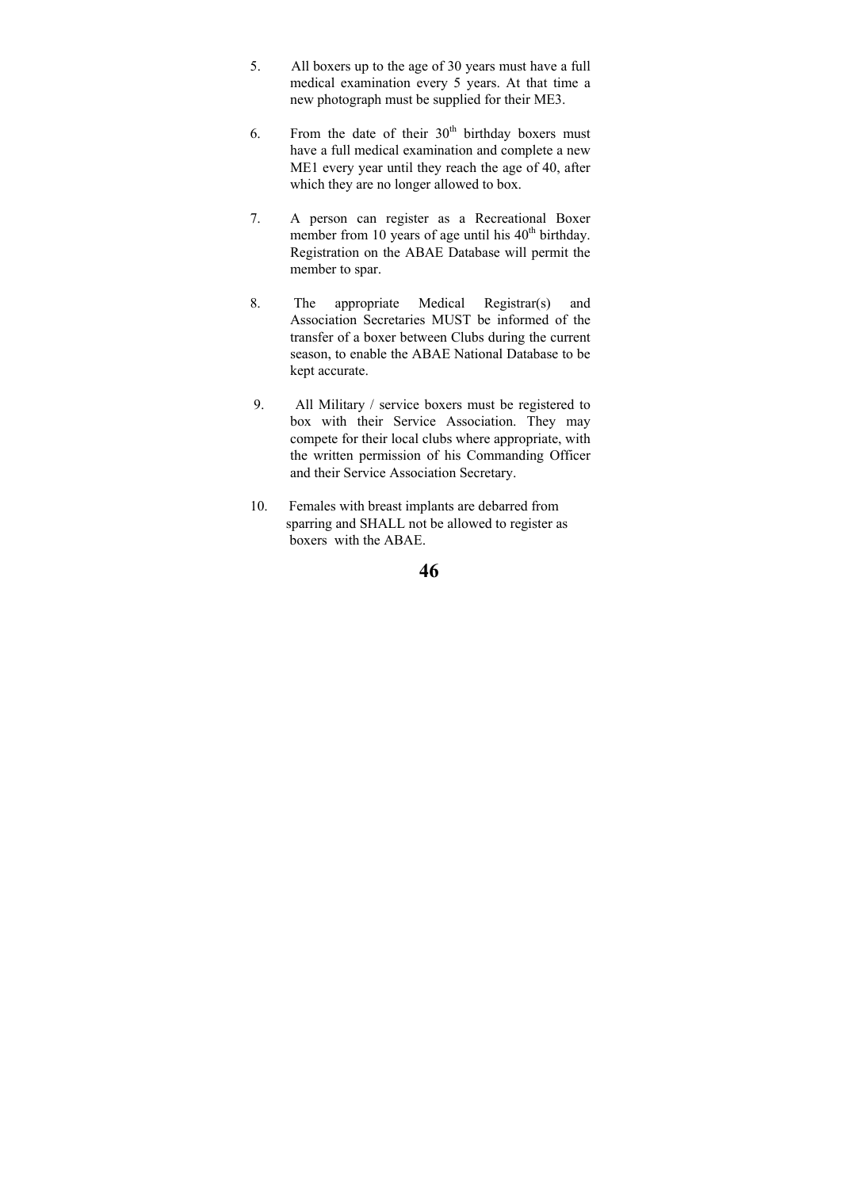5. All boxers up to the age of 30 years must have a full medical examination every 5 years. At that time a new photograph must be supplied for their ME3.

6. From the date of their 30th birthday boxers must have a full medical examination and complete a new ME1 every year until they reach the age of 40, after which they are no longer allowed to box.

7. A person can register as a Recreational Boxer member from 10 years of age until his 40th birthday. Registration on the ABAE Database will permit the member to spar.

8. The appropriate Medical Registrar(s) and Association Secretaries MUST be informed of the transfer of a boxer between Clubs during the current season, to enable the ABAE National Database to be kept accurate.

9. All Military / service boxers must be registered to box with their Service Association. They may compete for their local clubs where appropriate, with the written permission of his Commanding Officer and their Service Association Secretary.

10. Females with breast implants are debarred from sparring and SHALL not be allowed to register as boxers with the ABAE.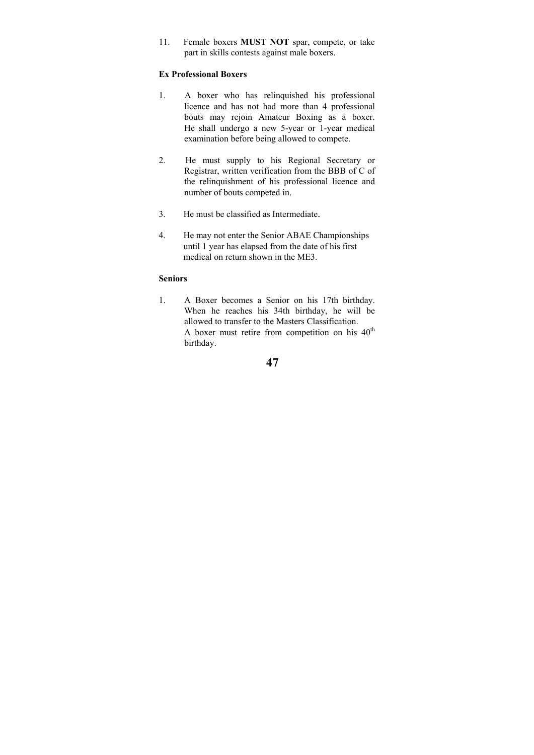11. Female boxers **MUST NOT** spar, compete, or take part in skills contests against male boxers.

**Ex Professional Boxers**

1. A boxer who has relinquished his professional licence and has not had more than 4 professional bouts may rejoin Amateur Boxing as a boxer. He shall undergo a new 5-year or 1-year medical examination before being allowed to compete.

2. He must supply to his Regional Secretary or Registrar, written verification from the BBB of C of the relinquishment of his professional licence and number of bouts competed in.

3. He must be classified as Intermediate.

4. He may not enter the Senior ABAE Championships until 1 year has elapsed from the date of his first medical on return shown in the ME3.

**Seniors**

1. A Boxer becomes a Senior on his 17th birthday. When he reaches his 34th birthday, he will be allowed to transfer to the Masters Classification.
   A boxer must retire from competition on his 40th birthday.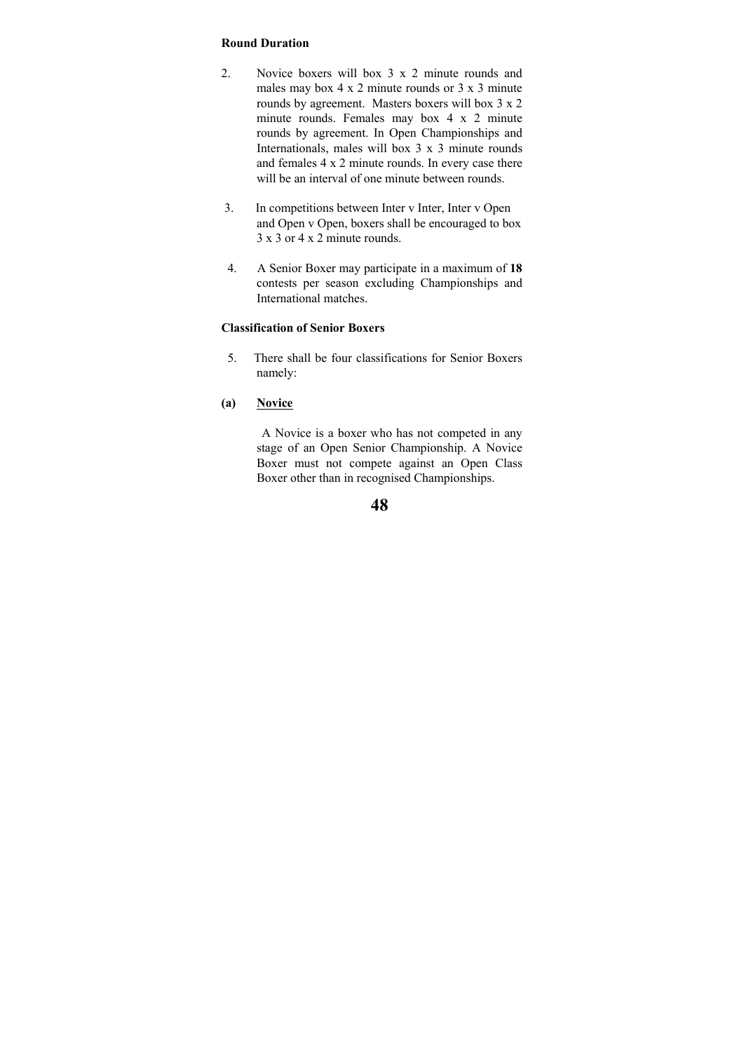**Round Duration**

2. Novice boxers will box 3 x 2 minute rounds and males may box 4 x 2 minute rounds or 3 x 3 minute rounds by agreement. Masters boxers will box 3 x 2 minute rounds. Females may box 4 x 2 minute rounds by agreement. In Open Championships and Internationals, males will box 3 x 3 minute rounds and females 4 x 2 minute rounds. In every case there will be an interval of one minute between rounds.

3. In competitions between Inter v Inter, Inter v Open and Open v Open, boxers shall be encouraged to box 3 x 3 or 4 x 2 minute rounds.

4. A Senior Boxer may participate in a maximum of **18** contests per season excluding Championships and International matches.

**Classification of Senior Boxers**

5. There shall be four classifications for Senior Boxers namely:

**(a)** **<u>Novice</u>**

A Novice is a boxer who has not competed in any stage of an Open Senior Championship. A Novice Boxer must not compete against an Open Class Boxer other than in recognised Championships.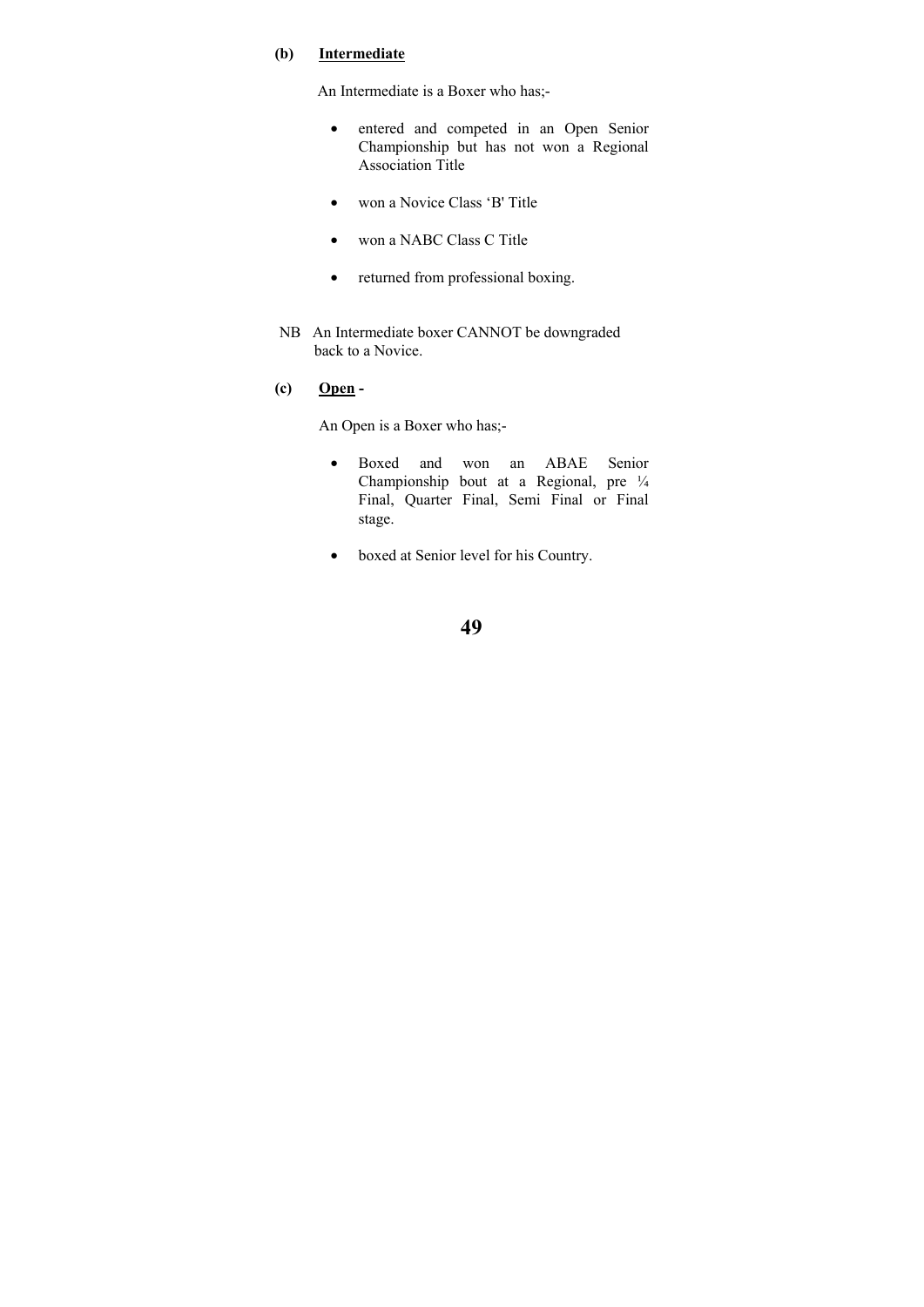**(b)** **Intermediate**

An Intermediate is a Boxer who has;-

- entered and competed in an Open Senior Championship but has not won a Regional Association Title
- won a Novice Class 'B' Title
- won a NABC Class C Title
- returned from professional boxing.

NB An Intermediate boxer CANNOT be downgraded back to a Novice.

**(c)** **Open -**

An Open is a Boxer who has;-

- Boxed and won an ABAE Senior Championship bout at a Regional, pre ¼ Final, Quarter Final, Semi Final or Final stage.
- boxed at Senior level for his Country.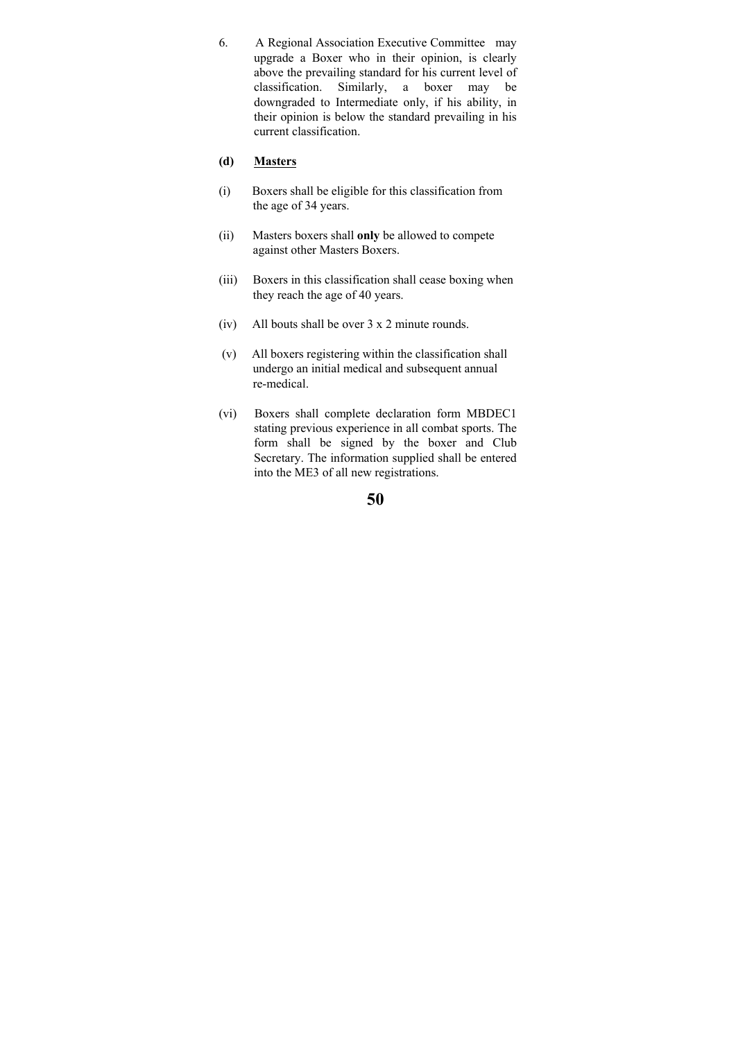6. A Regional Association Executive Committee may upgrade a Boxer who in their opinion, is clearly above the prevailing standard for his current level of classification. Similarly, a boxer may be downgraded to Intermediate only, if his ability, in their opinion is below the standard prevailing in his current classification.

**(d) <u>Masters</u>**

(i) Boxers shall be eligible for this classification from the age of 34 years.

(ii) Masters boxers shall **only** be allowed to compete against other Masters Boxers.

(iii) Boxers in this classification shall cease boxing when they reach the age of 40 years.

(iv) All bouts shall be over 3 x 2 minute rounds.

(v) All boxers registering within the classification shall undergo an initial medical and subsequent annual re-medical.

(vi) Boxers shall complete declaration form MBDEC1 stating previous experience in all combat sports. The form shall be signed by the boxer and Club Secretary. The information supplied shall be entered into the ME3 of all new registrations.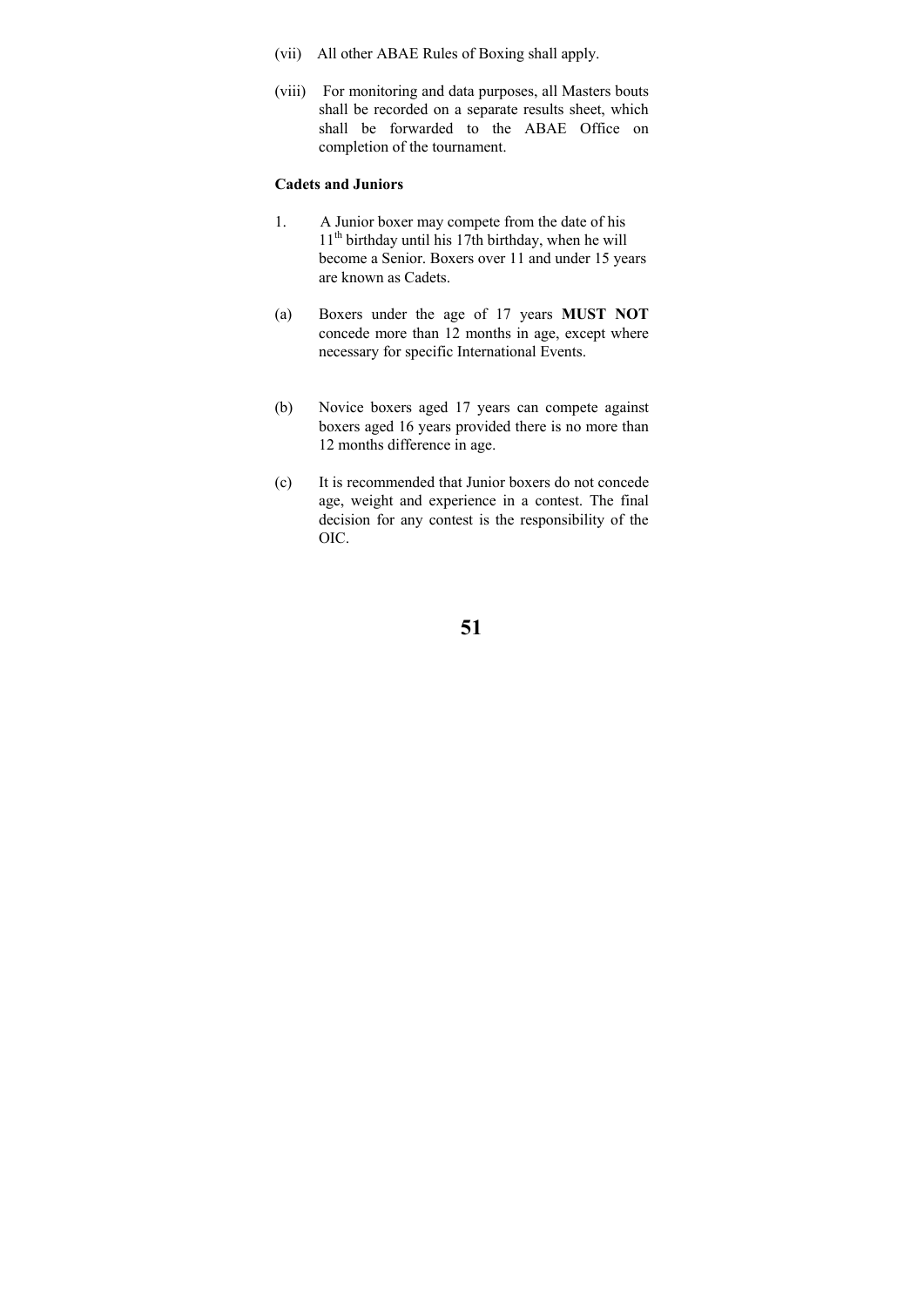(vii) All other ABAE Rules of Boxing shall apply.

(viii) For monitoring and data purposes, all Masters bouts shall be recorded on a separate results sheet, which shall be forwarded to the ABAE Office on completion of the tournament.

**Cadets and Juniors**

1. A Junior boxer may compete from the date of his 11th birthday until his 17th birthday, when he will become a Senior. Boxers over 11 and under 15 years are known as Cadets.

(a) Boxers under the age of 17 years **MUST NOT** concede more than 12 months in age, except where necessary for specific International Events.

(b) Novice boxers aged 17 years can compete against boxers aged 16 years provided there is no more than 12 months difference in age.

(c) It is recommended that Junior boxers do not concede age, weight and experience in a contest. The final decision for any contest is the responsibility of the OIC.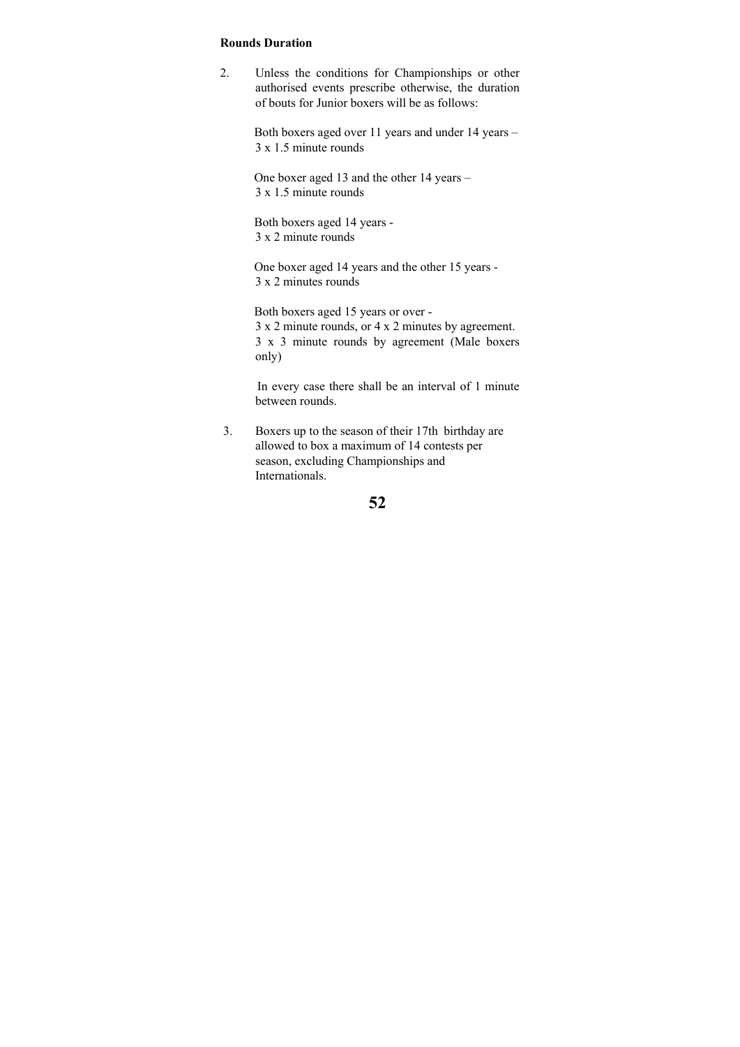**Rounds Duration**

2. Unless the conditions for Championships or other authorised events prescribe otherwise, the duration of bouts for Junior boxers will be as follows:

   Both boxers aged over 11 years and under 14 years – 3 x 1.5 minute rounds

   One boxer aged 13 and the other 14 years – 3 x 1.5 minute rounds

   Both boxers aged 14 years - 3 x 2 minute rounds

   One boxer aged 14 years and the other 15 years - 3 x 2 minutes rounds

   Both boxers aged 15 years or over - 3 x 2 minute rounds, or 4 x 2 minutes by agreement. 3 x 3 minute rounds by agreement (Male boxers only)

   In every case there shall be an interval of 1 minute between rounds.

3. Boxers up to the season of their 17th birthday are allowed to box a maximum of 14 contests per season, excluding Championships and Internationals.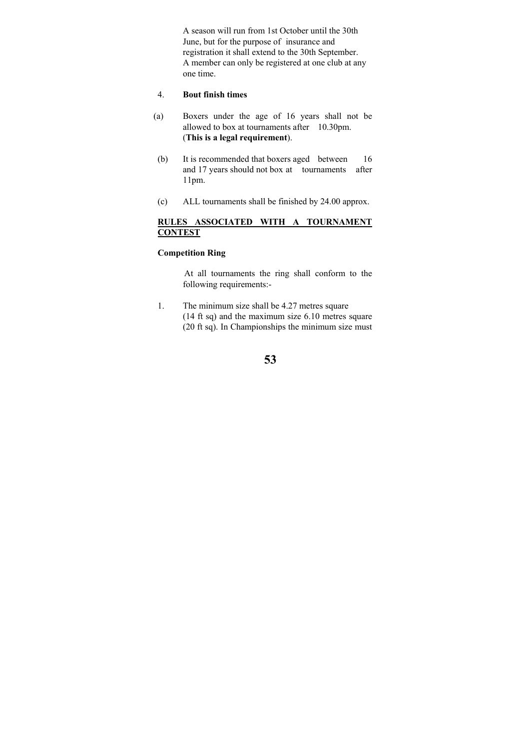A season will run from 1st October until the 30th June, but for the purpose of insurance and registration it shall extend to the 30th September. A member can only be registered at one club at any one time.

4. **Bout finish times**

(a) Boxers under the age of 16 years shall not be allowed to box at tournaments after 10.30pm. (**This is a legal requirement**).

(b) It is recommended that boxers aged between 16 and 17 years should not box at tournaments after 11pm.

(c) ALL tournaments shall be finished by 24.00 approx.

**RULES ASSOCIATED WITH A TOURNAMENT CONTEST**

**Competition Ring**

At all tournaments the ring shall conform to the following requirements:-

1. The minimum size shall be 4.27 metres square (14 ft sq) and the maximum size 6.10 metres square (20 ft sq). In Championships the minimum size must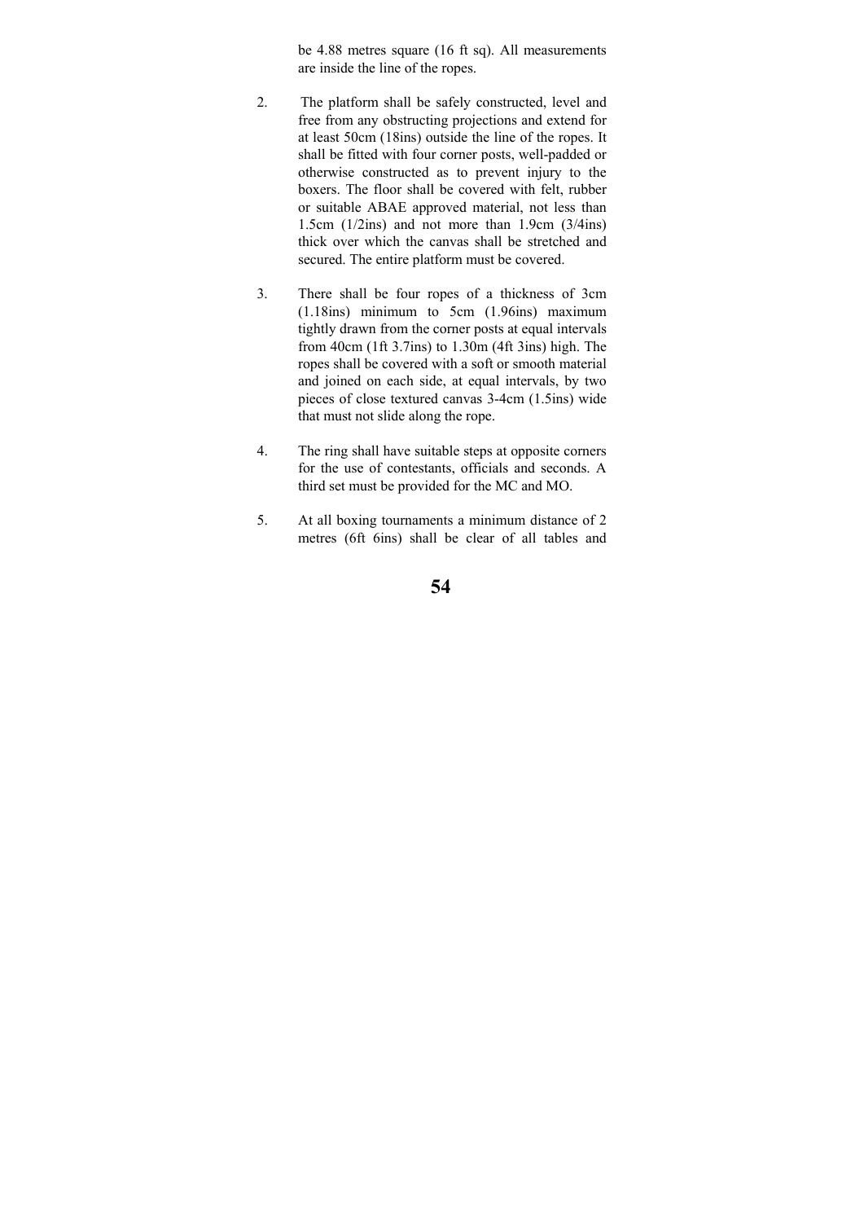be 4.88 metres square (16 ft sq). All measurements are inside the line of the ropes.

2. The platform shall be safely constructed, level and free from any obstructing projections and extend for at least 50cm (18ins) outside the line of the ropes. It shall be fitted with four corner posts, well-padded or otherwise constructed as to prevent injury to the boxers. The floor shall be covered with felt, rubber or suitable ABAE approved material, not less than 1.5cm (1/2ins) and not more than 1.9cm (3/4ins) thick over which the canvas shall be stretched and secured. The entire platform must be covered.

3. There shall be four ropes of a thickness of 3cm (1.18ins) minimum to 5cm (1.96ins) maximum tightly drawn from the corner posts at equal intervals from 40cm (1ft 3.7ins) to 1.30m (4ft 3ins) high. The ropes shall be covered with a soft or smooth material and joined on each side, at equal intervals, by two pieces of close textured canvas 3-4cm (1.5ins) wide that must not slide along the rope.

4. The ring shall have suitable steps at opposite corners for the use of contestants, officials and seconds. A third set must be provided for the MC and MO.

5. At all boxing tournaments a minimum distance of 2 metres (6ft 6ins) shall be clear of all tables and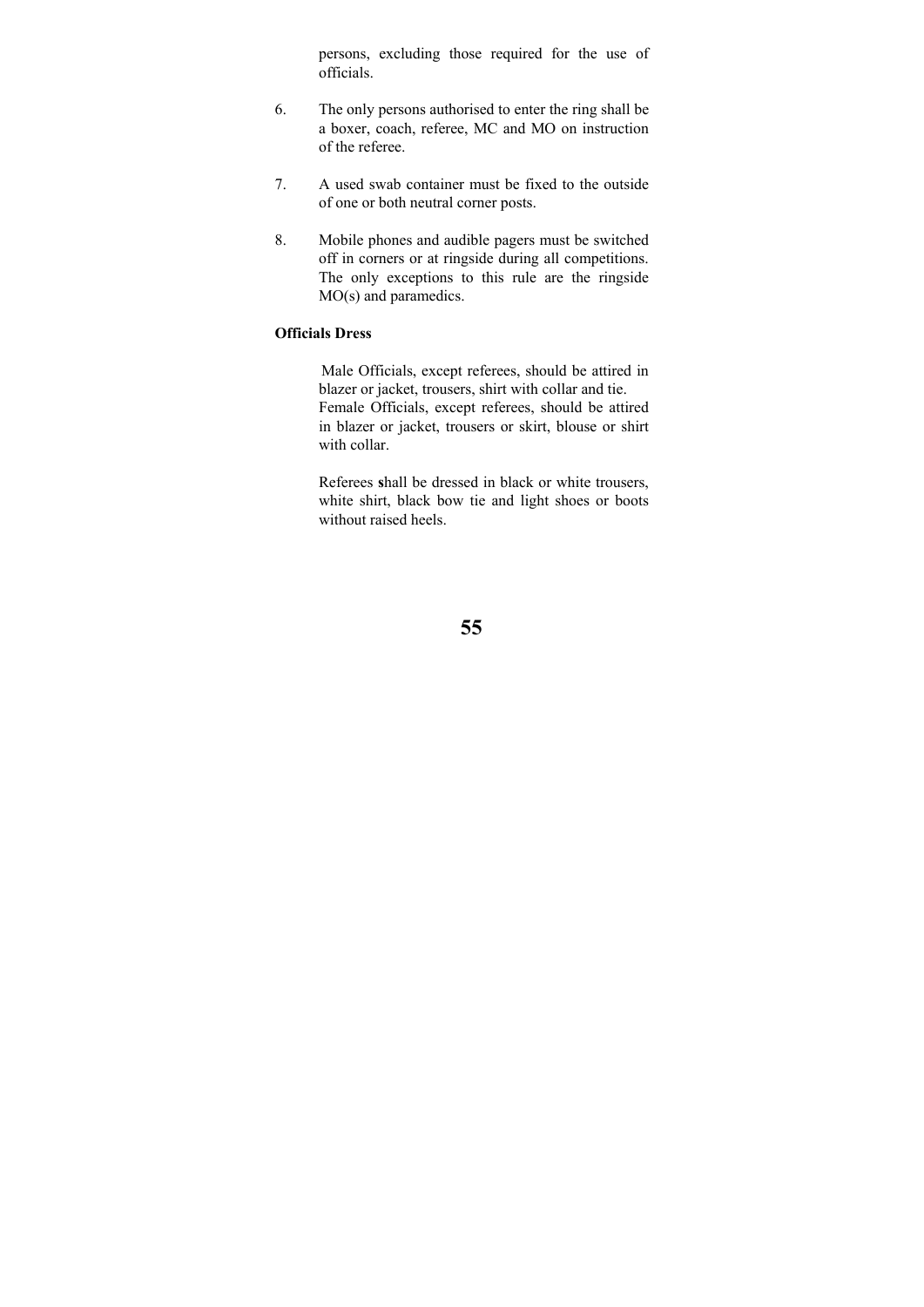persons, excluding those required for the use of officials.

6. The only persons authorised to enter the ring shall be a boxer, coach, referee, MC and MO on instruction of the referee.

7. A used swab container must be fixed to the outside of one or both neutral corner posts.

8. Mobile phones and audible pagers must be switched off in corners or at ringside during all competitions. The only exceptions to this rule are the ringside MO(s) and paramedics.

**Officials Dress**

Male Officials, except referees, should be attired in blazer or jacket, trousers, shirt with collar and tie. Female Officials, except referees, should be attired in blazer or jacket, trousers or skirt, blouse or shirt with collar.

Referees **s**hall be dressed in black or white trousers, white shirt, black bow tie and light shoes or boots without raised heels.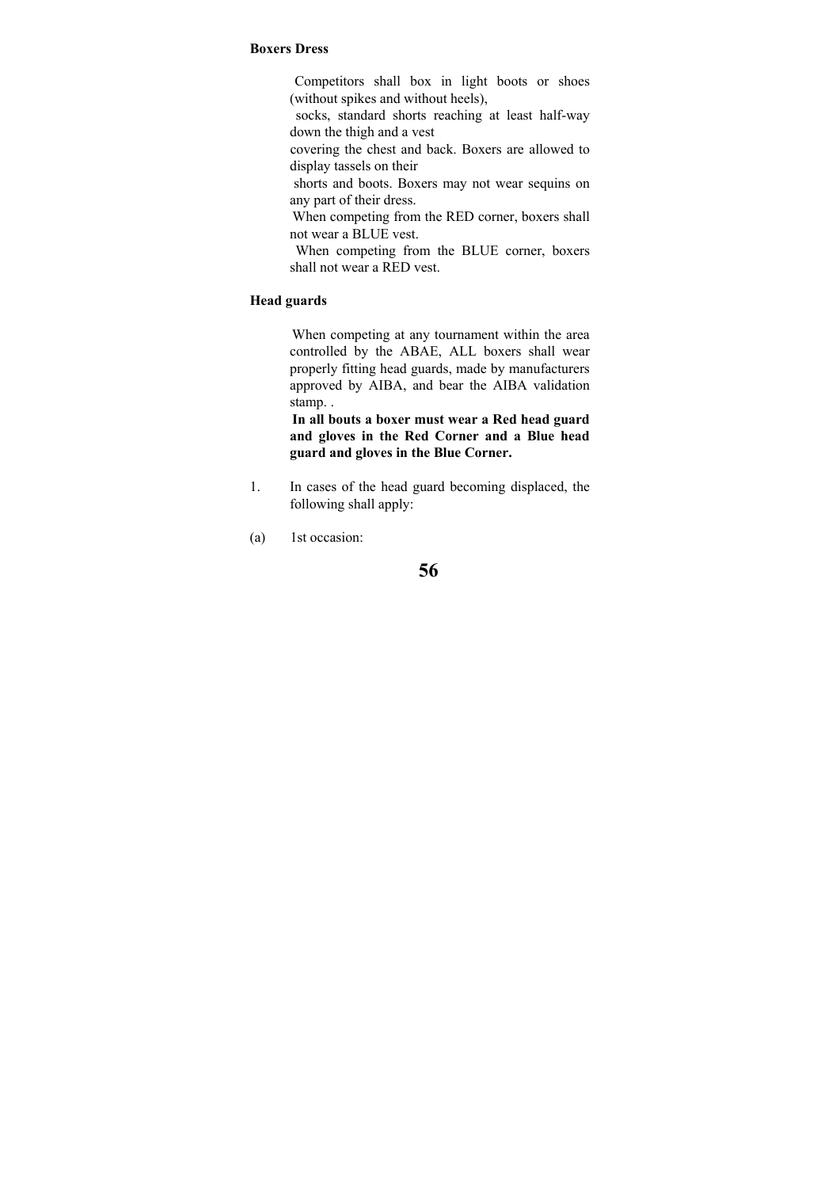**Boxers Dress**

Competitors shall box in light boots or shoes (without spikes and without heels), socks, standard shorts reaching at least half-way down the thigh and a vest covering the chest and back. Boxers are allowed to display tassels on their shorts and boots. Boxers may not wear sequins on any part of their dress.
When competing from the RED corner, boxers shall not wear a BLUE vest.
When competing from the BLUE corner, boxers shall not wear a RED vest.

**Head guards**

When competing at any tournament within the area controlled by the ABAE, ALL boxers shall wear properly fitting head guards, made by manufacturers approved by AIBA, and bear the AIBA validation stamp. .
**In all bouts a boxer must wear a Red head guard and gloves in the Red Corner and a Blue head guard and gloves in the Blue Corner.**

1. In cases of the head guard becoming displaced, the following shall apply:

(a) 1st occasion: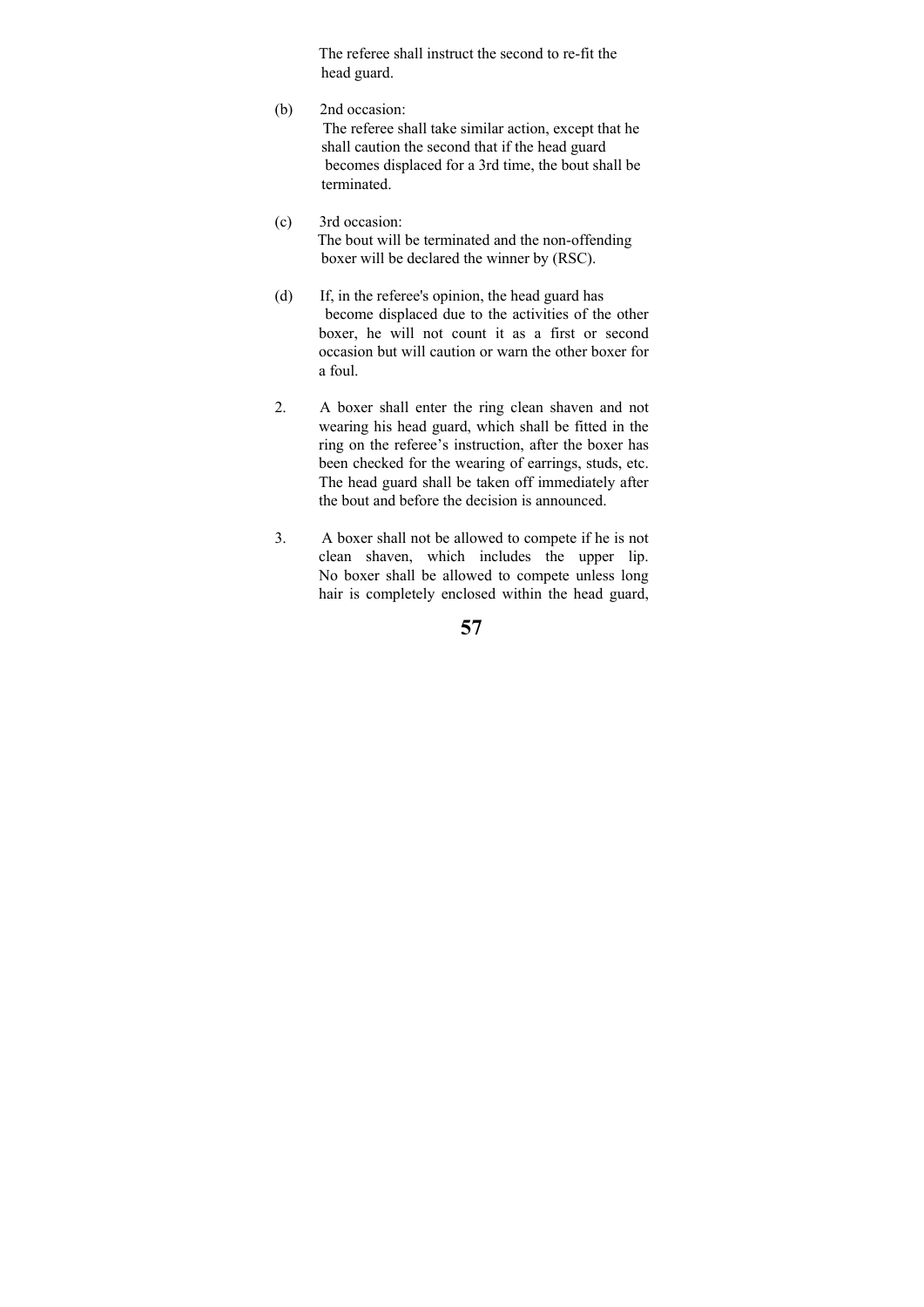The referee shall instruct the second to re-fit the head guard.

(b) 2nd occasion:
The referee shall take similar action, except that he shall caution the second that if the head guard becomes displaced for a 3rd time, the bout shall be terminated.

(c) 3rd occasion:
The bout will be terminated and the non-offending boxer will be declared the winner by (RSC).

(d) If, in the referee's opinion, the head guard has become displaced due to the activities of the other boxer, he will not count it as a first or second occasion but will caution or warn the other boxer for a foul.

2. A boxer shall enter the ring clean shaven and not wearing his head guard, which shall be fitted in the ring on the referee’s instruction, after the boxer has been checked for the wearing of earrings, studs, etc. The head guard shall be taken off immediately after the bout and before the decision is announced.

3. A boxer shall not be allowed to compete if he is not clean shaven, which includes the upper lip. No boxer shall be allowed to compete unless long hair is completely enclosed within the head guard,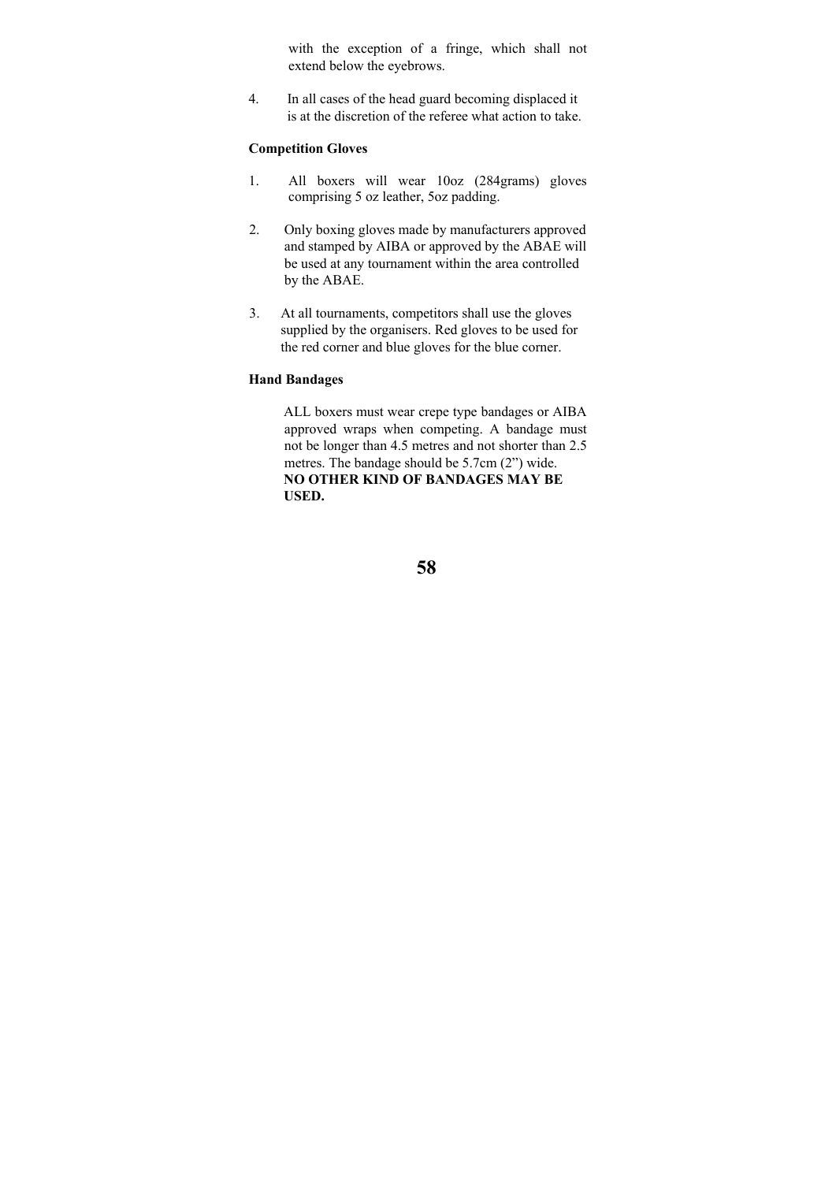with the exception of a fringe, which shall not extend below the eyebrows.

4. In all cases of the head guard becoming displaced it is at the discretion of the referee what action to take.

**Competition Gloves**

1. All boxers will wear 10oz (284grams) gloves comprising 5 oz leather, 5oz padding.

2. Only boxing gloves made by manufacturers approved and stamped by AIBA or approved by the ABAE will be used at any tournament within the area controlled by the ABAE.

3. At all tournaments, competitors shall use the gloves supplied by the organisers. Red gloves to be used for the red corner and blue gloves for the blue corner.

**Hand Bandages**

ALL boxers must wear crepe type bandages or AIBA approved wraps when competing. A bandage must not be longer than 4.5 metres and not shorter than 2.5 metres. The bandage should be 5.7cm (2") wide.
**NO OTHER KIND OF BANDAGES MAY BE USED.**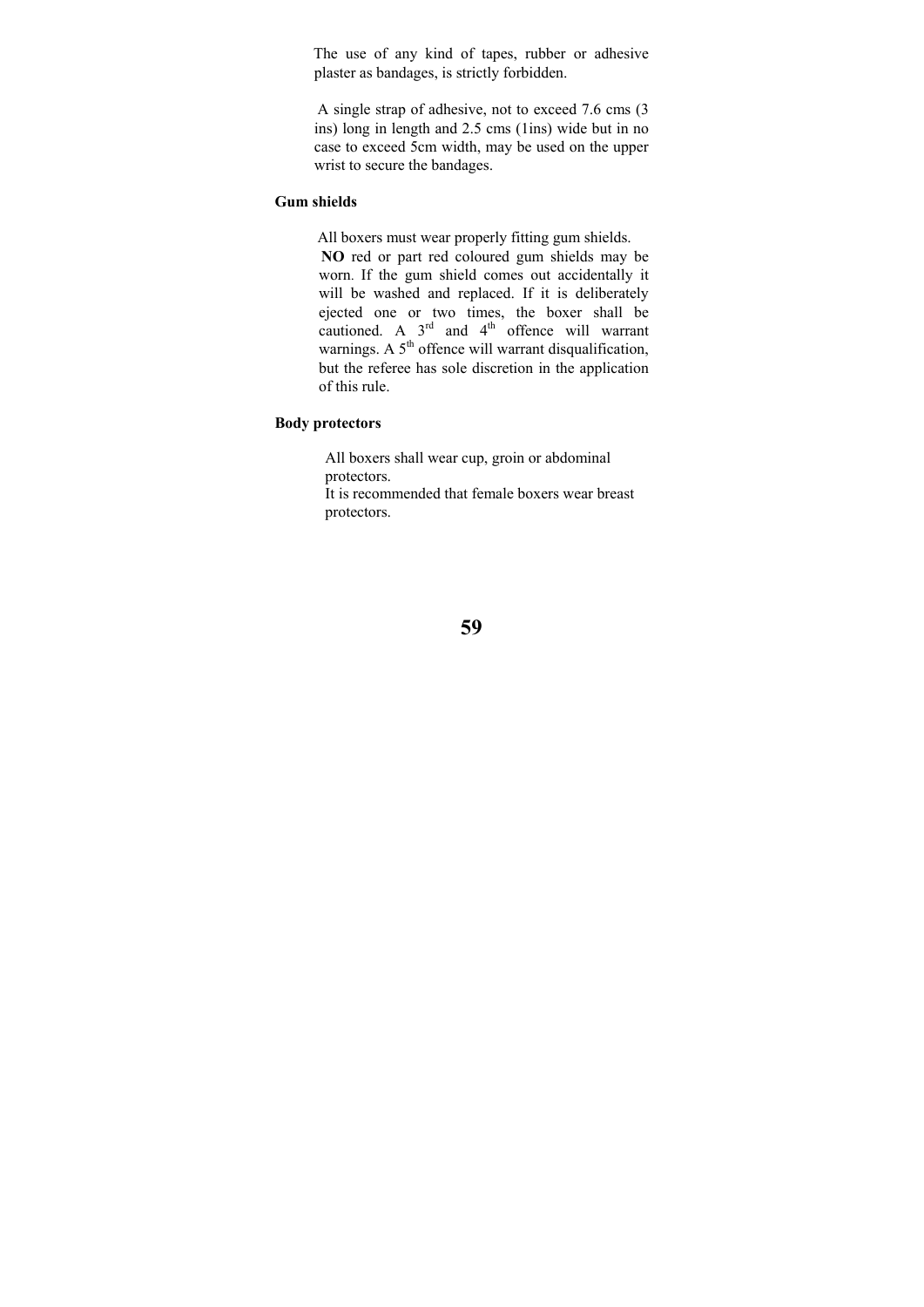The use of any kind of tapes, rubber or adhesive plaster as bandages, is strictly forbidden.

A single strap of adhesive, not to exceed 7.6 cms (3 ins) long in length and 2.5 cms (1ins) wide but in no case to exceed 5cm width, may be used on the upper wrist to secure the bandages.

**Gum shields**

All boxers must wear properly fitting gum shields.

**NO** red or part red coloured gum shields may be worn. If the gum shield comes out accidentally it will be washed and replaced. If it is deliberately ejected one or two times, the boxer shall be cautioned. A 3rd and 4th offence will warrant warnings. A 5th offence will warrant disqualification, but the referee has sole discretion in the application of this rule.

**Body protectors**

All boxers shall wear cup, groin or abdominal protectors.

It is recommended that female boxers wear breast protectors.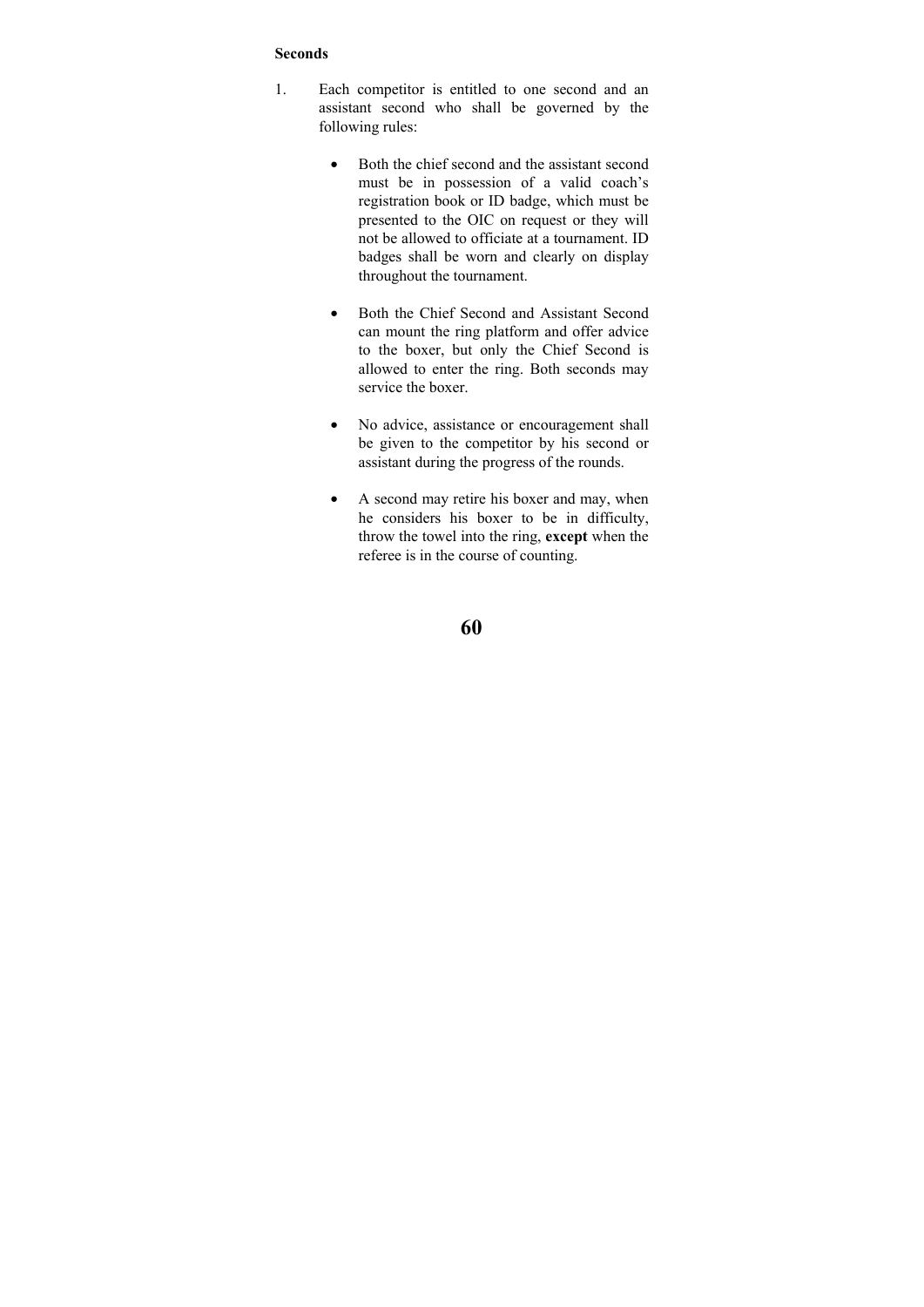**Seconds**

1. Each competitor is entitled to one second and an assistant second who shall be governed by the following rules:

    - Both the chief second and the assistant second must be in possession of a valid coach's registration book or ID badge, which must be presented to the OIC on request or they will not be allowed to officiate at a tournament. ID badges shall be worn and clearly on display throughout the tournament.

    - Both the Chief Second and Assistant Second can mount the ring platform and offer advice to the boxer, but only the Chief Second is allowed to enter the ring. Both seconds may service the boxer.

    - No advice, assistance or encouragement shall be given to the competitor by his second or assistant during the progress of the rounds.

    - A second may retire his boxer and may, when he considers his boxer to be in difficulty, throw the towel into the ring, **except** when the referee is in the course of counting.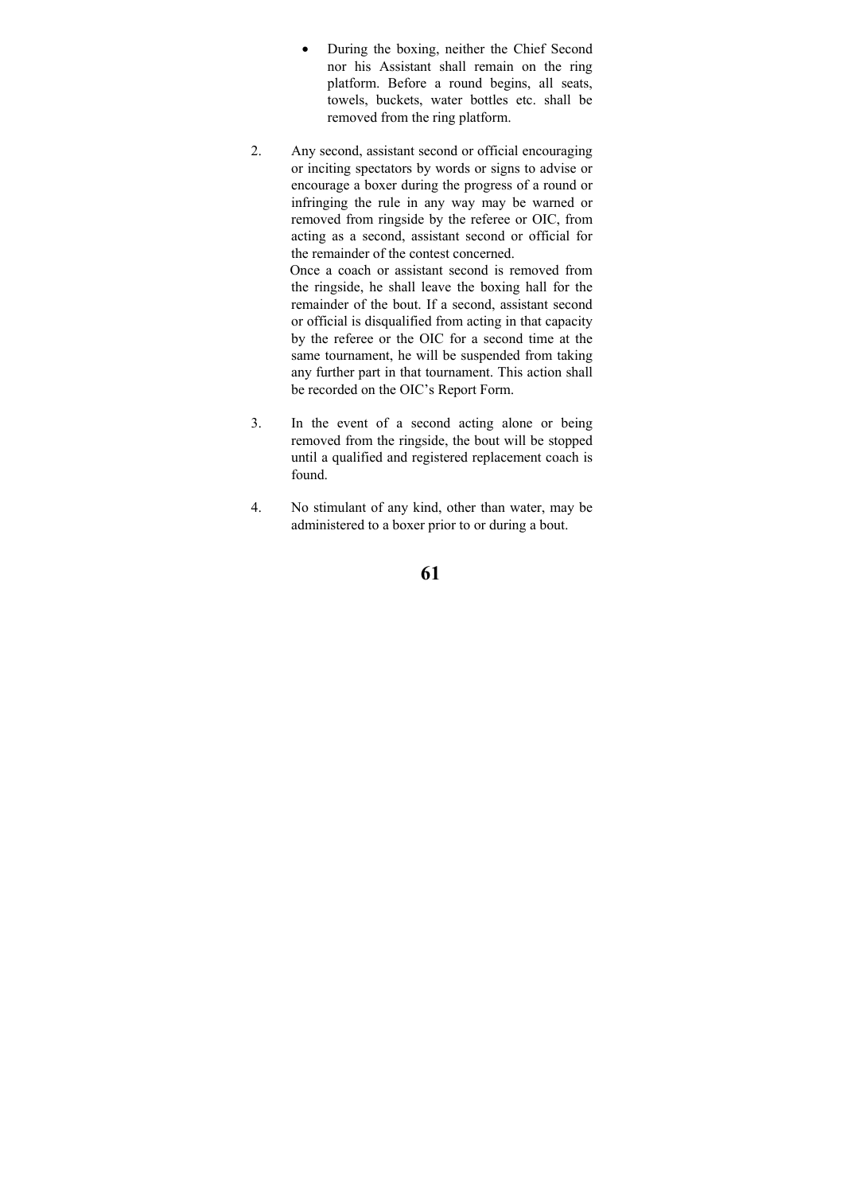- During the boxing, neither the Chief Second nor his Assistant shall remain on the ring platform. Before a round begins, all seats, towels, buckets, water bottles etc. shall be removed from the ring platform.

2. Any second, assistant second or official encouraging or inciting spectators by words or signs to advise or encourage a boxer during the progress of a round or infringing the rule in any way may be warned or removed from ringside by the referee or OIC, from acting as a second, assistant second or official for the remainder of the contest concerned.
   Once a coach or assistant second is removed from the ringside, he shall leave the boxing hall for the remainder of the bout. If a second, assistant second or official is disqualified from acting in that capacity by the referee or the OIC for a second time at the same tournament, he will be suspended from taking any further part in that tournament. This action shall be recorded on the OIC's Report Form.

3. In the event of a second acting alone or being removed from the ringside, the bout will be stopped until a qualified and registered replacement coach is found.

4. No stimulant of any kind, other than water, may be administered to a boxer prior to or during a bout.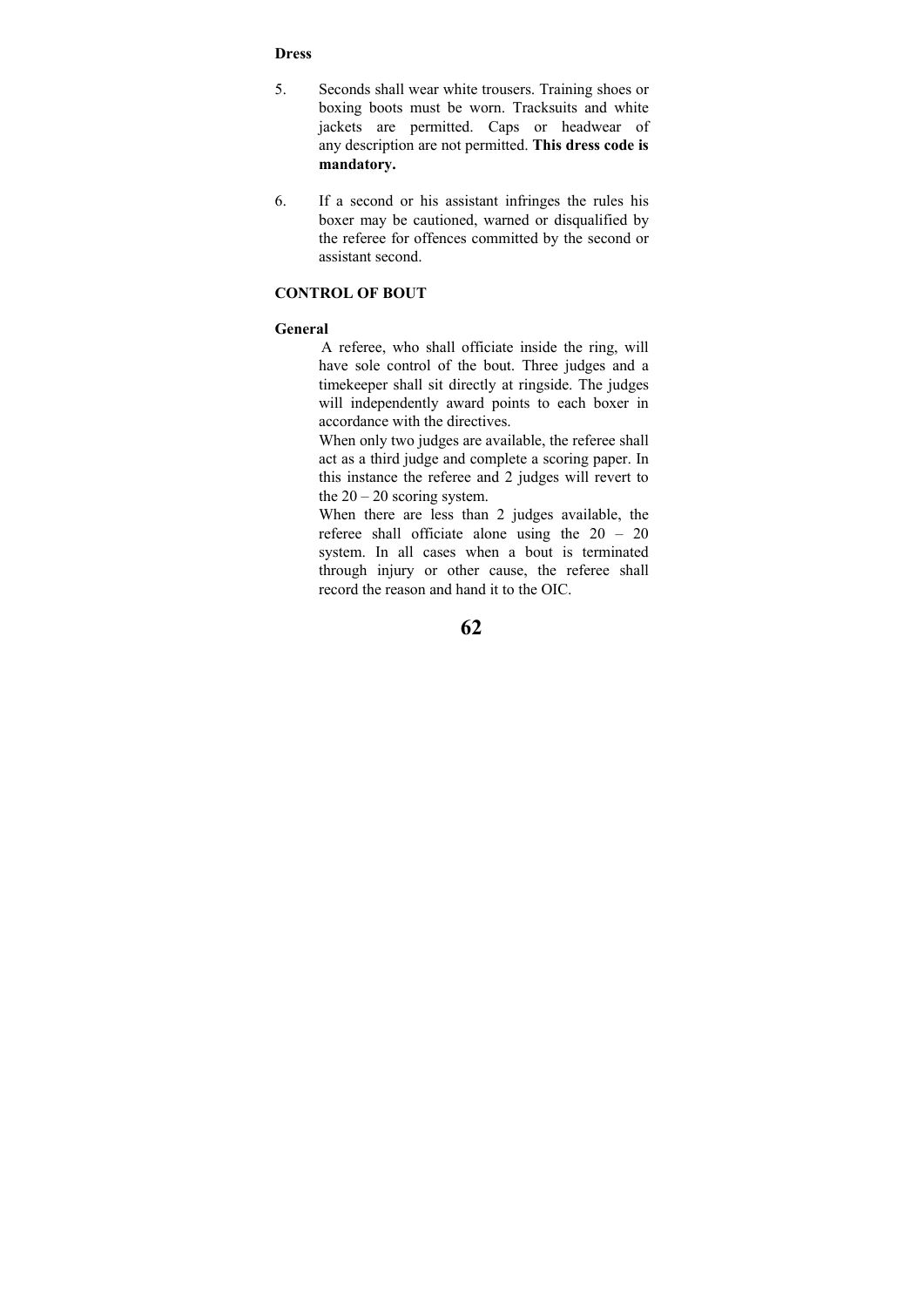**Dress**

5. Seconds shall wear white trousers. Training shoes or boxing boots must be worn. Tracksuits and white jackets are permitted. Caps or headwear of any description are not permitted. **This dress code is mandatory.**

6. If a second or his assistant infringes the rules his boxer may be cautioned, warned or disqualified by the referee for offences committed by the second or assistant second.

**CONTROL OF BOUT**

**General**

A referee, who shall officiate inside the ring, will have sole control of the bout. Three judges and a timekeeper shall sit directly at ringside. The judges will independently award points to each boxer in accordance with the directives.

When only two judges are available, the referee shall act as a third judge and complete a scoring paper. In this instance the referee and 2 judges will revert to the 20 – 20 scoring system.

When there are less than 2 judges available, the referee shall officiate alone using the 20 – 20 system. In all cases when a bout is terminated through injury or other cause, the referee shall record the reason and hand it to the OIC.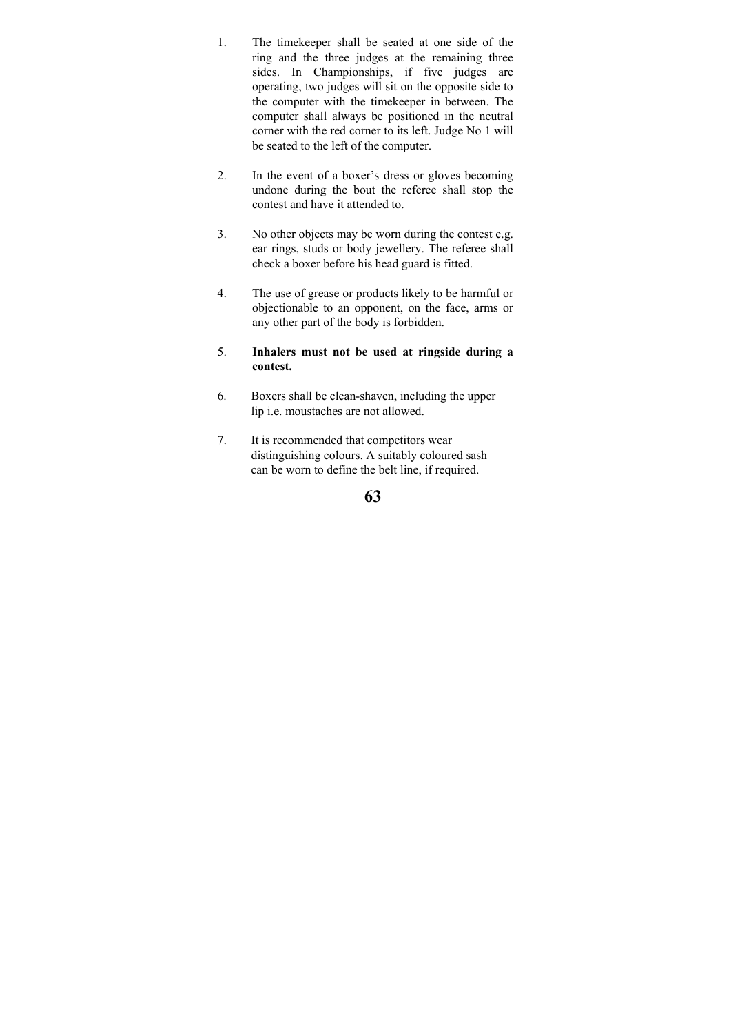1. The timekeeper shall be seated at one side of the ring and the three judges at the remaining three sides. In Championships, if five judges are operating, two judges will sit on the opposite side to the computer with the timekeeper in between. The computer shall always be positioned in the neutral corner with the red corner to its left. Judge No 1 will be seated to the left of the computer.

2. In the event of a boxer's dress or gloves becoming undone during the bout the referee shall stop the contest and have it attended to.

3. No other objects may be worn during the contest e.g. ear rings, studs or body jewellery. The referee shall check a boxer before his head guard is fitted.

4. The use of grease or products likely to be harmful or objectionable to an opponent, on the face, arms or any other part of the body is forbidden.

5. **Inhalers must not be used at ringside during a contest.**

6. Boxers shall be clean-shaven, including the upper lip i.e. moustaches are not allowed.

7. It is recommended that competitors wear distinguishing colours. A suitably coloured sash can be worn to define the belt line, if required.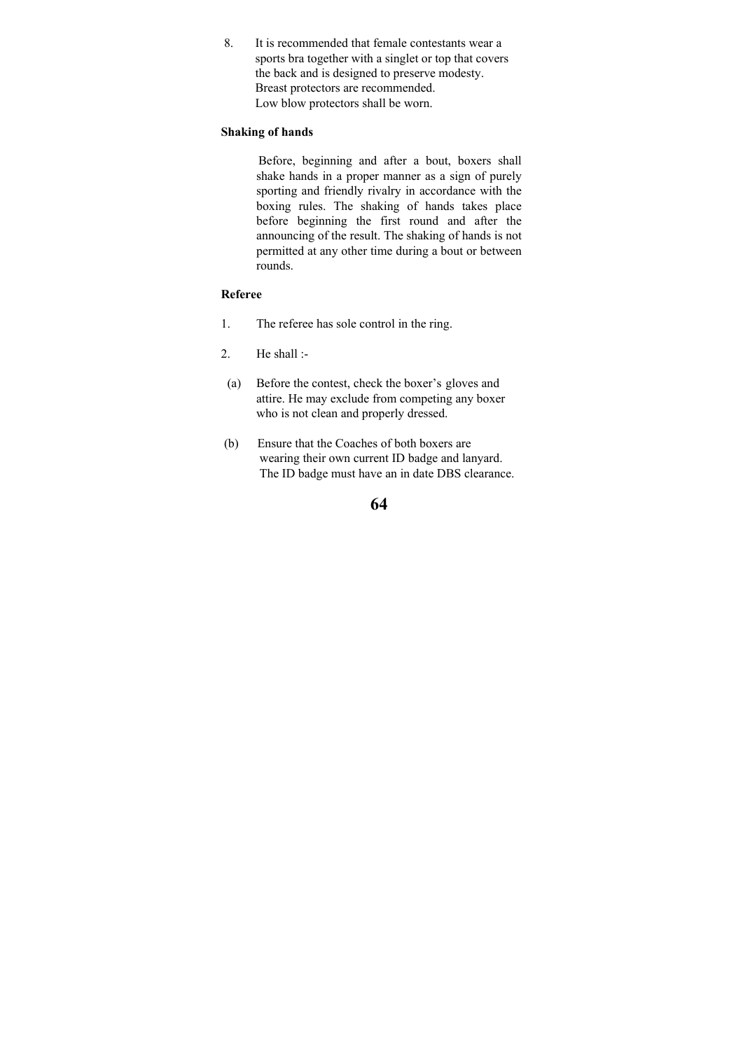8. It is recommended that female contestants wear a sports bra together with a singlet or top that covers the back and is designed to preserve modesty. Breast protectors are recommended. Low blow protectors shall be worn.

**Shaking of hands**

Before, beginning and after a bout, boxers shall shake hands in a proper manner as a sign of purely sporting and friendly rivalry in accordance with the boxing rules. The shaking of hands takes place before beginning the first round and after the announcing of the result. The shaking of hands is not permitted at any other time during a bout or between rounds.

**Referee**

1. The referee has sole control in the ring.

2. He shall :-

 (a) Before the contest, check the boxer's gloves and attire. He may exclude from competing any boxer who is not clean and properly dressed.

 (b) Ensure that the Coaches of both boxers are wearing their own current ID badge and lanyard. The ID badge must have an in date DBS clearance.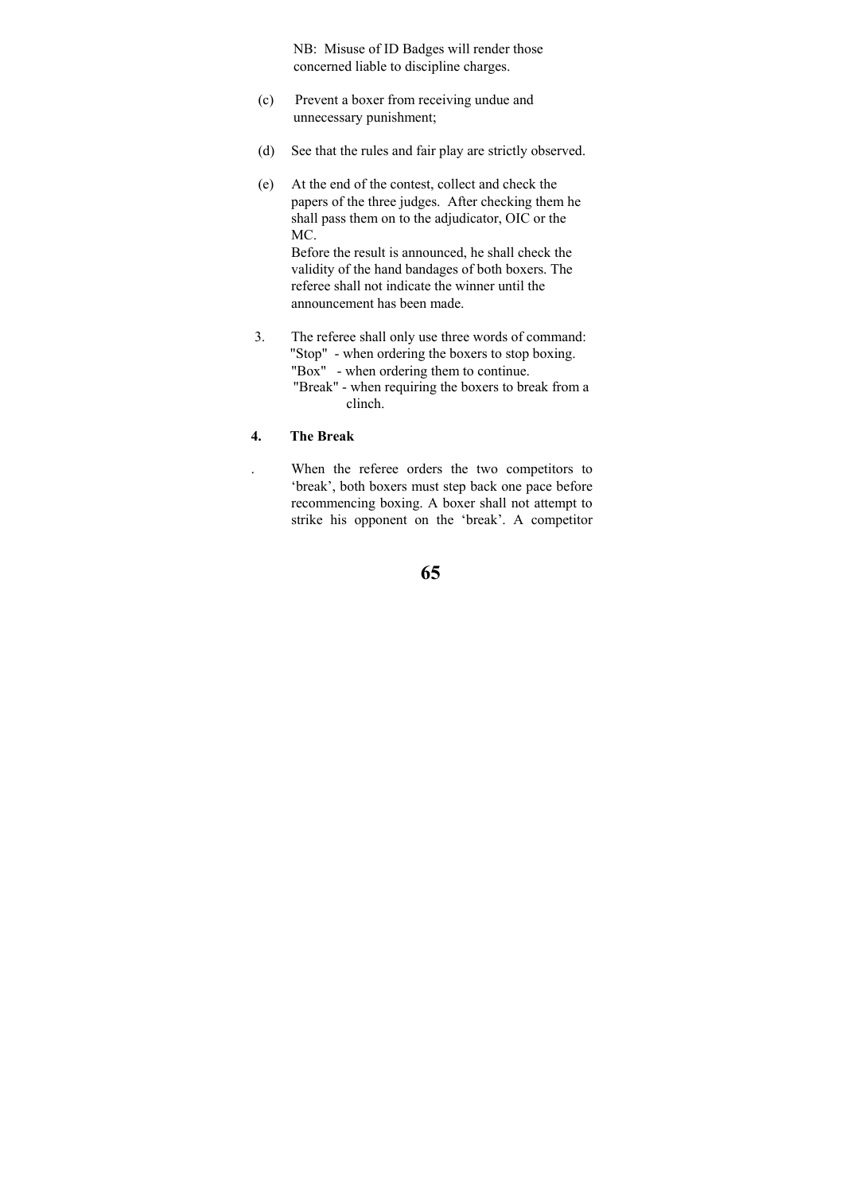NB: Misuse of ID Badges will render those concerned liable to discipline charges.

(c) Prevent a boxer from receiving undue and unnecessary punishment;

(d) See that the rules and fair play are strictly observed.

(e) At the end of the contest, collect and check the papers of the three judges. After checking them he shall pass them on to the adjudicator, OIC or the MC.
Before the result is announced, he shall check the validity of the hand bandages of both boxers. The referee shall not indicate the winner until the announcement has been made.

3. The referee shall only use three words of command:
"Stop" - when ordering the boxers to stop boxing.
"Box" - when ordering them to continue.
"Break" - when requiring the boxers to break from a clinch.

**4. The Break**

. When the referee orders the two competitors to 'break', both boxers must step back one pace before recommencing boxing. A boxer shall not attempt to strike his opponent on the 'break'. A competitor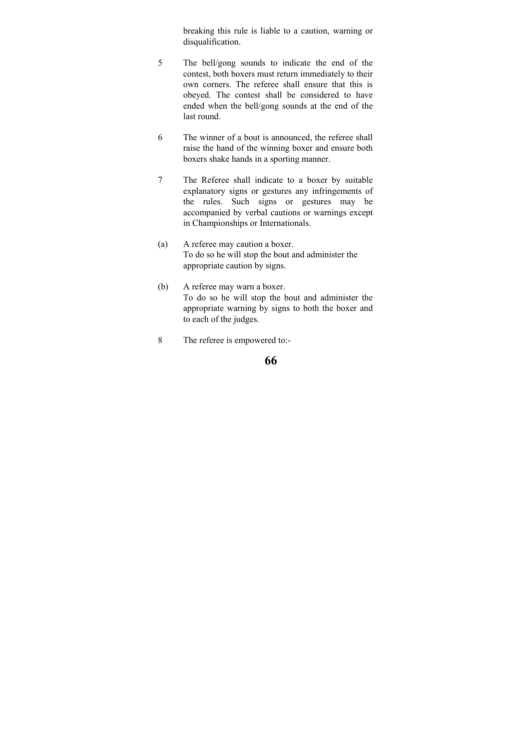breaking this rule is liable to a caution, warning or disqualification.

5 The bell/gong sounds to indicate the end of the contest, both boxers must return immediately to their own corners. The referee shall ensure that this is obeyed. The contest shall be considered to have ended when the bell/gong sounds at the end of the last round.

6 The winner of a bout is announced, the referee shall raise the hand of the winning boxer and ensure both boxers shake hands in a sporting manner.

7 The Referee shall indicate to a boxer by suitable explanatory signs or gestures any infringements of the rules. Such signs or gestures may be accompanied by verbal cautions or warnings except in Championships or Internationals.

(a) A referee may caution a boxer.
To do so he will stop the bout and administer the appropriate caution by signs.

(b) A referee may warn a boxer.
To do so he will stop the bout and administer the appropriate warning by signs to both the boxer and to each of the judges.

8 The referee is empowered to:-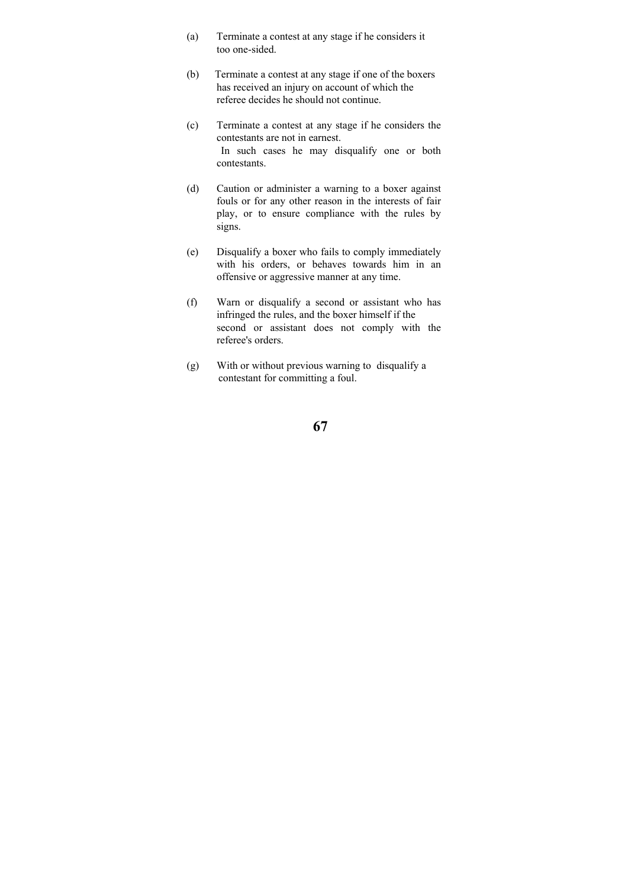(a) Terminate a contest at any stage if he considers it too one-sided.

(b) Terminate a contest at any stage if one of the boxers has received an injury on account of which the referee decides he should not continue.

(c) Terminate a contest at any stage if he considers the contestants are not in earnest.
In such cases he may disqualify one or both contestants.

(d) Caution or administer a warning to a boxer against fouls or for any other reason in the interests of fair play, or to ensure compliance with the rules by signs.

(e) Disqualify a boxer who fails to comply immediately with his orders, or behaves towards him in an offensive or aggressive manner at any time.

(f) Warn or disqualify a second or assistant who has infringed the rules, and the boxer himself if the second or assistant does not comply with the referee's orders.

(g) With or without previous warning to disqualify a contestant for committing a foul.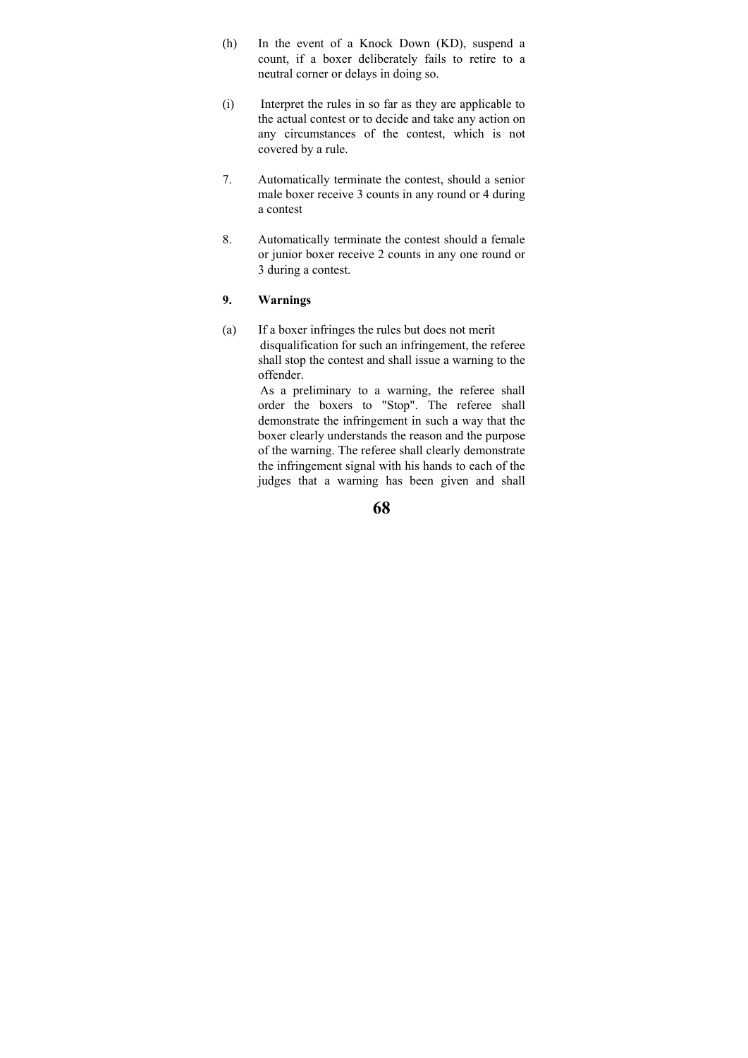(h) In the event of a Knock Down (KD), suspend a count, if a boxer deliberately fails to retire to a neutral corner or delays in doing so.

(i) Interpret the rules in so far as they are applicable to the actual contest or to decide and take any action on any circumstances of the contest, which is not covered by a rule.

7. Automatically terminate the contest, should a senior male boxer receive 3 counts in any round or 4 during a contest

8. Automatically terminate the contest should a female or junior boxer receive 2 counts in any one round or 3 during a contest.

**9. Warnings**

(a) If a boxer infringes the rules but does not merit disqualification for such an infringement, the referee shall stop the contest and shall issue a warning to the offender.
As a preliminary to a warning, the referee shall order the boxers to "Stop". The referee shall demonstrate the infringement in such a way that the boxer clearly understands the reason and the purpose of the warning. The referee shall clearly demonstrate the infringement signal with his hands to each of the judges that a warning has been given and shall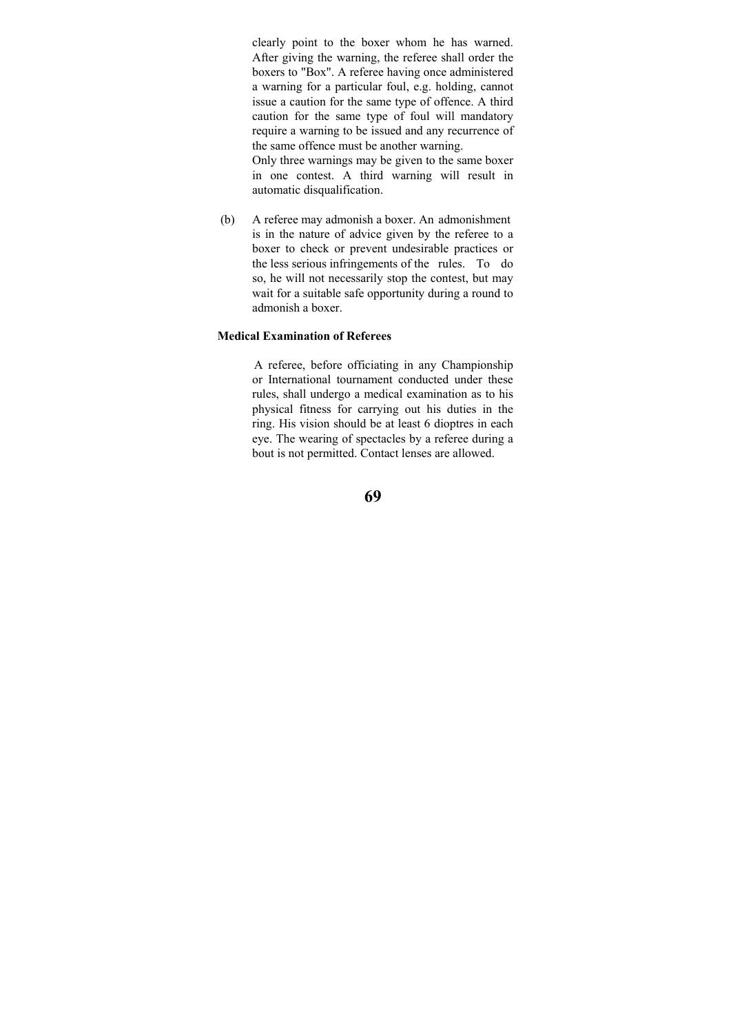clearly point to the boxer whom he has warned. After giving the warning, the referee shall order the boxers to "Box". A referee having once administered a warning for a particular foul, e.g. holding, cannot issue a caution for the same type of offence. A third caution for the same type of foul will mandatory require a warning to be issued and any recurrence of the same offence must be another warning.

Only three warnings may be given to the same boxer in one contest. A third warning will result in automatic disqualification.

(b) A referee may admonish a boxer. An admonishment is in the nature of advice given by the referee to a boxer to check or prevent undesirable practices or the less serious infringements of the rules. To do so, he will not necessarily stop the contest, but may wait for a suitable safe opportunity during a round to admonish a boxer.

**Medical Examination of Referees**

A referee, before officiating in any Championship or International tournament conducted under these rules, shall undergo a medical examination as to his physical fitness for carrying out his duties in the ring. His vision should be at least 6 dioptres in each eye. The wearing of spectacles by a referee during a bout is not permitted. Contact lenses are allowed.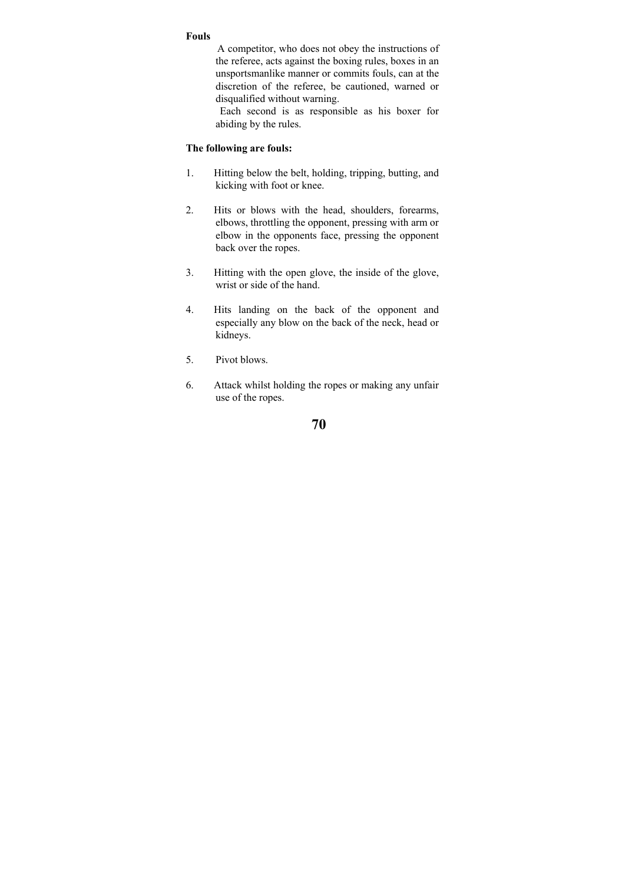**Fouls**

A competitor, who does not obey the instructions of the referee, acts against the boxing rules, boxes in an unsportsmanlike manner or commits fouls, can at the discretion of the referee, be cautioned, warned or disqualified without warning.

Each second is as responsible as his boxer for abiding by the rules.

**The following are fouls:**

1. Hitting below the belt, holding, tripping, butting, and kicking with foot or knee.

2. Hits or blows with the head, shoulders, forearms, elbows, throttling the opponent, pressing with arm or elbow in the opponents face, pressing the opponent back over the ropes.

3. Hitting with the open glove, the inside of the glove, wrist or side of the hand.

4. Hits landing on the back of the opponent and especially any blow on the back of the neck, head or kidneys.

5. Pivot blows.

6. Attack whilst holding the ropes or making any unfair use of the ropes.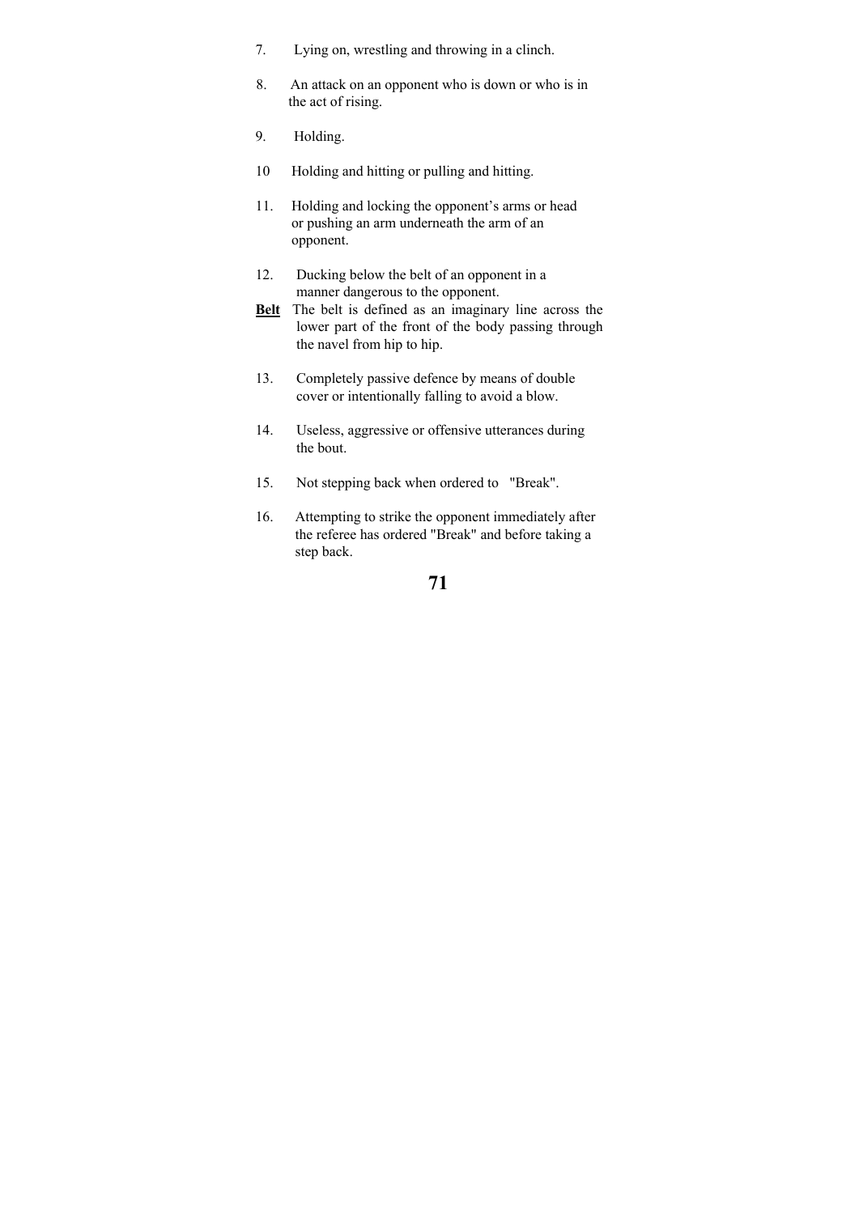7. Lying on, wrestling and throwing in a clinch.

8. An attack on an opponent who is down or who is in the act of rising.

9. Holding.

10 Holding and hitting or pulling and hitting.

11. Holding and locking the opponent's arms or head or pushing an arm underneath the arm of an opponent.

12. Ducking below the belt of an opponent in a manner dangerous to the opponent.

**Belt** The belt is defined as an imaginary line across the lower part of the front of the body passing through the navel from hip to hip.

13. Completely passive defence by means of double cover or intentionally falling to avoid a blow.

14. Useless, aggressive or offensive utterances during the bout.

15. Not stepping back when ordered to "Break".

16. Attempting to strike the opponent immediately after the referee has ordered "Break" and before taking a step back.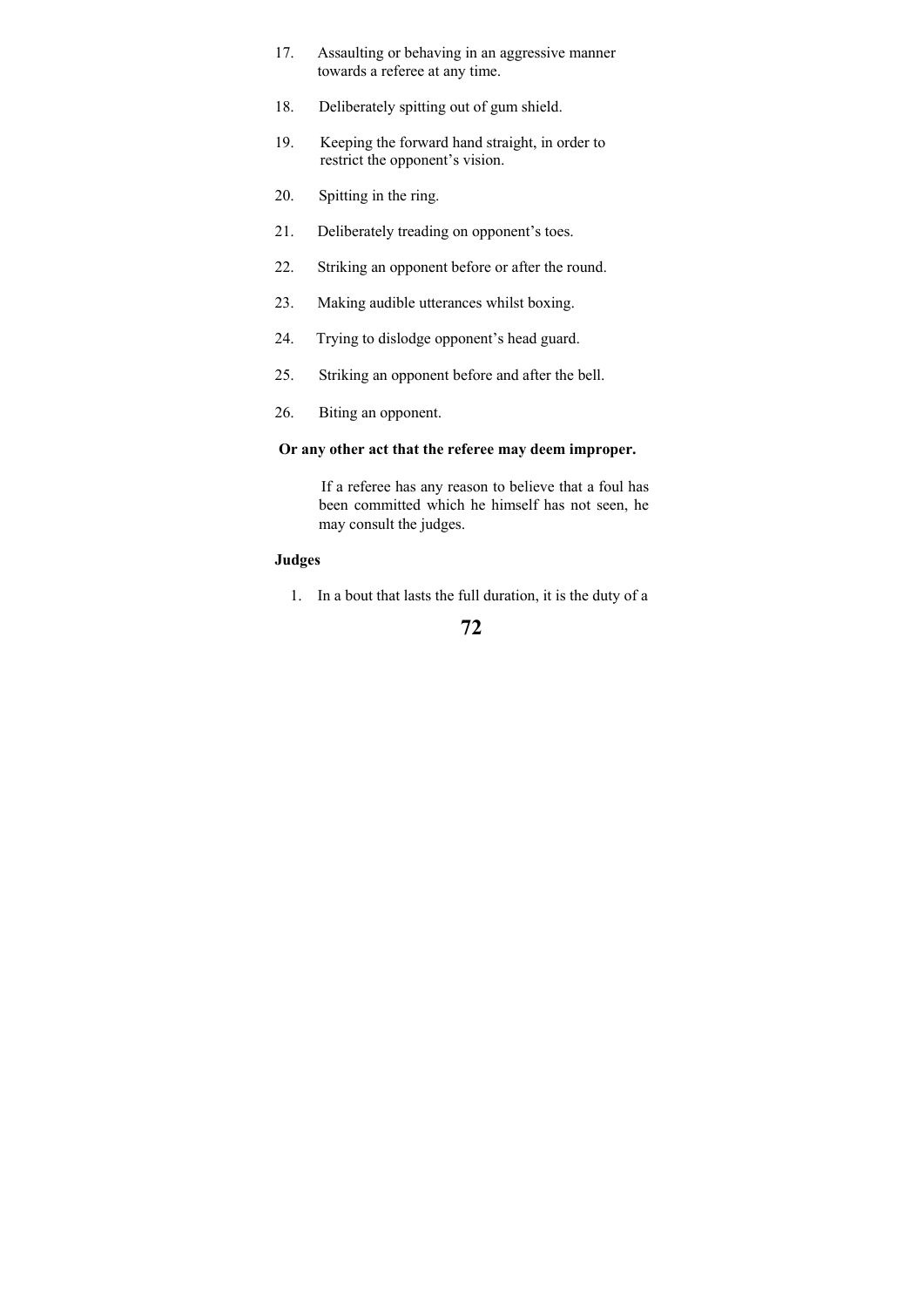17. Assaulting or behaving in an aggressive manner towards a referee at any time.
18. Deliberately spitting out of gum shield.
19. Keeping the forward hand straight, in order to restrict the opponent's vision.
20. Spitting in the ring.
21. Deliberately treading on opponent's toes.
22. Striking an opponent before or after the round.
23. Making audible utterances whilst boxing.
24. Trying to dislodge opponent's head guard.
25. Striking an opponent before and after the bell.
26. Biting an opponent.

**Or any other act that the referee may deem improper.**

If a referee has any reason to believe that a foul has been committed which he himself has not seen, he may consult the judges.

**Judges**

1. In a bout that lasts the full duration, it is the duty of a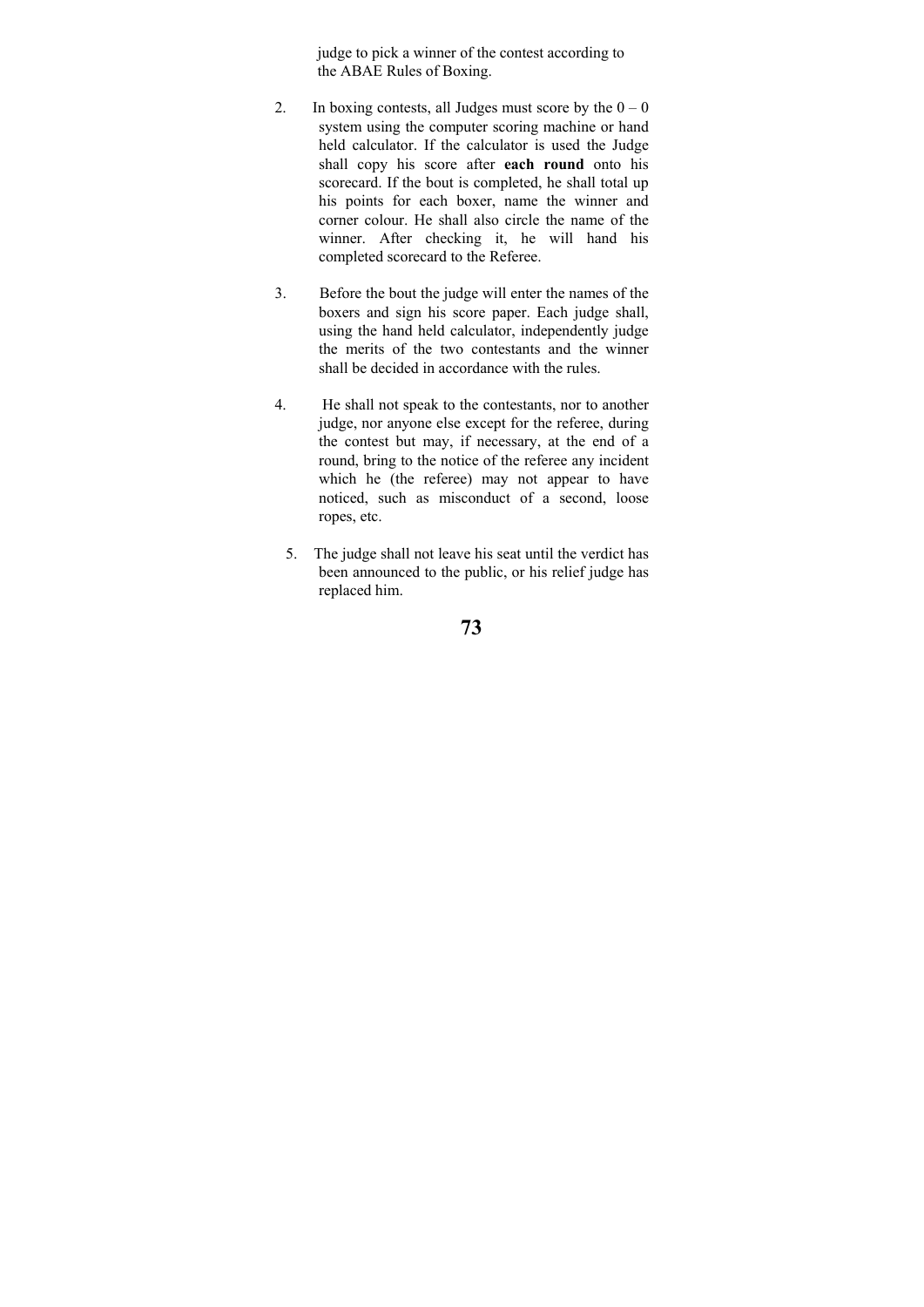judge to pick a winner of the contest according to the ABAE Rules of Boxing.

2. In boxing contests, all Judges must score by the 0 – 0 system using the computer scoring machine or hand held calculator. If the calculator is used the Judge shall copy his score after **each round** onto his scorecard. If the bout is completed, he shall total up his points for each boxer, name the winner and corner colour. He shall also circle the name of the winner. After checking it, he will hand his completed scorecard to the Referee.

3. Before the bout the judge will enter the names of the boxers and sign his score paper. Each judge shall, using the hand held calculator, independently judge the merits of the two contestants and the winner shall be decided in accordance with the rules.

4. He shall not speak to the contestants, nor to another judge, nor anyone else except for the referee, during the contest but may, if necessary, at the end of a round, bring to the notice of the referee any incident which he (the referee) may not appear to have noticed, such as misconduct of a second, loose ropes, etc.

5. The judge shall not leave his seat until the verdict has been announced to the public, or his relief judge has replaced him.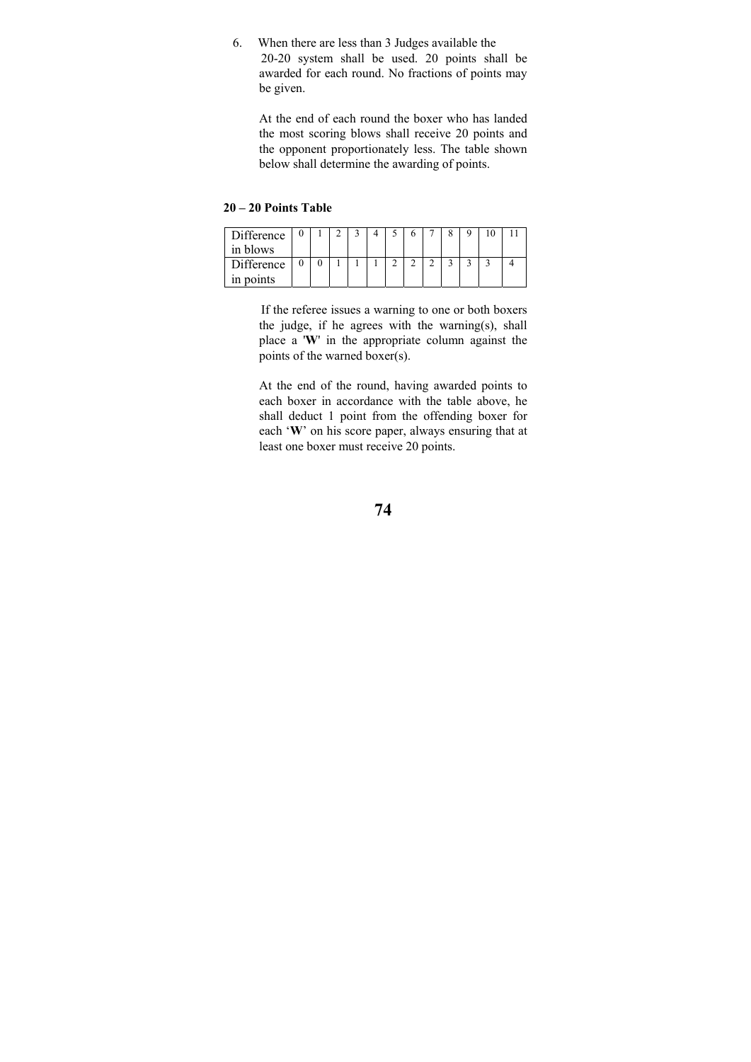6. When there are less than 3 Judges available the 20-20 system shall be used. 20 points shall be awarded for each round. No fractions of points may be given.

   At the end of each round the boxer who has landed the most scoring blows shall receive 20 points and the opponent proportionately less. The table shown below shall determine the awarding of points.

**20 – 20 Points Table**

| Difference in blows | 0 | 1 | 2 | 3 | 4 | 5 | 6 | 7 | 8 | 9 | 10 | 11 |
|---|---|---|---|---|---|---|---|---|---|---|---|---|
| Difference in points | 0 | 0 | 1 | 1 | 1 | 2 | 2 | 2 | 3 | 3 | 3 | 4 |

If the referee issues a warning to one or both boxers the judge, if he agrees with the warning(s), shall place a '**W**' in the appropriate column against the points of the warned boxer(s).

At the end of the round, having awarded points to each boxer in accordance with the table above, he shall deduct 1 point from the offending boxer for each '**W**' on his score paper, always ensuring that at least one boxer must receive 20 points.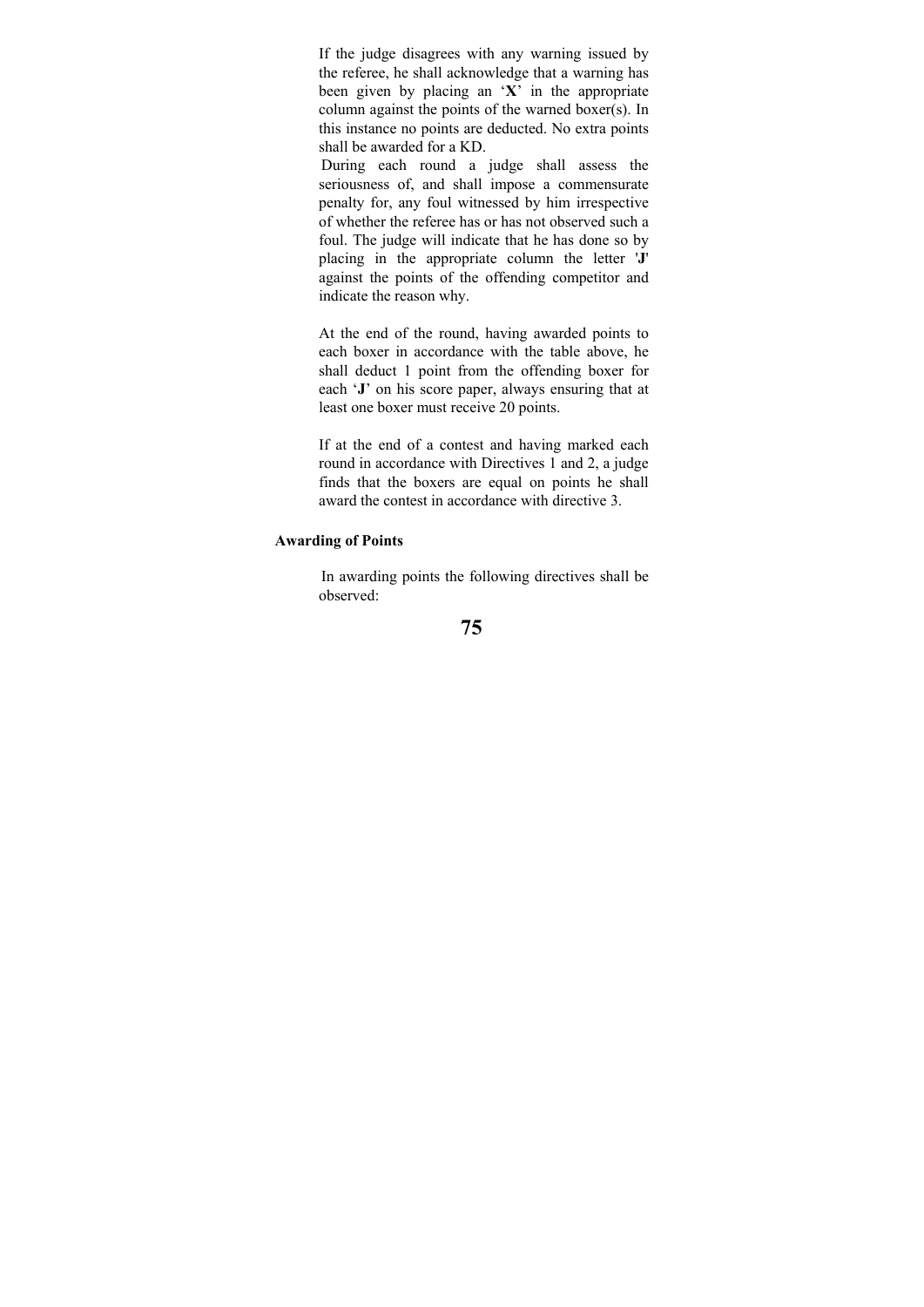If the judge disagrees with any warning issued by the referee, he shall acknowledge that a warning has been given by placing an '**X**' in the appropriate column against the points of the warned boxer(s). In this instance no points are deducted. No extra points shall be awarded for a KD.

During each round a judge shall assess the seriousness of, and shall impose a commensurate penalty for, any foul witnessed by him irrespective of whether the referee has or has not observed such a foul. The judge will indicate that he has done so by placing in the appropriate column the letter '**J**' against the points of the offending competitor and indicate the reason why.

At the end of the round, having awarded points to each boxer in accordance with the table above, he shall deduct 1 point from the offending boxer for each '**J**' on his score paper, always ensuring that at least one boxer must receive 20 points.

If at the end of a contest and having marked each round in accordance with Directives 1 and 2, a judge finds that the boxers are equal on points he shall award the contest in accordance with directive 3.

**Awarding of Points**

In awarding points the following directives shall be observed: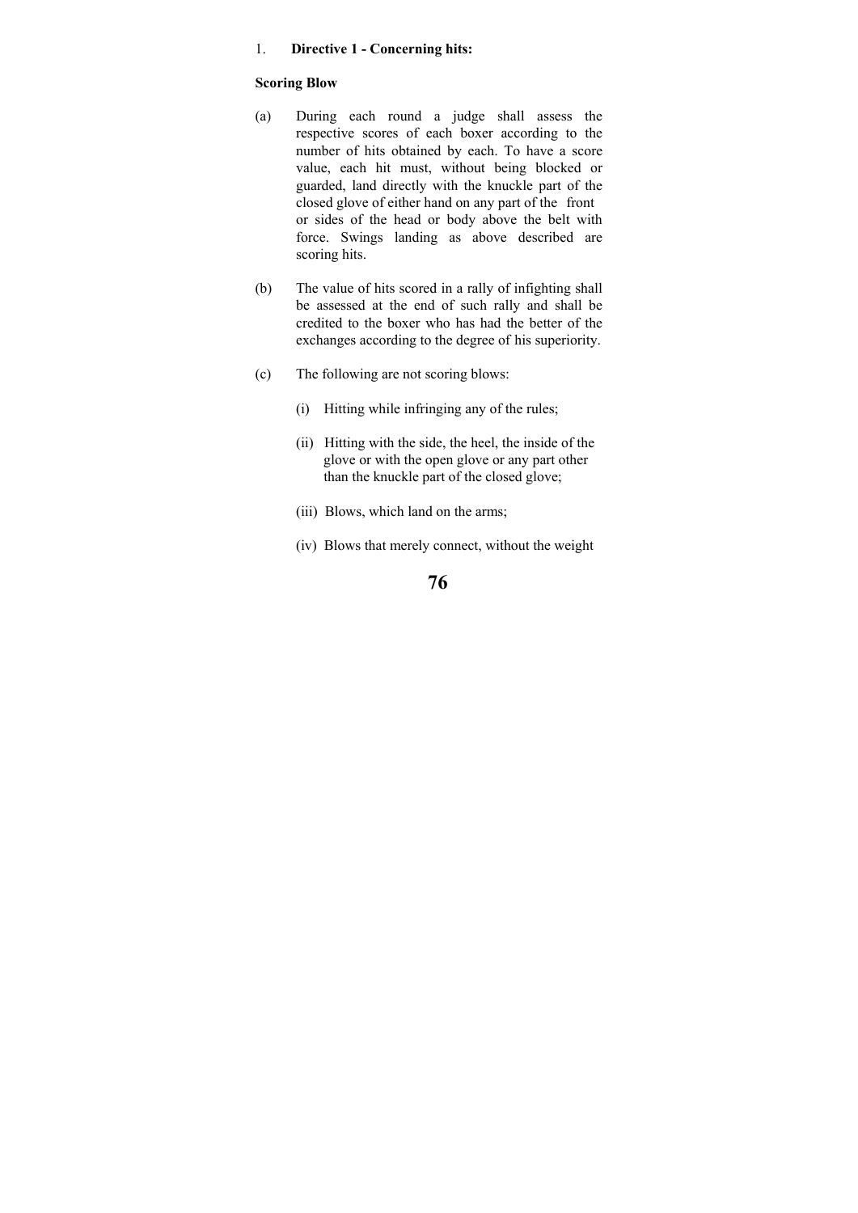1. **Directive 1 - Concerning hits:**

**Scoring Blow**

(a) During each round a judge shall assess the respective scores of each boxer according to the number of hits obtained by each. To have a score value, each hit must, without being blocked or guarded, land directly with the knuckle part of the closed glove of either hand on any part of the front or sides of the head or body above the belt with force. Swings landing as above described are scoring hits.

(b) The value of hits scored in a rally of infighting shall be assessed at the end of such rally and shall be credited to the boxer who has had the better of the exchanges according to the degree of his superiority.

(c) The following are not scoring blows:

  (i) Hitting while infringing any of the rules;

  (ii) Hitting with the side, the heel, the inside of the glove or with the open glove or any part other than the knuckle part of the closed glove;

  (iii) Blows, which land on the arms;

  (iv) Blows that merely connect, without the weight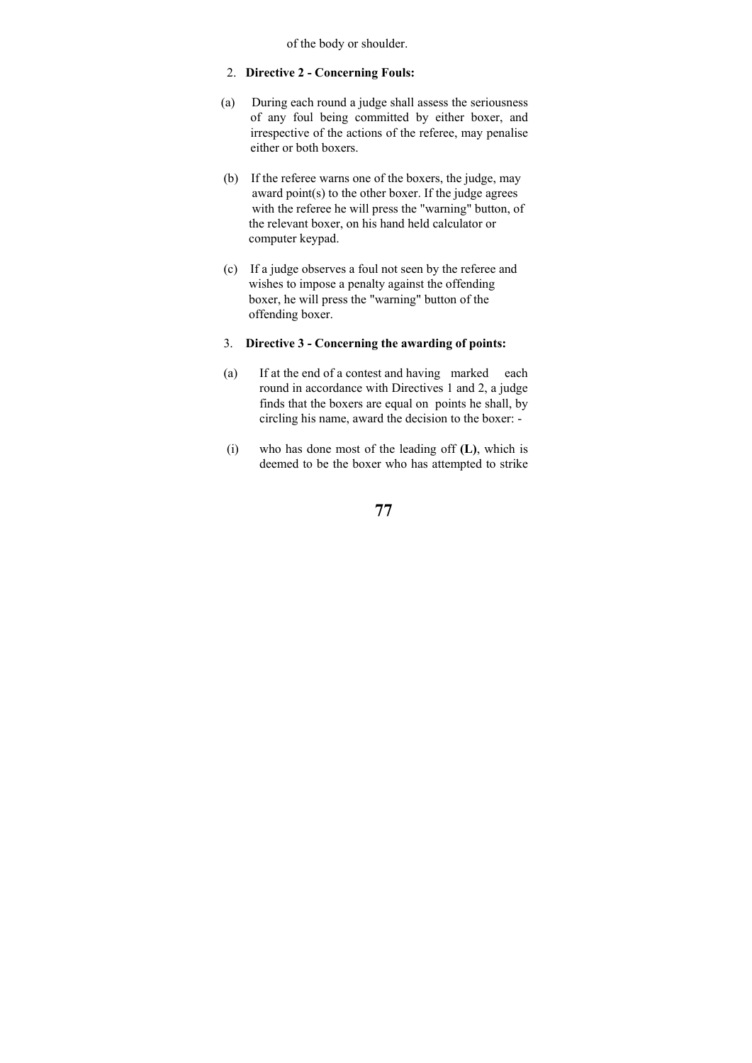of the body or shoulder.

2. **Directive 2 - Concerning Fouls:**

(a) During each round a judge shall assess the seriousness of any foul being committed by either boxer, and irrespective of the actions of the referee, may penalise either or both boxers.

(b) If the referee warns one of the boxers, the judge, may award point(s) to the other boxer. If the judge agrees with the referee he will press the "warning" button, of the relevant boxer, on his hand held calculator or computer keypad.

(c) If a judge observes a foul not seen by the referee and wishes to impose a penalty against the offending boxer, he will press the "warning" button of the offending boxer.

3. **Directive 3 - Concerning the awarding of points:**

(a) If at the end of a contest and having marked each round in accordance with Directives 1 and 2, a judge finds that the boxers are equal on points he shall, by circling his name, award the decision to the boxer: -

(i) who has done most of the leading off **(L)**, which is deemed to be the boxer who has attempted to strike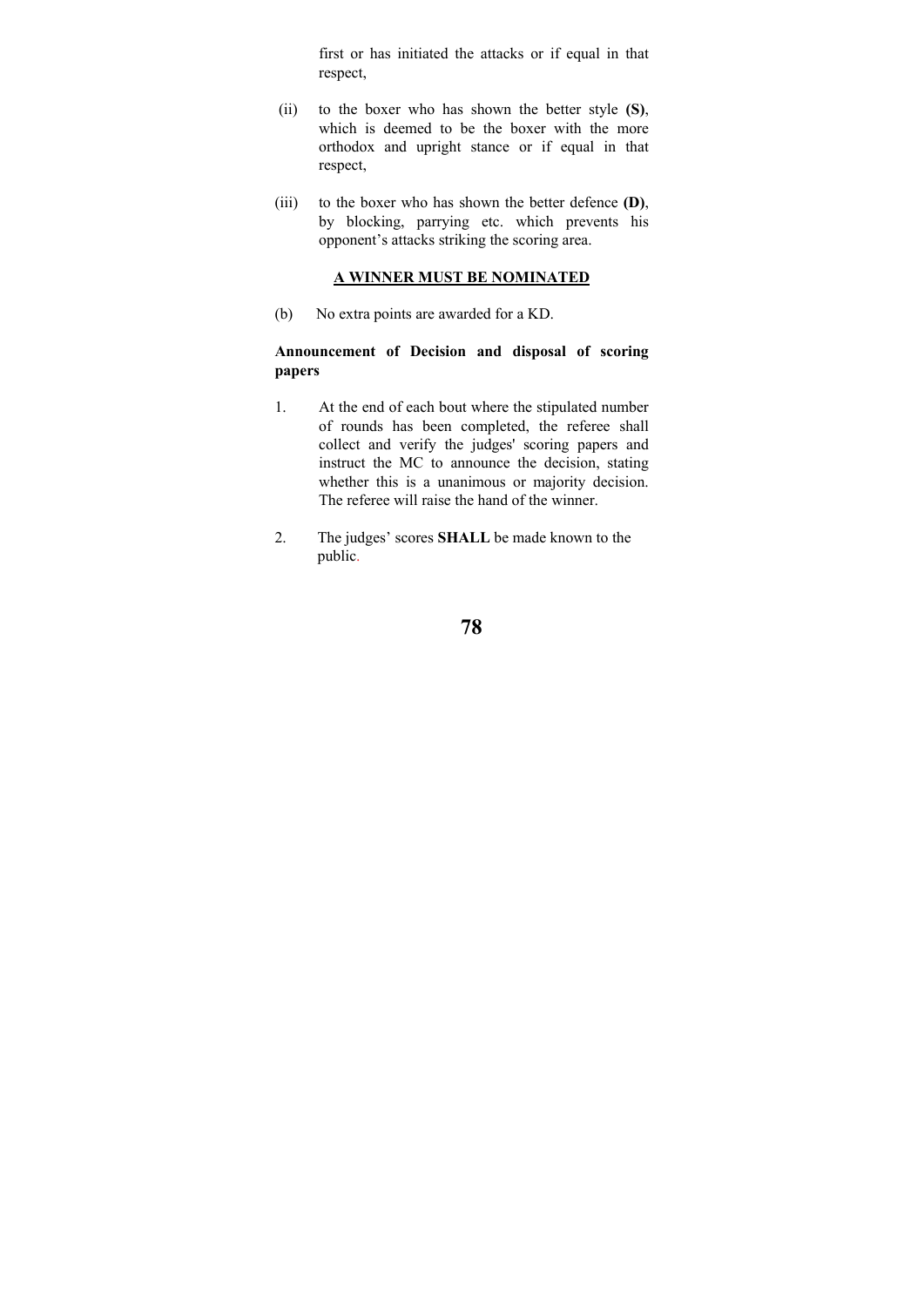first or has initiated the attacks or if equal in that respect,

(ii) to the boxer who has shown the better style **(S)**, which is deemed to be the boxer with the more orthodox and upright stance or if equal in that respect,

(iii) to the boxer who has shown the better defence **(D)**, by blocking, parrying etc. which prevents his opponent's attacks striking the scoring area.

**A WINNER MUST BE NOMINATED**

(b) No extra points are awarded for a KD.

**Announcement of Decision and disposal of scoring papers**

1. At the end of each bout where the stipulated number of rounds has been completed, the referee shall collect and verify the judges' scoring papers and instruct the MC to announce the decision, stating whether this is a unanimous or majority decision. The referee will raise the hand of the winner.

2. The judges' scores **SHALL** be made known to the public.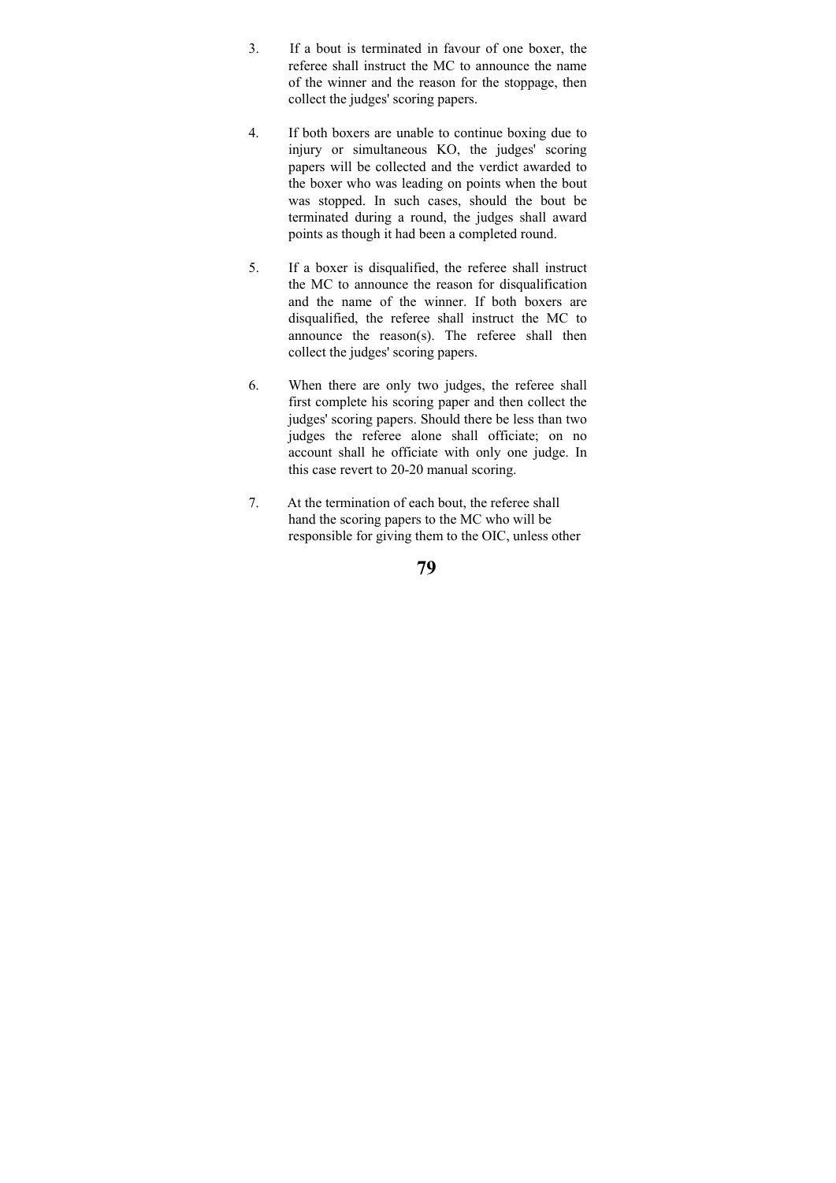3. If a bout is terminated in favour of one boxer, the referee shall instruct the MC to announce the name of the winner and the reason for the stoppage, then collect the judges' scoring papers.

4. If both boxers are unable to continue boxing due to injury or simultaneous KO, the judges' scoring papers will be collected and the verdict awarded to the boxer who was leading on points when the bout was stopped. In such cases, should the bout be terminated during a round, the judges shall award points as though it had been a completed round.

5. If a boxer is disqualified, the referee shall instruct the MC to announce the reason for disqualification and the name of the winner. If both boxers are disqualified, the referee shall instruct the MC to announce the reason(s). The referee shall then collect the judges' scoring papers.

6. When there are only two judges, the referee shall first complete his scoring paper and then collect the judges' scoring papers. Should there be less than two judges the referee alone shall officiate; on no account shall he officiate with only one judge. In this case revert to 20-20 manual scoring.

7. At the termination of each bout, the referee shall hand the scoring papers to the MC who will be responsible for giving them to the OIC, unless other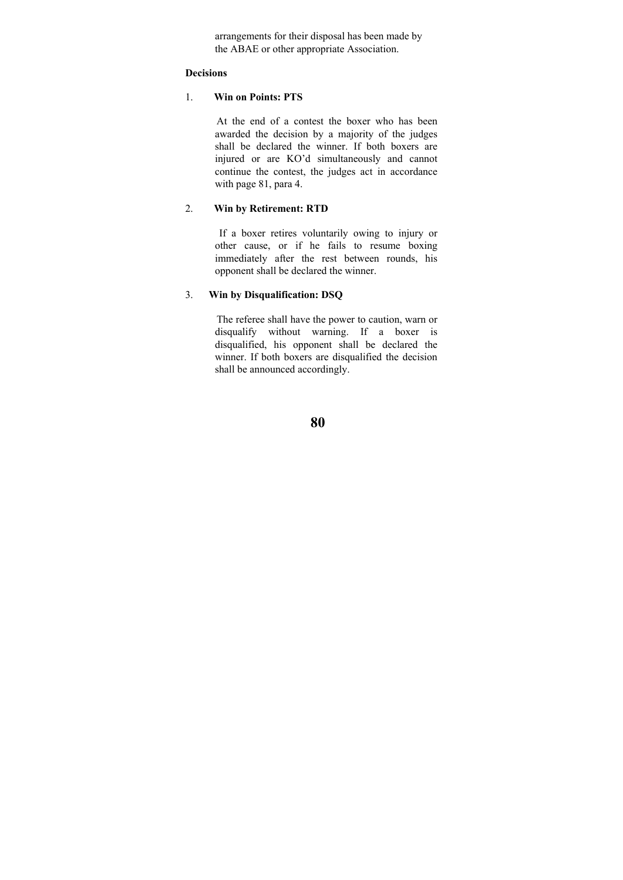arrangements for their disposal has been made by the ABAE or other appropriate Association.

**Decisions**

1. **Win on Points: PTS**

   At the end of a contest the boxer who has been awarded the decision by a majority of the judges shall be declared the winner. If both boxers are injured or are KO'd simultaneously and cannot continue the contest, the judges act in accordance with page 81, para 4.

2. **Win by Retirement: RTD**

   If a boxer retires voluntarily owing to injury or other cause, or if he fails to resume boxing immediately after the rest between rounds, his opponent shall be declared the winner.

3. **Win by Disqualification: DSQ**

   The referee shall have the power to caution, warn or disqualify without warning. If a boxer is disqualified, his opponent shall be declared the winner. If both boxers are disqualified the decision shall be announced accordingly.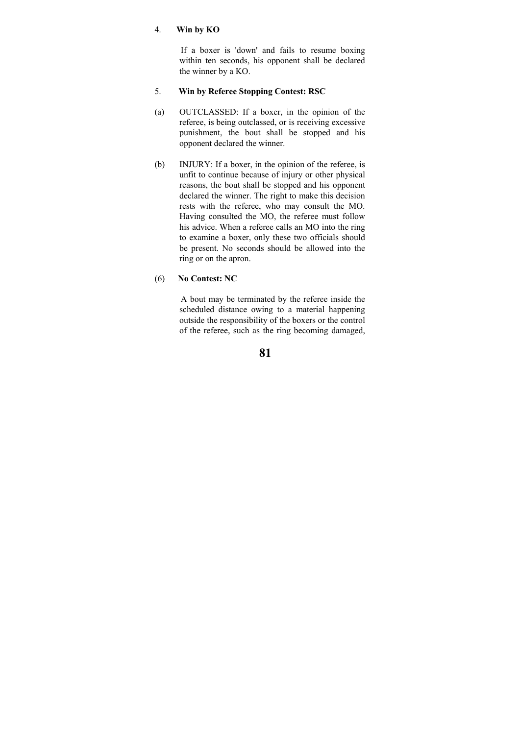4. **Win by KO**

If a boxer is 'down' and fails to resume boxing within ten seconds, his opponent shall be declared the winner by a KO.

5. **Win by Referee Stopping Contest: RSC**

(a) OUTCLASSED: If a boxer, in the opinion of the referee, is being outclassed, or is receiving excessive punishment, the bout shall be stopped and his opponent declared the winner.

(b) INJURY: If a boxer, in the opinion of the referee, is unfit to continue because of injury or other physical reasons, the bout shall be stopped and his opponent declared the winner. The right to make this decision rests with the referee, who may consult the MO. Having consulted the MO, the referee must follow his advice. When a referee calls an MO into the ring to examine a boxer, only these two officials should be present. No seconds should be allowed into the ring or on the apron.

(6) **No Contest: NC**

A bout may be terminated by the referee inside the scheduled distance owing to a material happening outside the responsibility of the boxers or the control of the referee, such as the ring becoming damaged,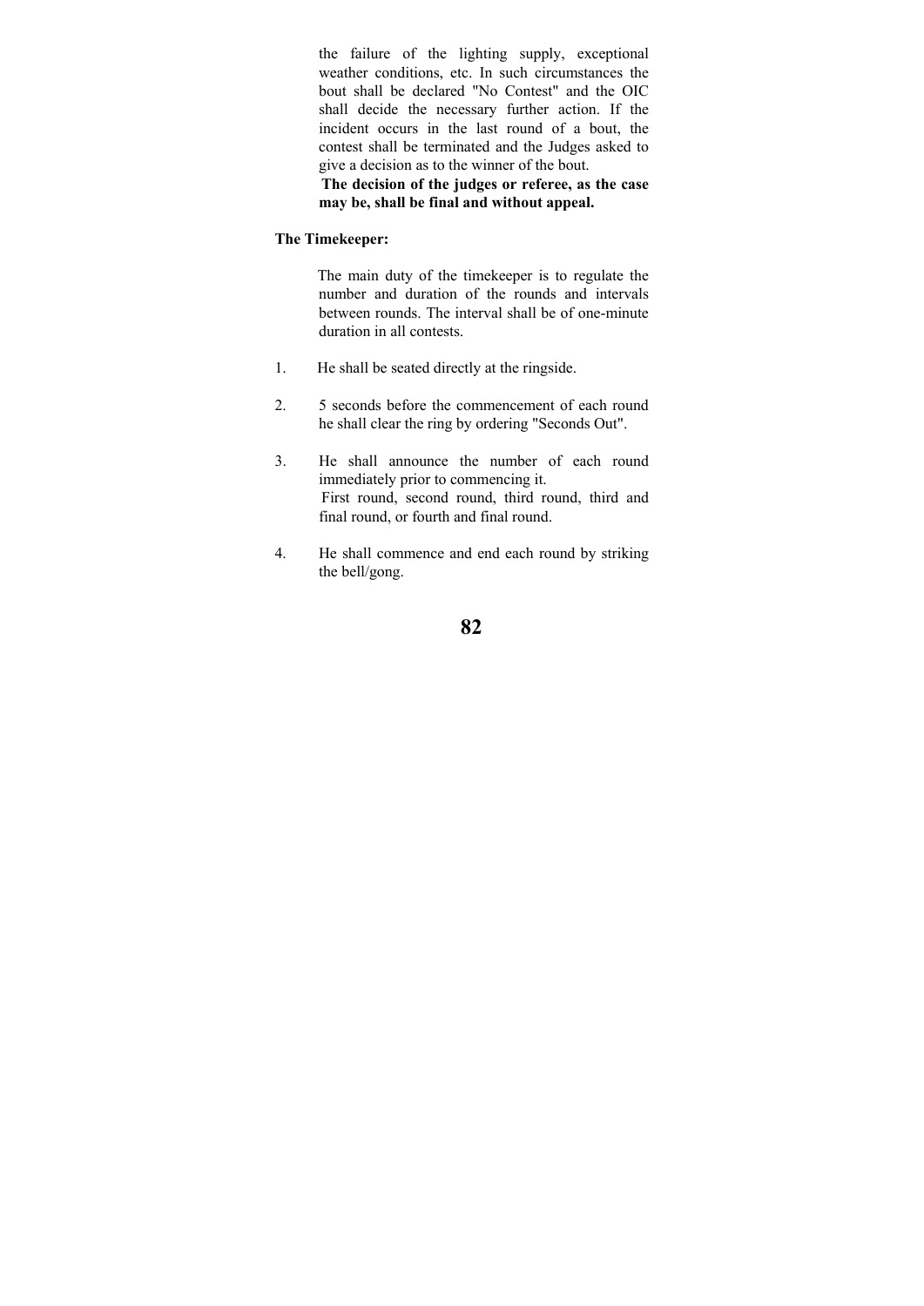the failure of the lighting supply, exceptional weather conditions, etc. In such circumstances the bout shall be declared "No Contest" and the OIC shall decide the necessary further action. If the incident occurs in the last round of a bout, the contest shall be terminated and the Judges asked to give a decision as to the winner of the bout.

**The decision of the judges or referee, as the case may be, shall be final and without appeal.**

**The Timekeeper:**

The main duty of the timekeeper is to regulate the number and duration of the rounds and intervals between rounds. The interval shall be of one-minute duration in all contests.

1. He shall be seated directly at the ringside.

2. 5 seconds before the commencement of each round he shall clear the ring by ordering "Seconds Out".

3. He shall announce the number of each round immediately prior to commencing it.
   First round, second round, third round, third and final round, or fourth and final round.

4. He shall commence and end each round by striking the bell/gong.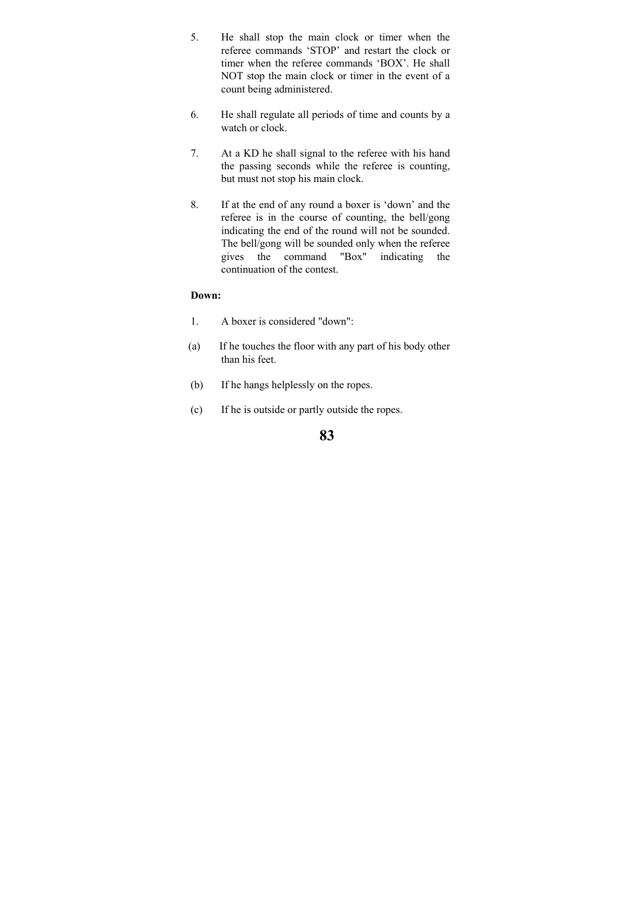5. He shall stop the main clock or timer when the referee commands 'STOP' and restart the clock or timer when the referee commands 'BOX'. He shall NOT stop the main clock or timer in the event of a count being administered.

6. He shall regulate all periods of time and counts by a watch or clock.

7. At a KD he shall signal to the referee with his hand the passing seconds while the referee is counting, but must not stop his main clock.

8. If at the end of any round a boxer is 'down' and the referee is in the course of counting, the bell/gong indicating the end of the round will not be sounded. The bell/gong will be sounded only when the referee gives the command "Box" indicating the continuation of the contest.

**Down:**

1. A boxer is considered "down":

(a) If he touches the floor with any part of his body other than his feet.

(b) If he hangs helplessly on the ropes.

(c) If he is outside or partly outside the ropes.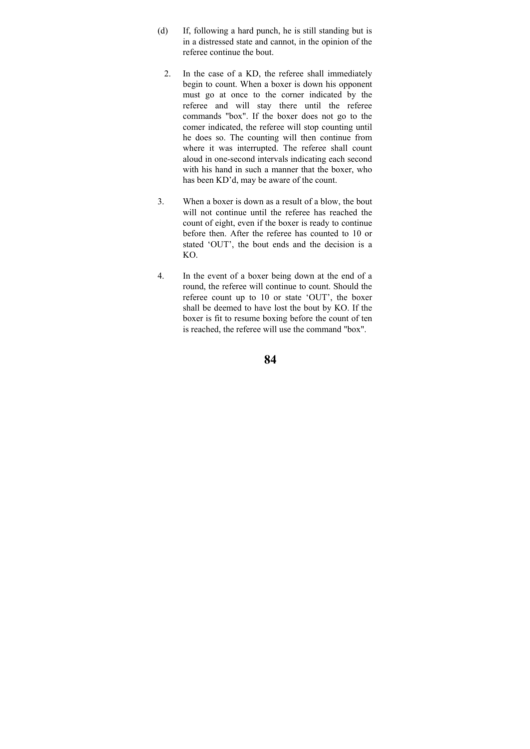(d) If, following a hard punch, he is still standing but is in a distressed state and cannot, in the opinion of the referee continue the bout.

2. In the case of a KD, the referee shall immediately begin to count. When a boxer is down his opponent must go at once to the corner indicated by the referee and will stay there until the referee commands "box". If the boxer does not go to the comer indicated, the referee will stop counting until he does so. The counting will then continue from where it was interrupted. The referee shall count aloud in one-second intervals indicating each second with his hand in such a manner that the boxer, who has been KD'd, may be aware of the count.

3. When a boxer is down as a result of a blow, the bout will not continue until the referee has reached the count of eight, even if the boxer is ready to continue before then. After the referee has counted to 10 or stated 'OUT', the bout ends and the decision is a KO.

4. In the event of a boxer being down at the end of a round, the referee will continue to count. Should the referee count up to 10 or state 'OUT', the boxer shall be deemed to have lost the bout by KO. If the boxer is fit to resume boxing before the count of ten is reached, the referee will use the command "box".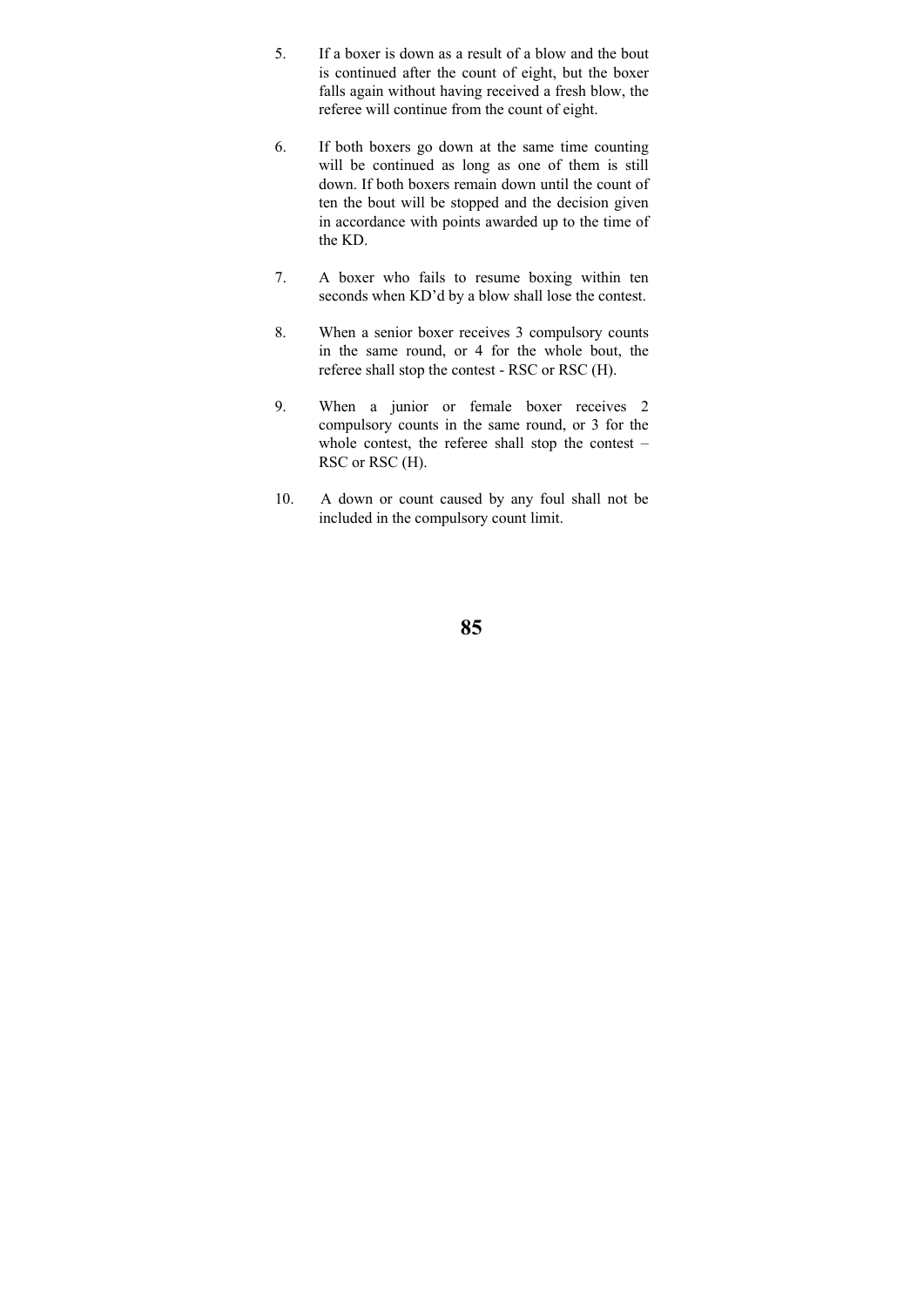5. If a boxer is down as a result of a blow and the bout is continued after the count of eight, but the boxer falls again without having received a fresh blow, the referee will continue from the count of eight.

6. If both boxers go down at the same time counting will be continued as long as one of them is still down. If both boxers remain down until the count of ten the bout will be stopped and the decision given in accordance with points awarded up to the time of the KD.

7. A boxer who fails to resume boxing within ten seconds when KD'd by a blow shall lose the contest.

8. When a senior boxer receives 3 compulsory counts in the same round, or 4 for the whole bout, the referee shall stop the contest - RSC or RSC (H).

9. When a junior or female boxer receives 2 compulsory counts in the same round, or 3 for the whole contest, the referee shall stop the contest – RSC or RSC (H).

10. A down or count caused by any foul shall not be included in the compulsory count limit.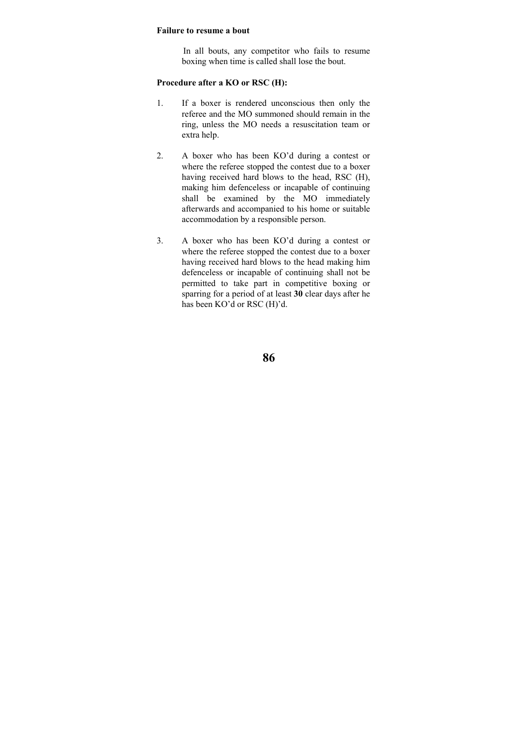**Failure to resume a bout**

In all bouts, any competitor who fails to resume boxing when time is called shall lose the bout.

**Procedure after a KO or RSC (H):**

1. If a boxer is rendered unconscious then only the referee and the MO summoned should remain in the ring, unless the MO needs a resuscitation team or extra help.

2. A boxer who has been KO'd during a contest or where the referee stopped the contest due to a boxer having received hard blows to the head, RSC (H), making him defenceless or incapable of continuing shall be examined by the MO immediately afterwards and accompanied to his home or suitable accommodation by a responsible person.

3. A boxer who has been KO'd during a contest or where the referee stopped the contest due to a boxer having received hard blows to the head making him defenceless or incapable of continuing shall not be permitted to take part in competitive boxing or sparring for a period of at least **30** clear days after he has been KO'd or RSC (H)'d.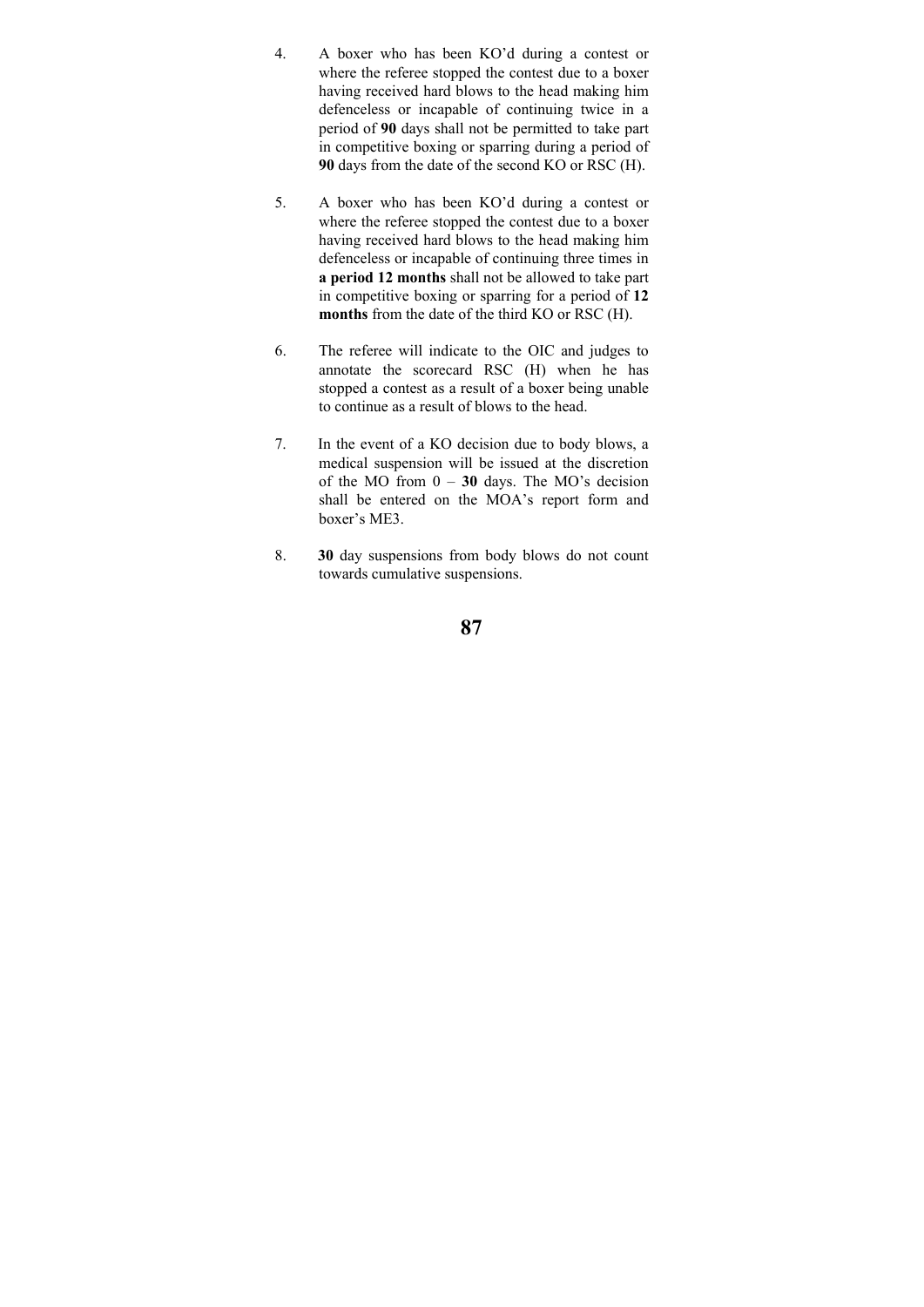4. A boxer who has been KO'd during a contest or where the referee stopped the contest due to a boxer having received hard blows to the head making him defenceless or incapable of continuing twice in a period of **90** days shall not be permitted to take part in competitive boxing or sparring during a period of **90** days from the date of the second KO or RSC (H).

5. A boxer who has been KO'd during a contest or where the referee stopped the contest due to a boxer having received hard blows to the head making him defenceless or incapable of continuing three times in **a period 12 months** shall not be allowed to take part in competitive boxing or sparring for a period of **12 months** from the date of the third KO or RSC (H).

6. The referee will indicate to the OIC and judges to annotate the scorecard RSC (H) when he has stopped a contest as a result of a boxer being unable to continue as a result of blows to the head.

7. In the event of a KO decision due to body blows, a medical suspension will be issued at the discretion of the MO from 0 – **30** days. The MO's decision shall be entered on the MOA's report form and boxer's ME3.

8. **30** day suspensions from body blows do not count towards cumulative suspensions.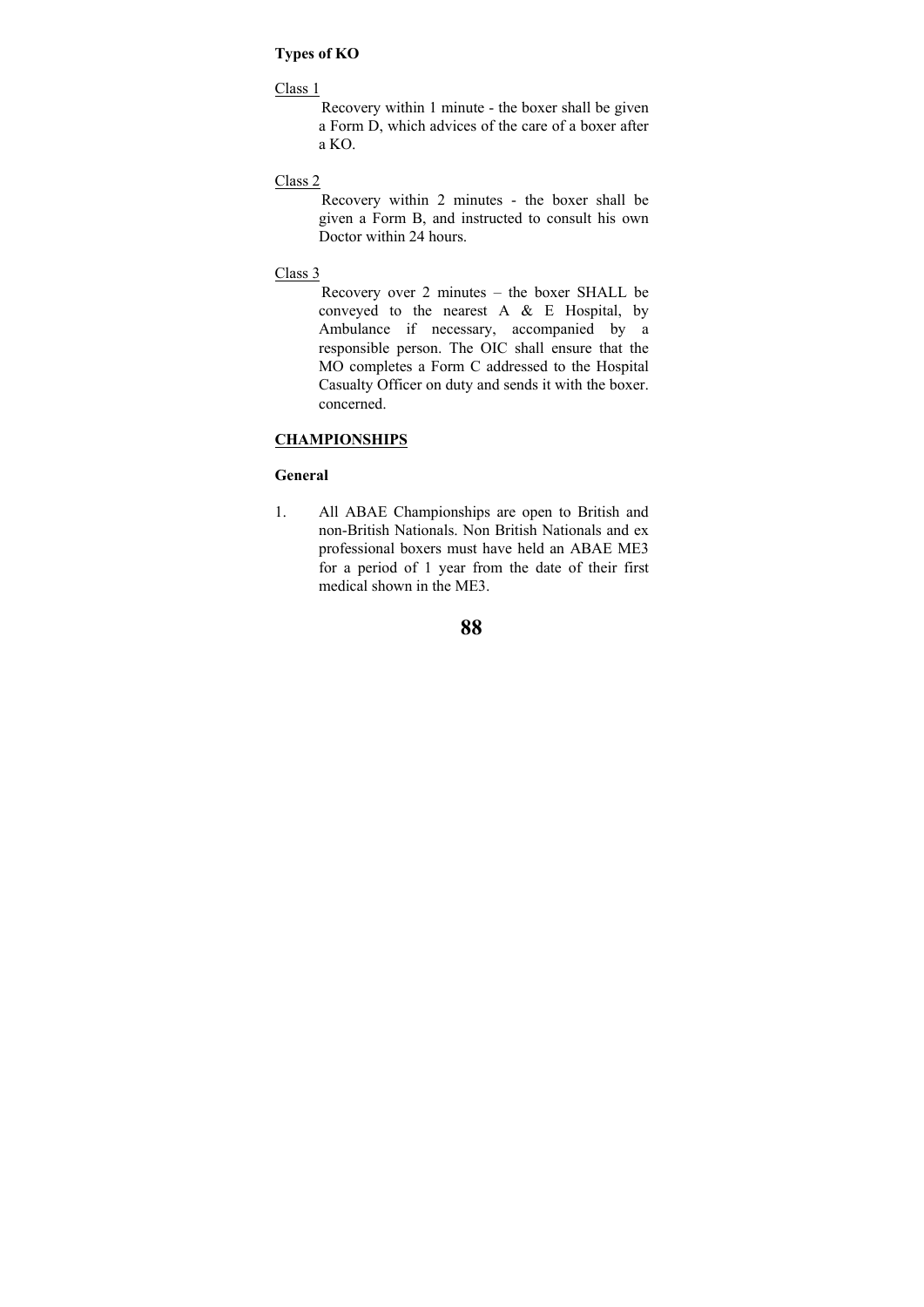**Types of KO**

Class 1

Recovery within 1 minute - the boxer shall be given a Form D, which advices of the care of a boxer after a KO.

Class 2

Recovery within 2 minutes - the boxer shall be given a Form B, and instructed to consult his own Doctor within 24 hours.

Class 3

Recovery over 2 minutes – the boxer SHALL be conveyed to the nearest A & E Hospital, by Ambulance if necessary, accompanied by a responsible person. The OIC shall ensure that the MO completes a Form C addressed to the Hospital Casualty Officer on duty and sends it with the boxer. concerned.

## CHAMPIONSHIPS

**General**

1. All ABAE Championships are open to British and non-British Nationals. Non British Nationals and ex professional boxers must have held an ABAE ME3 for a period of 1 year from the date of their first medical shown in the ME3.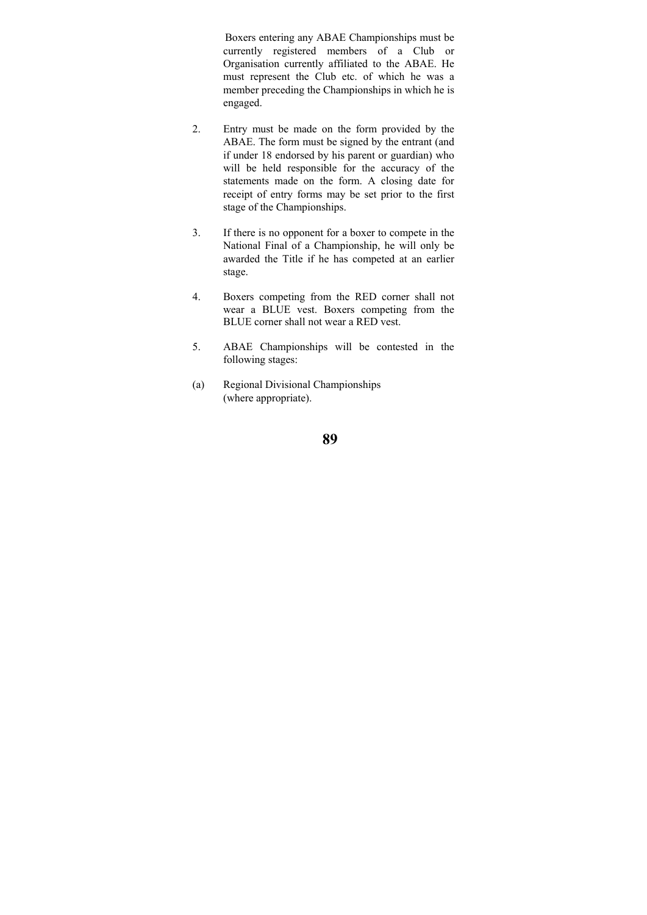Boxers entering any ABAE Championships must be currently registered members of a Club or Organisation currently affiliated to the ABAE. He must represent the Club etc. of which he was a member preceding the Championships in which he is engaged.

2. Entry must be made on the form provided by the ABAE. The form must be signed by the entrant (and if under 18 endorsed by his parent or guardian) who will be held responsible for the accuracy of the statements made on the form. A closing date for receipt of entry forms may be set prior to the first stage of the Championships.

3. If there is no opponent for a boxer to compete in the National Final of a Championship, he will only be awarded the Title if he has competed at an earlier stage.

4. Boxers competing from the RED corner shall not wear a BLUE vest. Boxers competing from the BLUE corner shall not wear a RED vest.

5. ABAE Championships will be contested in the following stages:

(a) Regional Divisional Championships (where appropriate).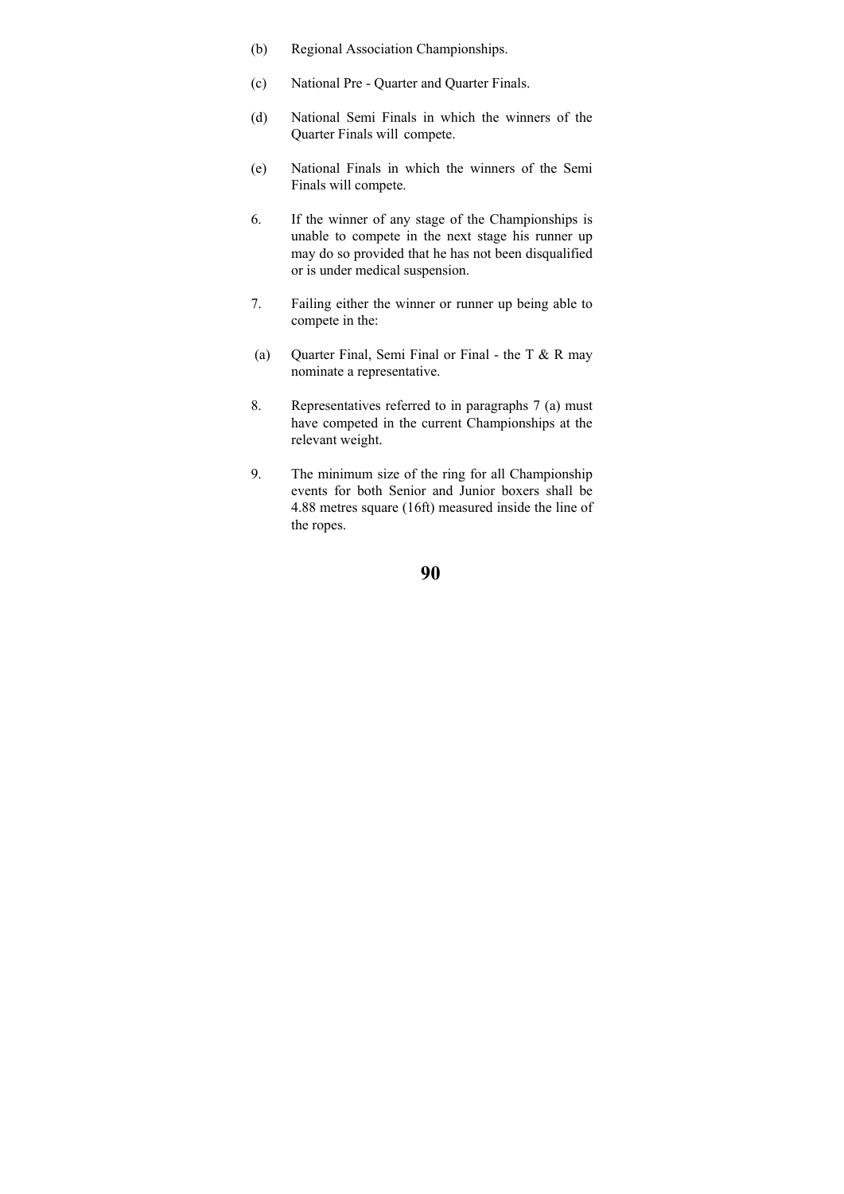(b) Regional Association Championships.

(c) National Pre - Quarter and Quarter Finals.

(d) National Semi Finals in which the winners of the Quarter Finals will compete.

(e) National Finals in which the winners of the Semi Finals will compete.

6. If the winner of any stage of the Championships is unable to compete in the next stage his runner up may do so provided that he has not been disqualified or is under medical suspension.

7. Failing either the winner or runner up being able to compete in the:

(a) Quarter Final, Semi Final or Final - the T & R may nominate a representative.

8. Representatives referred to in paragraphs 7 (a) must have competed in the current Championships at the relevant weight.

9. The minimum size of the ring for all Championship events for both Senior and Junior boxers shall be 4.88 metres square (16ft) measured inside the line of the ropes.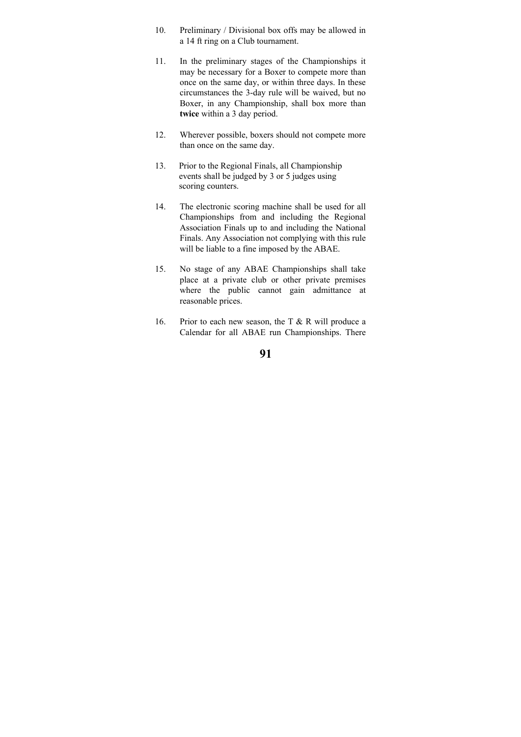10. Preliminary / Divisional box offs may be allowed in a 14 ft ring on a Club tournament.

11. In the preliminary stages of the Championships it may be necessary for a Boxer to compete more than once on the same day, or within three days. In these circumstances the 3-day rule will be waived, but no Boxer, in any Championship, shall box more than **twice** within a 3 day period.

12. Wherever possible, boxers should not compete more than once on the same day.

13. Prior to the Regional Finals, all Championship events shall be judged by 3 or 5 judges using scoring counters.

14. The electronic scoring machine shall be used for all Championships from and including the Regional Association Finals up to and including the National Finals. Any Association not complying with this rule will be liable to a fine imposed by the ABAE.

15. No stage of any ABAE Championships shall take place at a private club or other private premises where the public cannot gain admittance at reasonable prices.

16. Prior to each new season, the T & R will produce a Calendar for all ABAE run Championships. There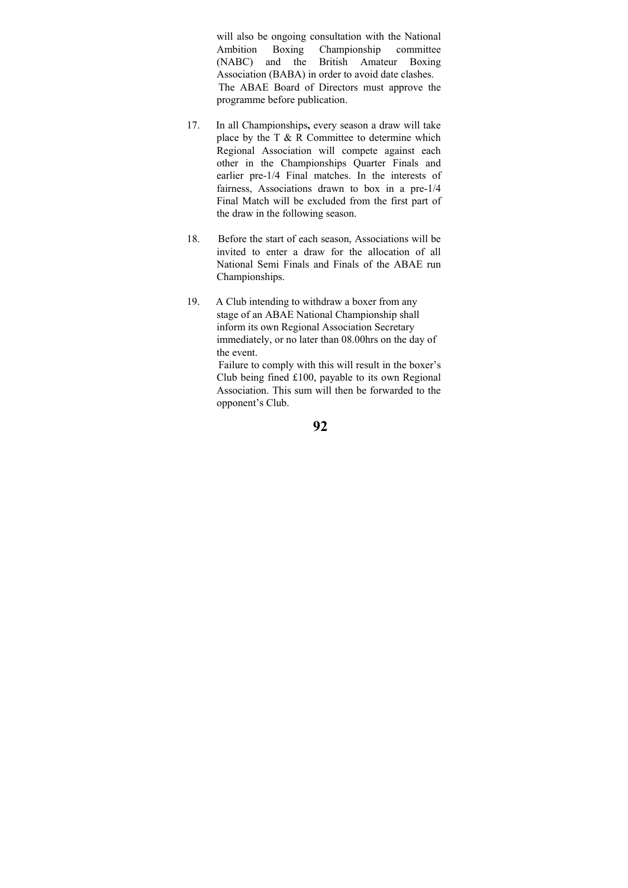will also be ongoing consultation with the National Ambition Boxing Championship committee (NABC) and the British Amateur Boxing Association (BABA) in order to avoid date clashes.

The ABAE Board of Directors must approve the programme before publication.

17. In all Championships**,** every season a draw will take place by the T & R Committee to determine which Regional Association will compete against each other in the Championships Quarter Finals and earlier pre-1/4 Final matches. In the interests of fairness, Associations drawn to box in a pre-1/4 Final Match will be excluded from the first part of the draw in the following season.

18. Before the start of each season, Associations will be invited to enter a draw for the allocation of all National Semi Finals and Finals of the ABAE run Championships.

19. A Club intending to withdraw a boxer from any stage of an ABAE National Championship shall inform its own Regional Association Secretary immediately, or no later than 08.00hrs on the day of the event.

    Failure to comply with this will result in the boxer's Club being fined £100, payable to its own Regional Association. This sum will then be forwarded to the opponent's Club.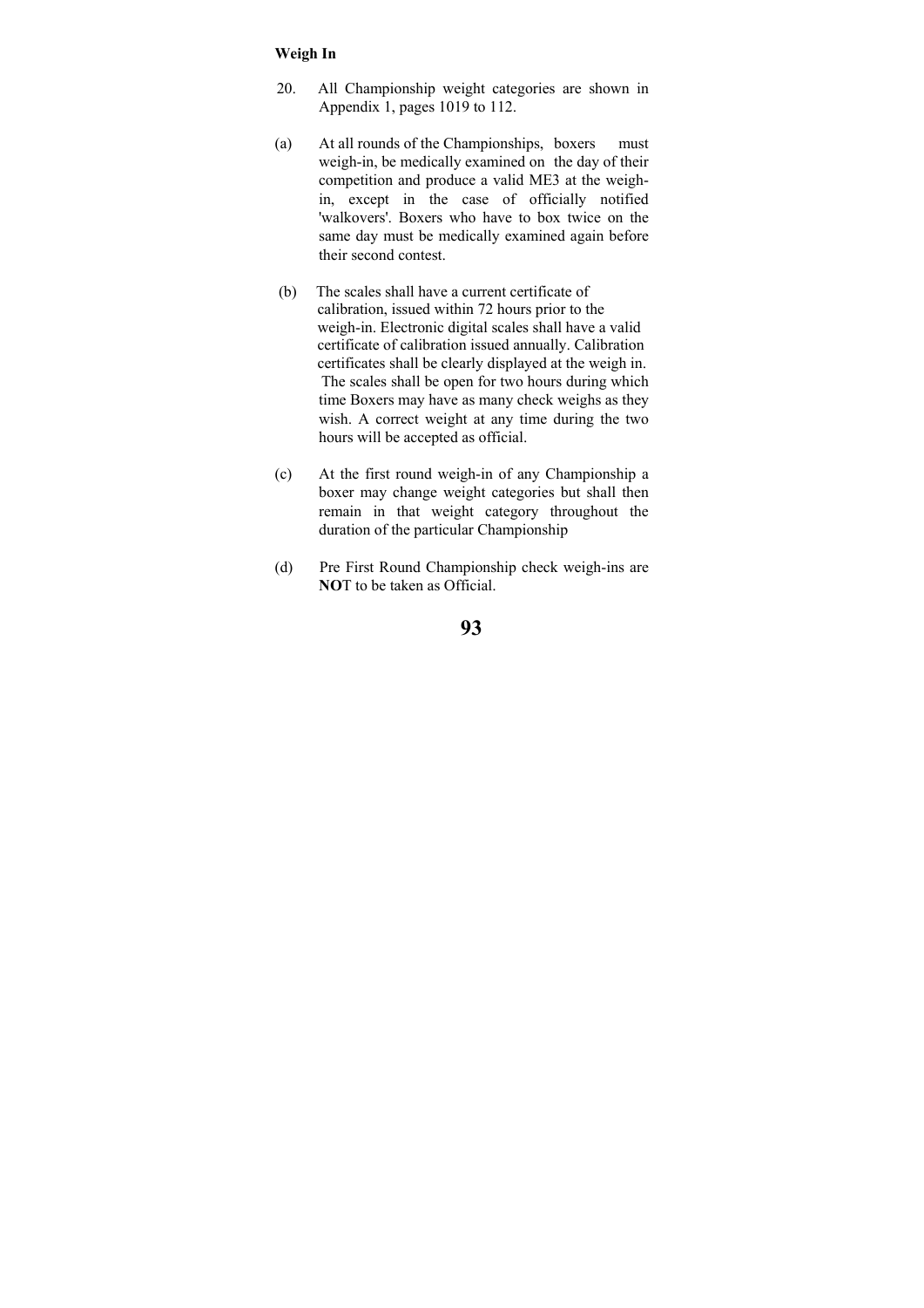**Weigh In**

20. All Championship weight categories are shown in Appendix 1, pages 1019 to 112.

(a) At all rounds of the Championships, boxers must weigh-in, be medically examined on the day of their competition and produce a valid ME3 at the weigh-in, except in the case of officially notified 'walkovers'. Boxers who have to box twice on the same day must be medically examined again before their second contest.

(b) The scales shall have a current certificate of calibration, issued within 72 hours prior to the weigh-in. Electronic digital scales shall have a valid certificate of calibration issued annually. Calibration certificates shall be clearly displayed at the weigh in. The scales shall be open for two hours during which time Boxers may have as many check weighs as they wish. A correct weight at any time during the two hours will be accepted as official.

(c) At the first round weigh-in of any Championship a boxer may change weight categories but shall then remain in that weight category throughout the duration of the particular Championship

(d) Pre First Round Championship check weigh-ins are **NO**T to be taken as Official.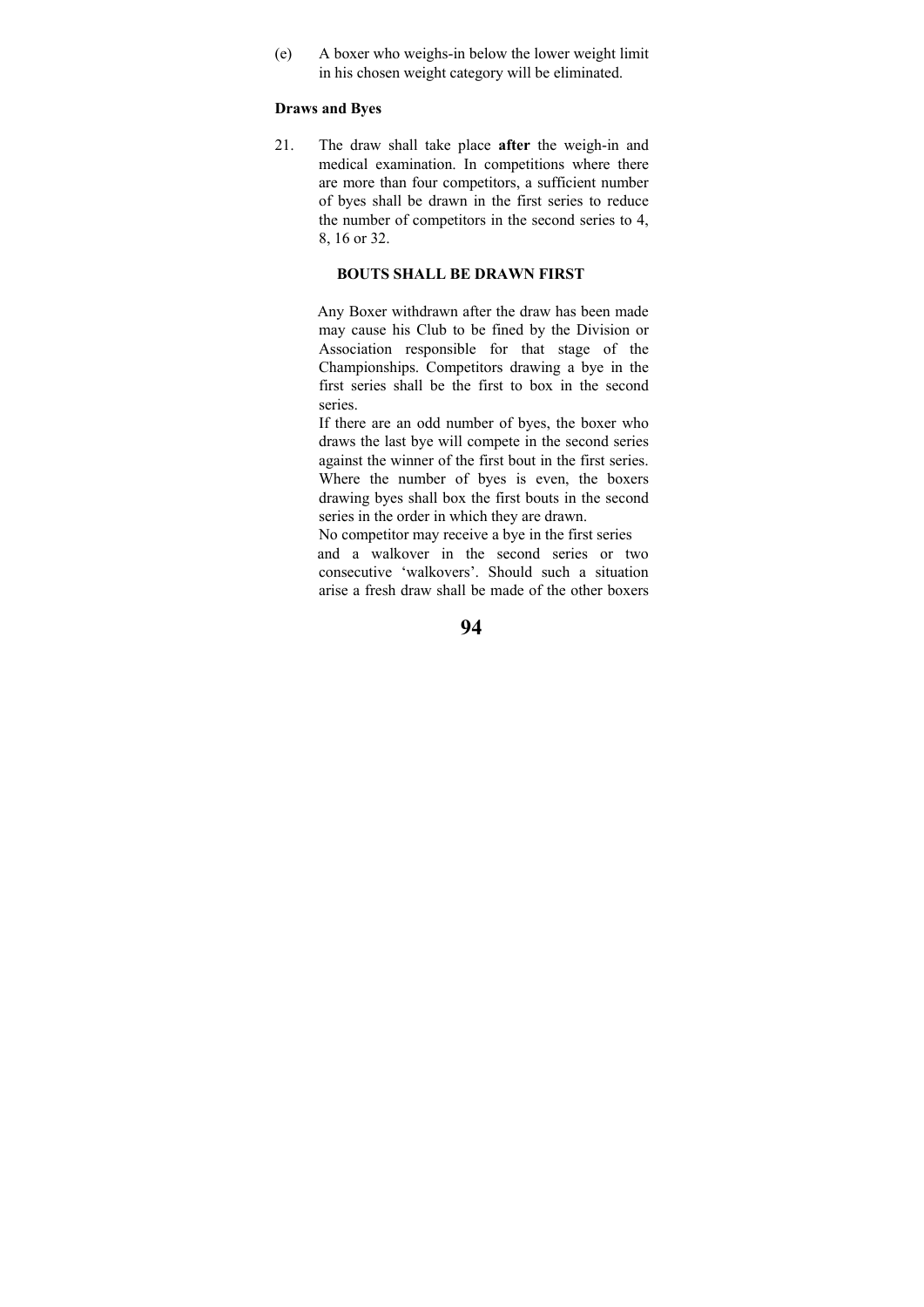(e) A boxer who weighs-in below the lower weight limit in his chosen weight category will be eliminated.

**Draws and Byes**

21. The draw shall take place **after** the weigh-in and medical examination. In competitions where there are more than four competitors, a sufficient number of byes shall be drawn in the first series to reduce the number of competitors in the second series to 4, 8, 16 or 32.

**BOUTS SHALL BE DRAWN FIRST**

Any Boxer withdrawn after the draw has been made may cause his Club to be fined by the Division or Association responsible for that stage of the Championships. Competitors drawing a bye in the first series shall be the first to box in the second series.

If there are an odd number of byes, the boxer who draws the last bye will compete in the second series against the winner of the first bout in the first series. Where the number of byes is even, the boxers drawing byes shall box the first bouts in the second series in the order in which they are drawn.

No competitor may receive a bye in the first series and a walkover in the second series or two consecutive 'walkovers'. Should such a situation arise a fresh draw shall be made of the other boxers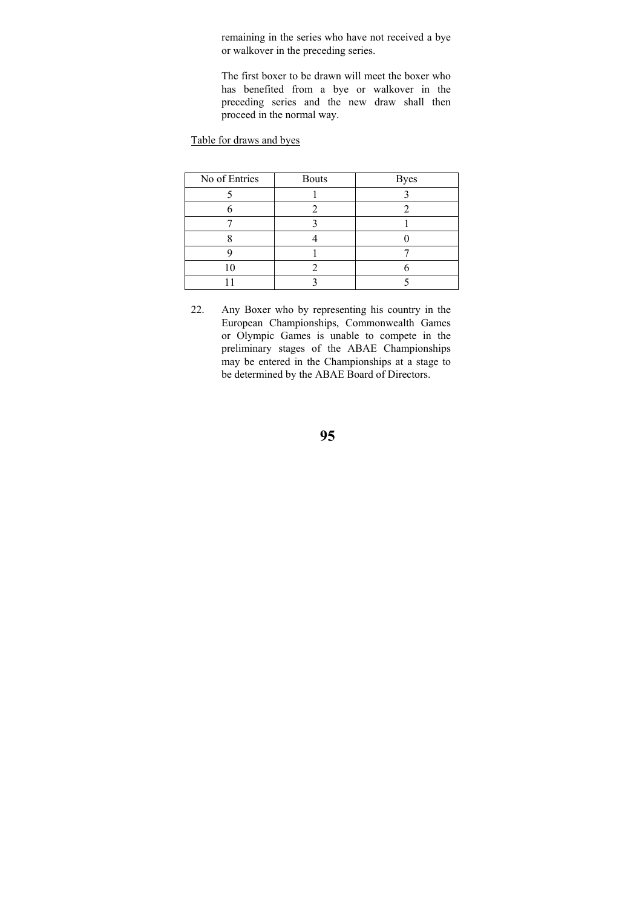remaining in the series who have not received a bye or walkover in the preceding series.

The first boxer to be drawn will meet the boxer who has benefited from a bye or walkover in the preceding series and the new draw shall then proceed in the normal way.

Table for draws and byes

| No of Entries | Bouts | Byes |
| --- | --- | --- |
| 5 | 1 | 3 |
| 6 | 2 | 2 |
| 7 | 3 | 1 |
| 8 | 4 | 0 |
| 9 | 1 | 7 |
| 10 | 2 | 6 |
| 11 | 3 | 5 |

22. Any Boxer who by representing his country in the European Championships, Commonwealth Games or Olympic Games is unable to compete in the preliminary stages of the ABAE Championships may be entered in the Championships at a stage to be determined by the ABAE Board of Directors.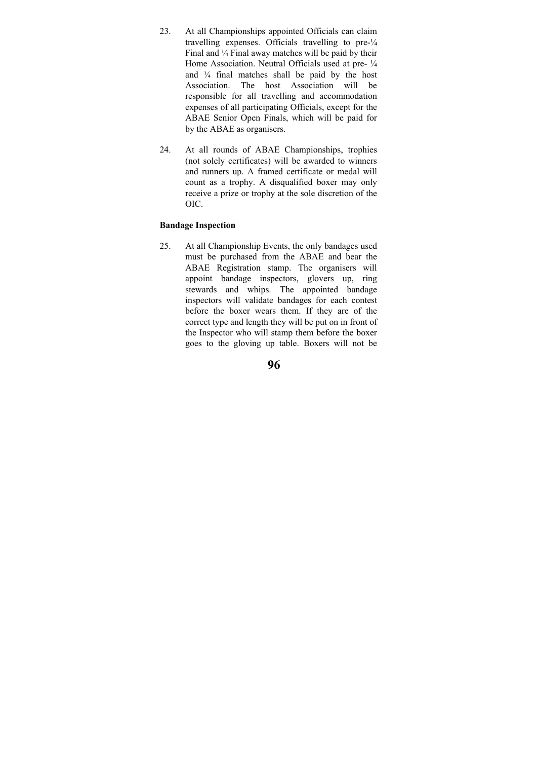23. At all Championships appointed Officials can claim travelling expenses. Officials travelling to pre-¼ Final and ¼ Final away matches will be paid by their Home Association. Neutral Officials used at pre- ¼ and ¼ final matches shall be paid by the host Association. The host Association will be responsible for all travelling and accommodation expenses of all participating Officials, except for the ABAE Senior Open Finals, which will be paid for by the ABAE as organisers.

24. At all rounds of ABAE Championships, trophies (not solely certificates) will be awarded to winners and runners up. A framed certificate or medal will count as a trophy. A disqualified boxer may only receive a prize or trophy at the sole discretion of the OIC.

**Bandage Inspection**

25. At all Championship Events, the only bandages used must be purchased from the ABAE and bear the ABAE Registration stamp. The organisers will appoint bandage inspectors, glovers up, ring stewards and whips. The appointed bandage inspectors will validate bandages for each contest before the boxer wears them. If they are of the correct type and length they will be put on in front of the Inspector who will stamp them before the boxer goes to the gloving up table. Boxers will not be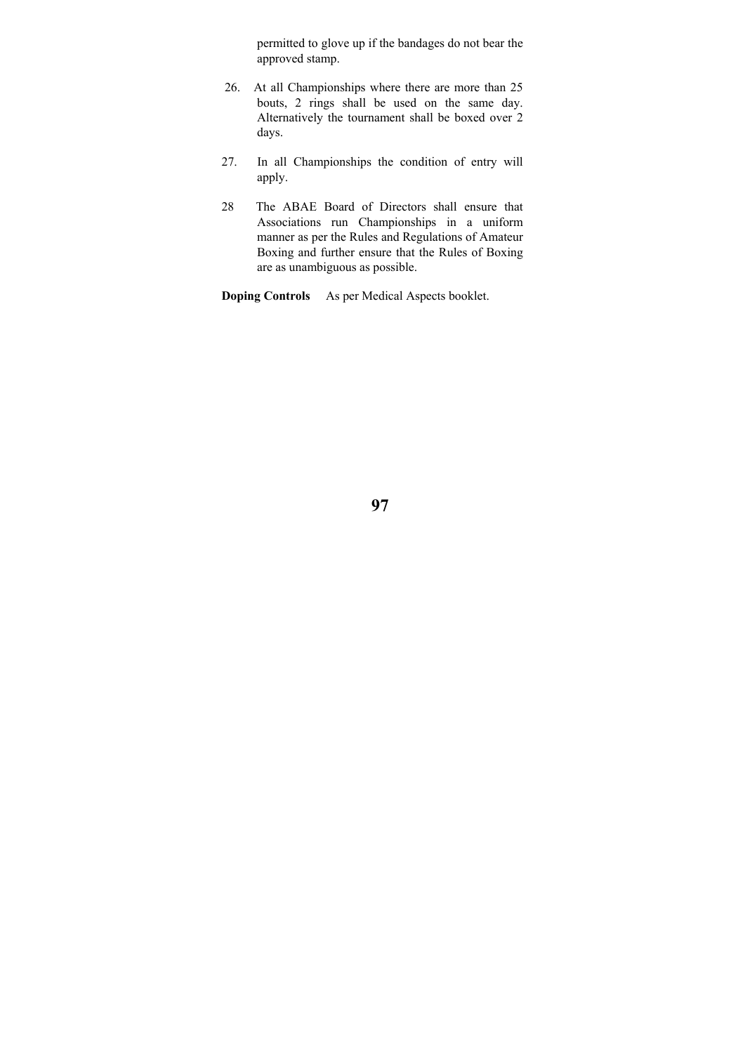permitted to glove up if the bandages do not bear the approved stamp.

26. At all Championships where there are more than 25 bouts, 2 rings shall be used on the same day. Alternatively the tournament shall be boxed over 2 days.

27. In all Championships the condition of entry will apply.

28 The ABAE Board of Directors shall ensure that Associations run Championships in a uniform manner as per the Rules and Regulations of Amateur Boxing and further ensure that the Rules of Boxing are as unambiguous as possible.

**Doping Controls** As per Medical Aspects booklet.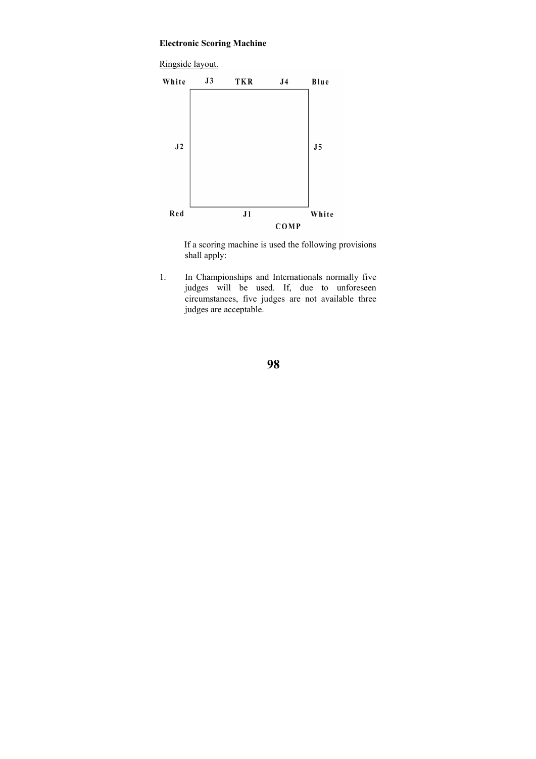**Electronic Scoring Machine**

Ringside layout.

White J3 TKR J4 Blue

J2 J5

Red J1 White

COMP

If a scoring machine is used the following provisions shall apply:

1. In Championships and Internationals normally five judges will be used. If, due to unforeseen circumstances, five judges are not available three judges are acceptable.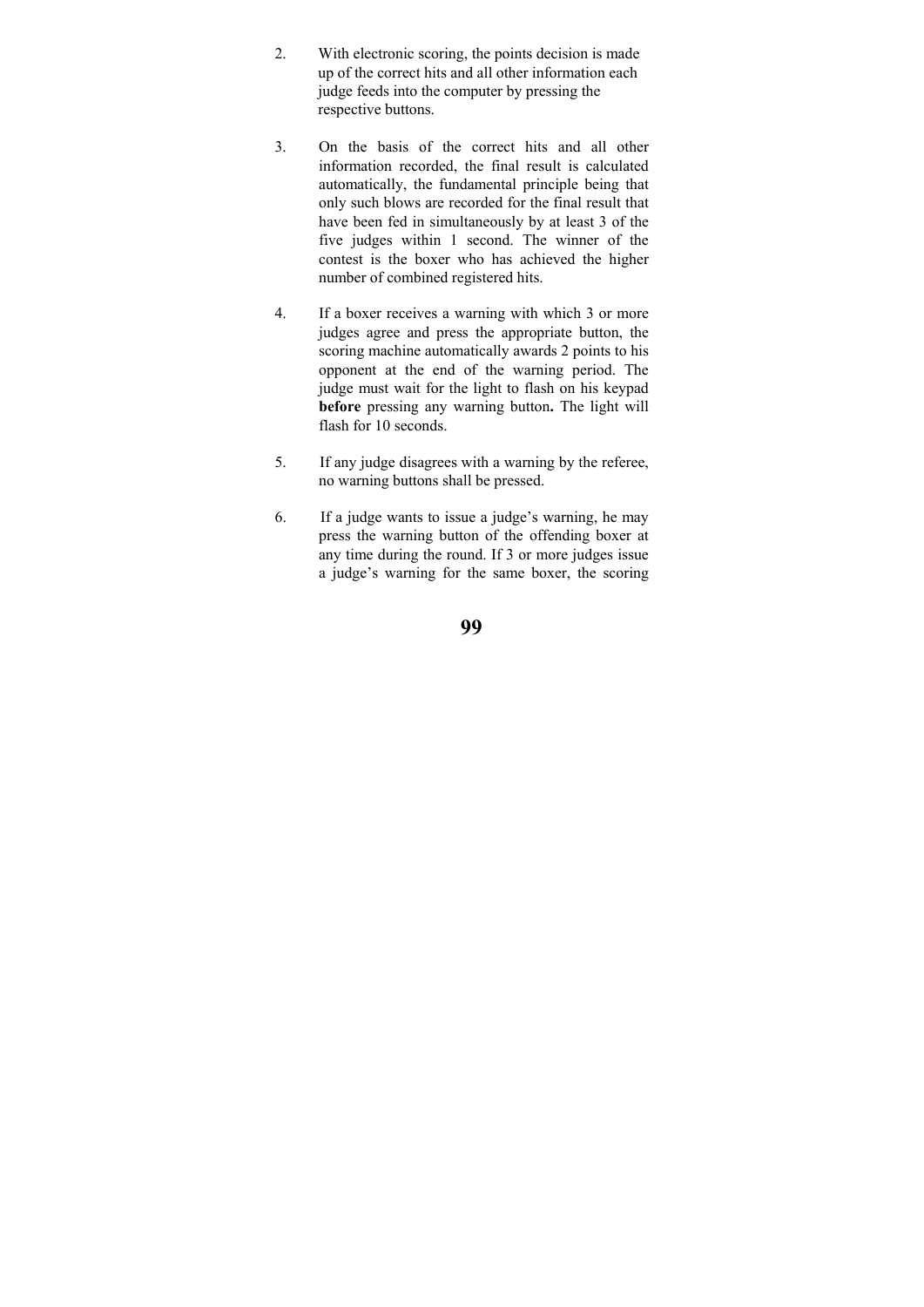2. With electronic scoring, the points decision is made up of the correct hits and all other information each judge feeds into the computer by pressing the respective buttons.

3. On the basis of the correct hits and all other information recorded, the final result is calculated automatically, the fundamental principle being that only such blows are recorded for the final result that have been fed in simultaneously by at least 3 of the five judges within 1 second. The winner of the contest is the boxer who has achieved the higher number of combined registered hits.

4. If a boxer receives a warning with which 3 or more judges agree and press the appropriate button, the scoring machine automatically awards 2 points to his opponent at the end of the warning period. The judge must wait for the light to flash on his keypad **before** pressing any warning button**.** The light will flash for 10 seconds.

5. If any judge disagrees with a warning by the referee, no warning buttons shall be pressed.

6. If a judge wants to issue a judge's warning, he may press the warning button of the offending boxer at any time during the round. If 3 or more judges issue a judge's warning for the same boxer, the scoring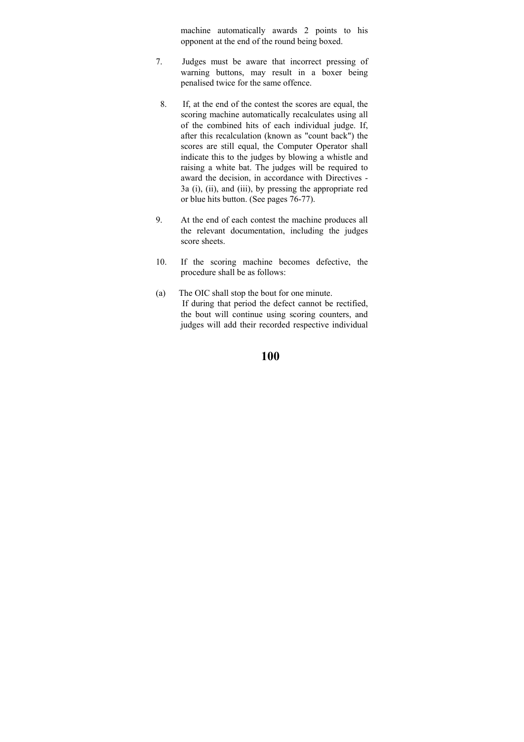machine automatically awards 2 points to his opponent at the end of the round being boxed.

7. Judges must be aware that incorrect pressing of warning buttons, may result in a boxer being penalised twice for the same offence.

8. If, at the end of the contest the scores are equal, the scoring machine automatically recalculates using all of the combined hits of each individual judge. If, after this recalculation (known as "count back") the scores are still equal, the Computer Operator shall indicate this to the judges by blowing a whistle and raising a white bat. The judges will be required to award the decision, in accordance with Directives - 3a (i), (ii), and (iii), by pressing the appropriate red or blue hits button. (See pages 76-77).

9. At the end of each contest the machine produces all the relevant documentation, including the judges score sheets.

10. If the scoring machine becomes defective, the procedure shall be as follows:

(a) The OIC shall stop the bout for one minute.
If during that period the defect cannot be rectified, the bout will continue using scoring counters, and judges will add their recorded respective individual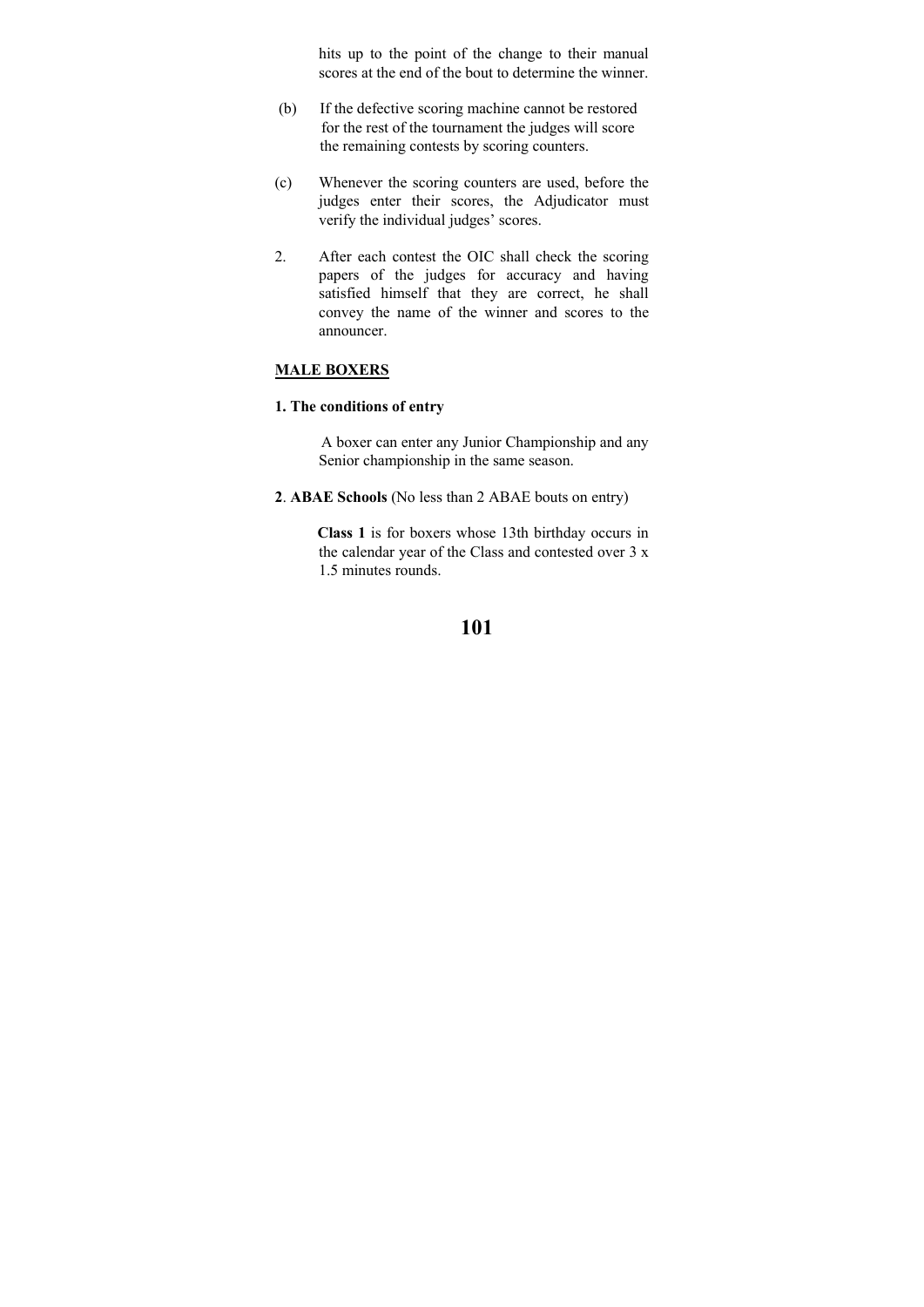hits up to the point of the change to their manual scores at the end of the bout to determine the winner.

(b) If the defective scoring machine cannot be restored for the rest of the tournament the judges will score the remaining contests by scoring counters.

(c) Whenever the scoring counters are used, before the judges enter their scores, the Adjudicator must verify the individual judges' scores.

2. After each contest the OIC shall check the scoring papers of the judges for accuracy and having satisfied himself that they are correct, he shall convey the name of the winner and scores to the announcer.

**<u>MALE BOXERS</u>**

**1. The conditions of entry**

A boxer can enter any Junior Championship and any Senior championship in the same season.

**2**. **ABAE Schools** (No less than 2 ABAE bouts on entry)

**Class 1** is for boxers whose 13th birthday occurs in the calendar year of the Class and contested over 3 x 1.5 minutes rounds.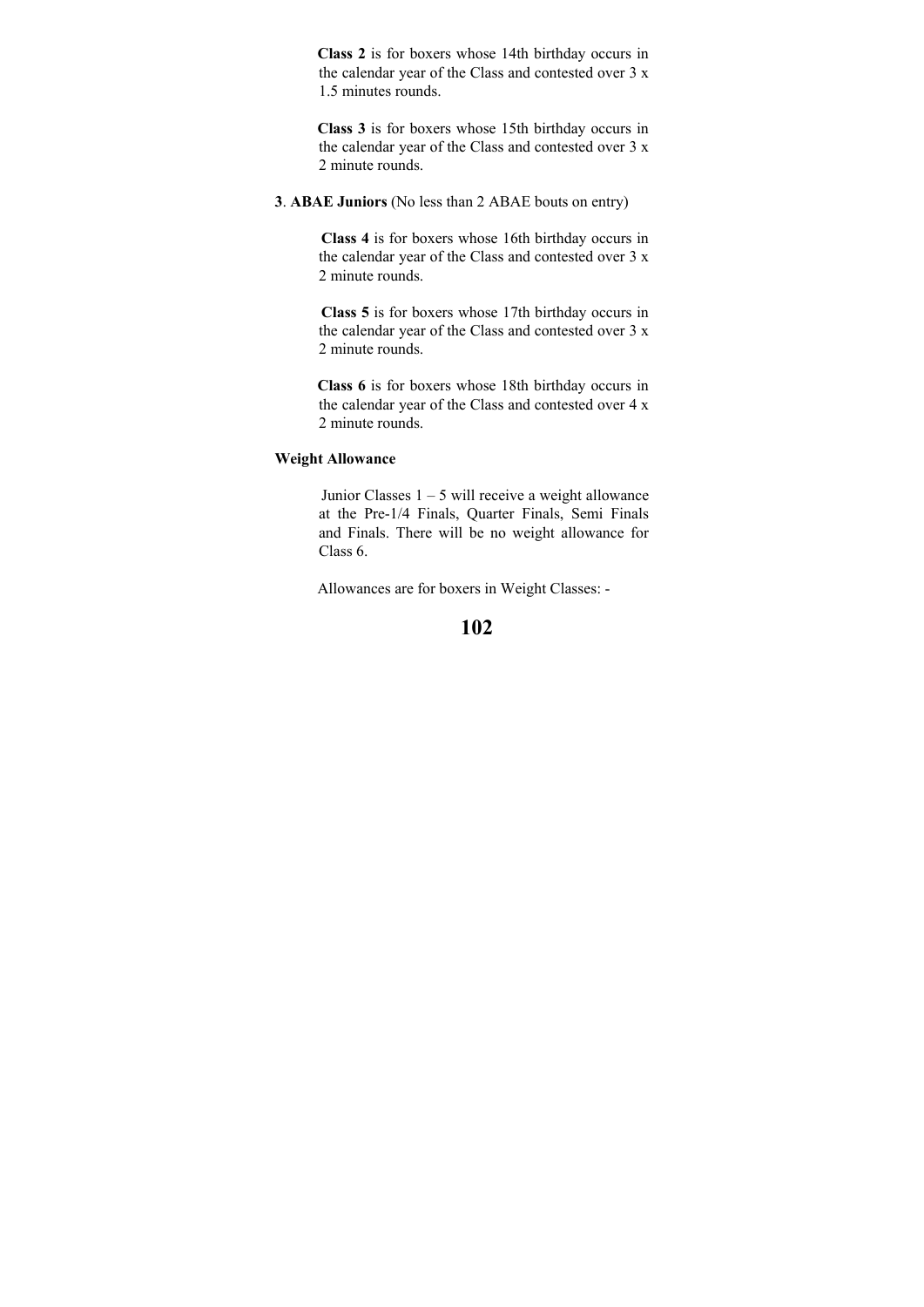**Class 2** is for boxers whose 14th birthday occurs in the calendar year of the Class and contested over 3 x 1.5 minutes rounds.

**Class 3** is for boxers whose 15th birthday occurs in the calendar year of the Class and contested over 3 x 2 minute rounds.

**3**. **ABAE Juniors** (No less than 2 ABAE bouts on entry)

**Class 4** is for boxers whose 16th birthday occurs in the calendar year of the Class and contested over 3 x 2 minute rounds.

**Class 5** is for boxers whose 17th birthday occurs in the calendar year of the Class and contested over 3 x 2 minute rounds.

**Class 6** is for boxers whose 18th birthday occurs in the calendar year of the Class and contested over 4 x 2 minute rounds.

**Weight Allowance**

Junior Classes 1 – 5 will receive a weight allowance at the Pre-1/4 Finals, Quarter Finals, Semi Finals and Finals. There will be no weight allowance for Class 6.

Allowances are for boxers in Weight Classes: -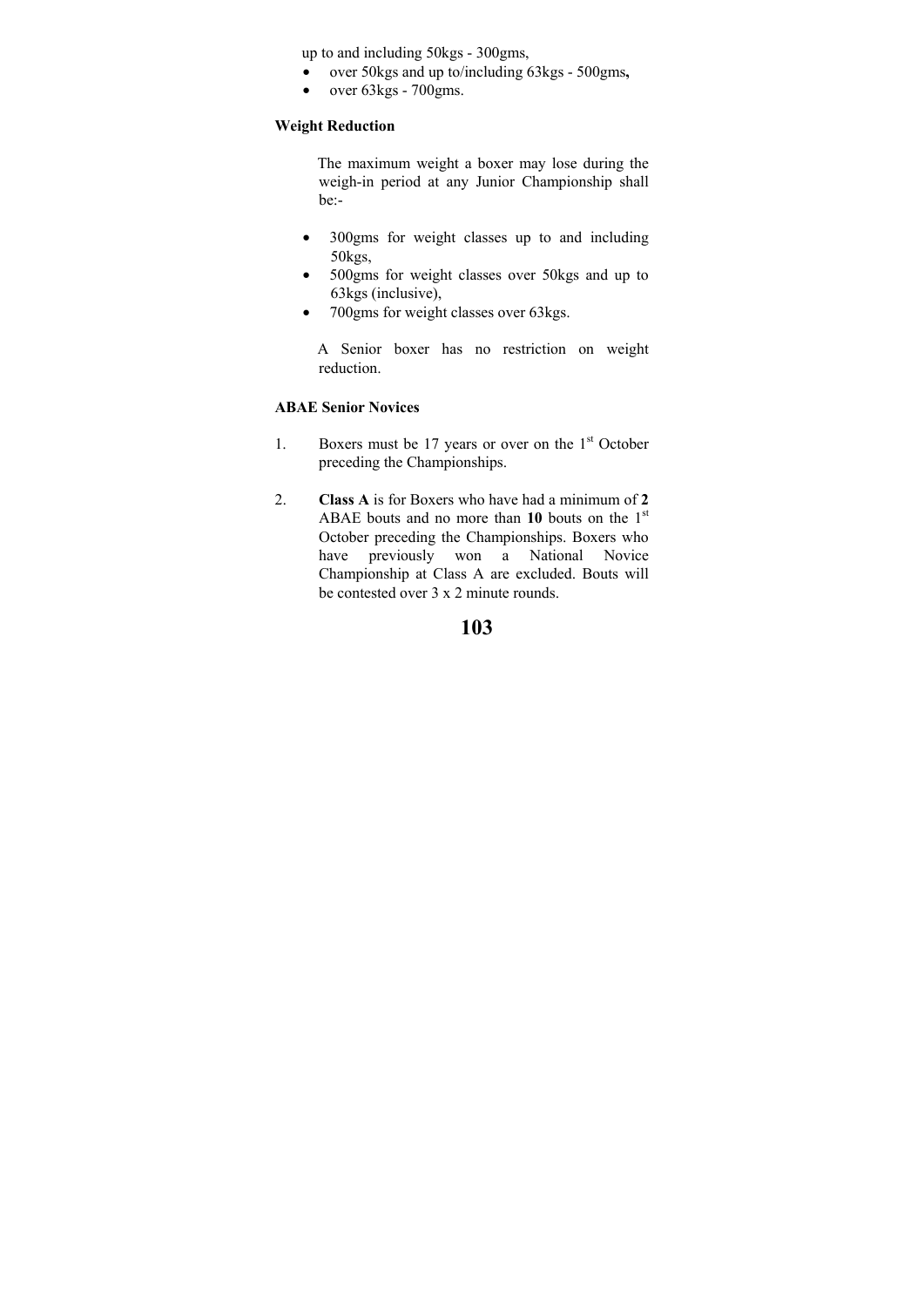up to and including 50kgs - 300gms,

- over 50kgs and up to/including 63kgs - 500gms**,**
- over 63kgs - 700gms.

**Weight Reduction**

The maximum weight a boxer may lose during the weigh-in period at any Junior Championship shall be:-

- 300gms for weight classes up to and including 50kgs,
- 500gms for weight classes over 50kgs and up to 63kgs (inclusive),
- 700gms for weight classes over 63kgs.

A Senior boxer has no restriction on weight reduction.

**ABAE Senior Novices**

1. Boxers must be 17 years or over on the 1st October preceding the Championships.

2. **Class A** is for Boxers who have had a minimum of **2** ABAE bouts and no more than **10** bouts on the 1st October preceding the Championships. Boxers who have previously won a National Novice Championship at Class A are excluded. Bouts will be contested over 3 x 2 minute rounds.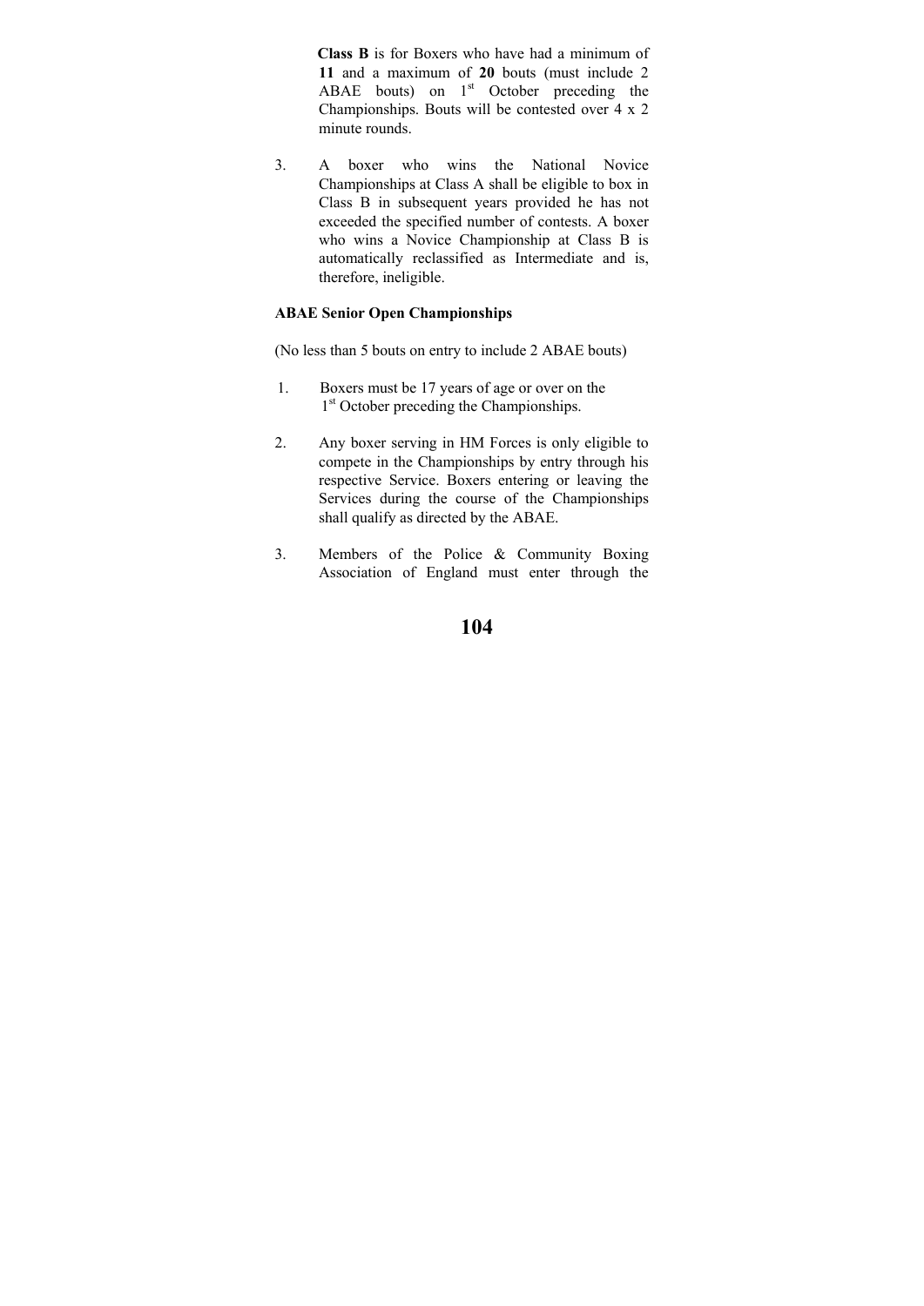**Class B** is for Boxers who have had a minimum of **11** and a maximum of **20** bouts (must include 2 ABAE bouts) on 1st October preceding the Championships. Bouts will be contested over 4 x 2 minute rounds.

3. A boxer who wins the National Novice Championships at Class A shall be eligible to box in Class B in subsequent years provided he has not exceeded the specified number of contests. A boxer who wins a Novice Championship at Class B is automatically reclassified as Intermediate and is, therefore, ineligible.

**ABAE Senior Open Championships**

(No less than 5 bouts on entry to include 2 ABAE bouts)

1. Boxers must be 17 years of age or over on the 1st October preceding the Championships.

2. Any boxer serving in HM Forces is only eligible to compete in the Championships by entry through his respective Service. Boxers entering or leaving the Services during the course of the Championships shall qualify as directed by the ABAE.

3. Members of the Police & Community Boxing Association of England must enter through the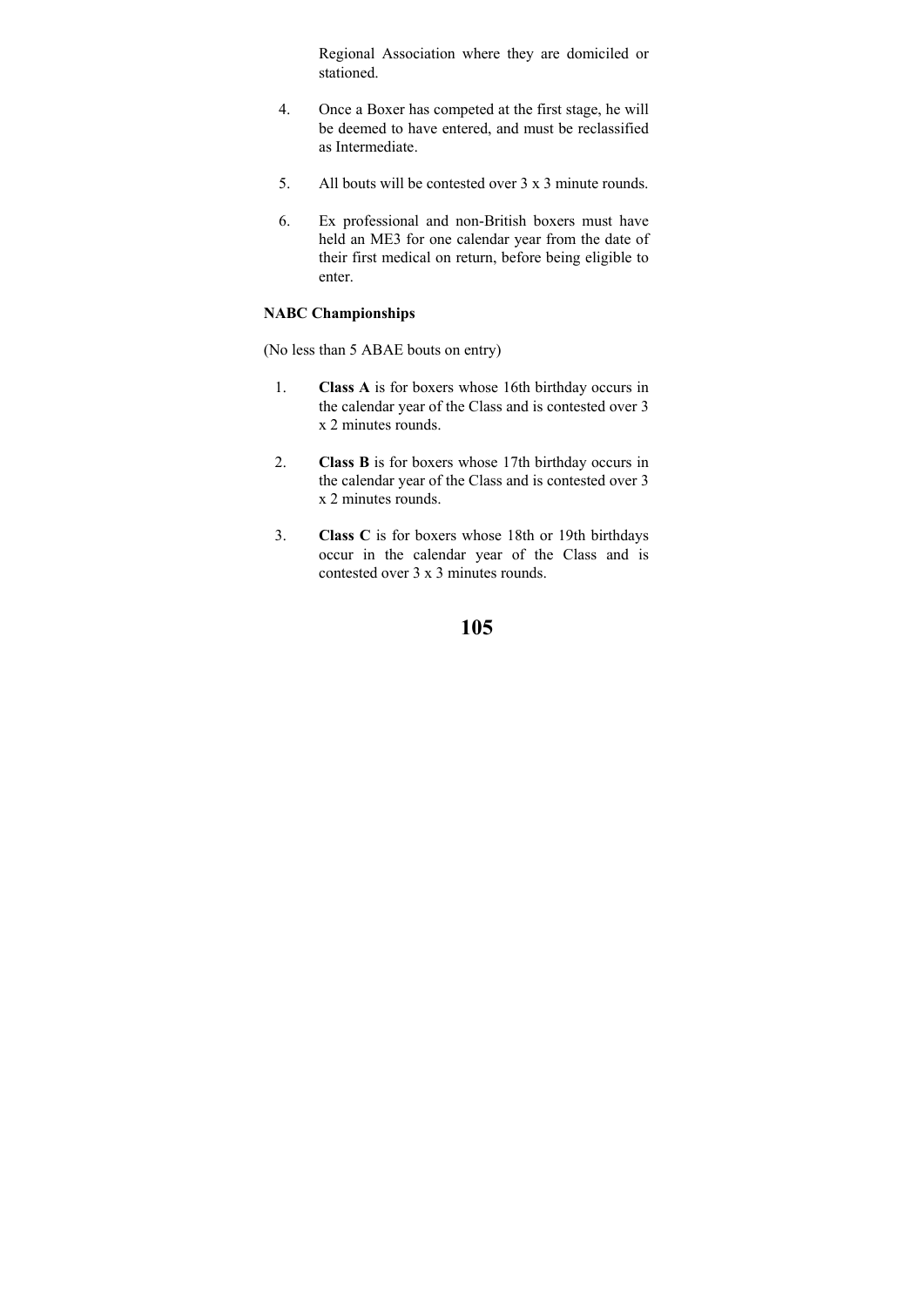Regional Association where they are domiciled or stationed.

4. Once a Boxer has competed at the first stage, he will be deemed to have entered, and must be reclassified as Intermediate.

5. All bouts will be contested over 3 x 3 minute rounds.

6. Ex professional and non-British boxers must have held an ME3 for one calendar year from the date of their first medical on return, before being eligible to enter.

**NABC Championships**

(No less than 5 ABAE bouts on entry)

1. **Class A** is for boxers whose 16th birthday occurs in the calendar year of the Class and is contested over 3 x 2 minutes rounds.

2. **Class B** is for boxers whose 17th birthday occurs in the calendar year of the Class and is contested over 3 x 2 minutes rounds.

3. **Class C** is for boxers whose 18th or 19th birthdays occur in the calendar year of the Class and is contested over 3 x 3 minutes rounds.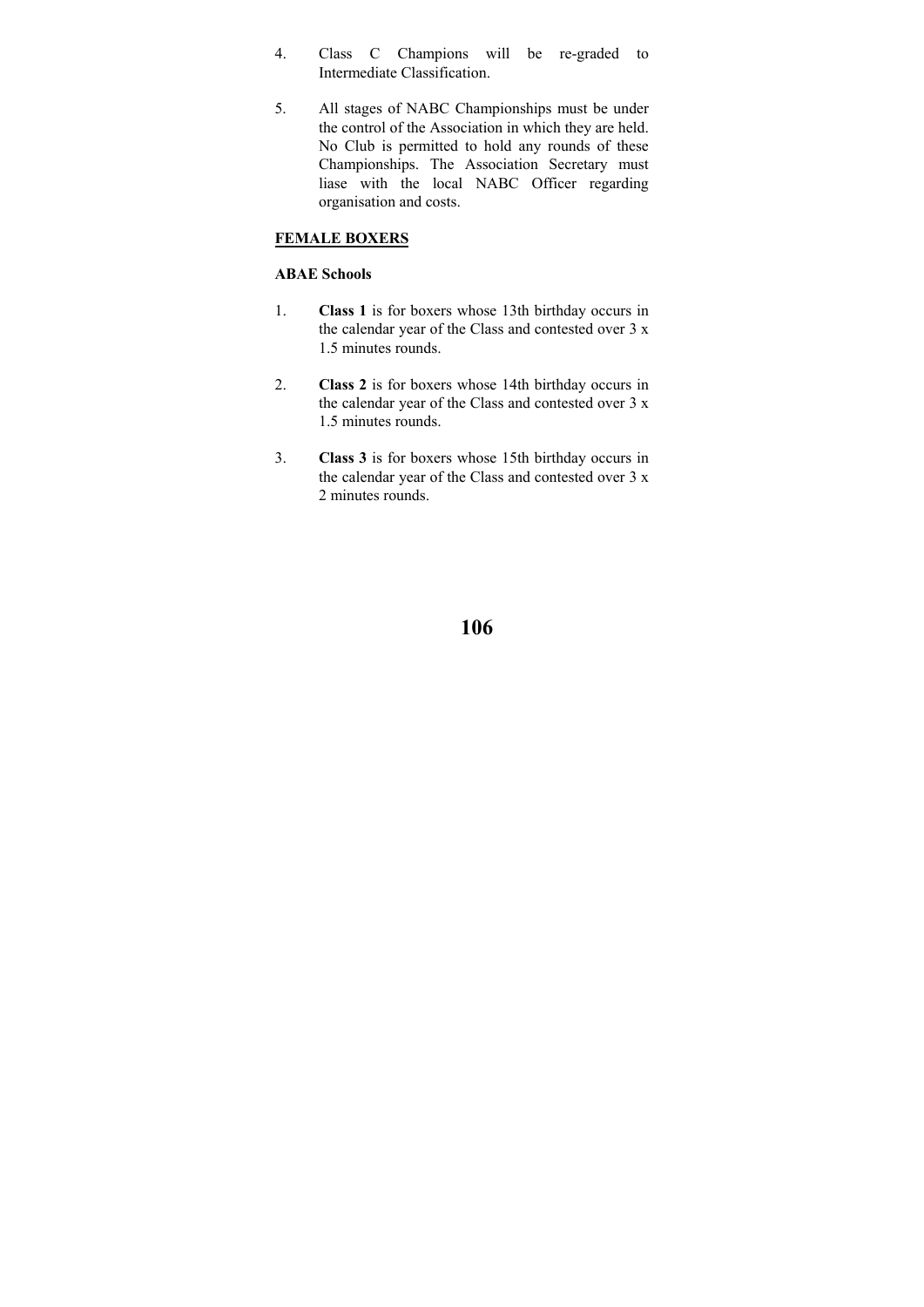4. Class C Champions will be re-graded to Intermediate Classification.

5. All stages of NABC Championships must be under the control of the Association in which they are held. No Club is permitted to hold any rounds of these Championships. The Association Secretary must liase with the local NABC Officer regarding organisation and costs.

## FEMALE BOXERS

### ABAE Schools

1. **Class 1** is for boxers whose 13th birthday occurs in the calendar year of the Class and contested over 3 x 1.5 minutes rounds.

2. **Class 2** is for boxers whose 14th birthday occurs in the calendar year of the Class and contested over 3 x 1.5 minutes rounds.

3. **Class 3** is for boxers whose 15th birthday occurs in the calendar year of the Class and contested over 3 x 2 minutes rounds.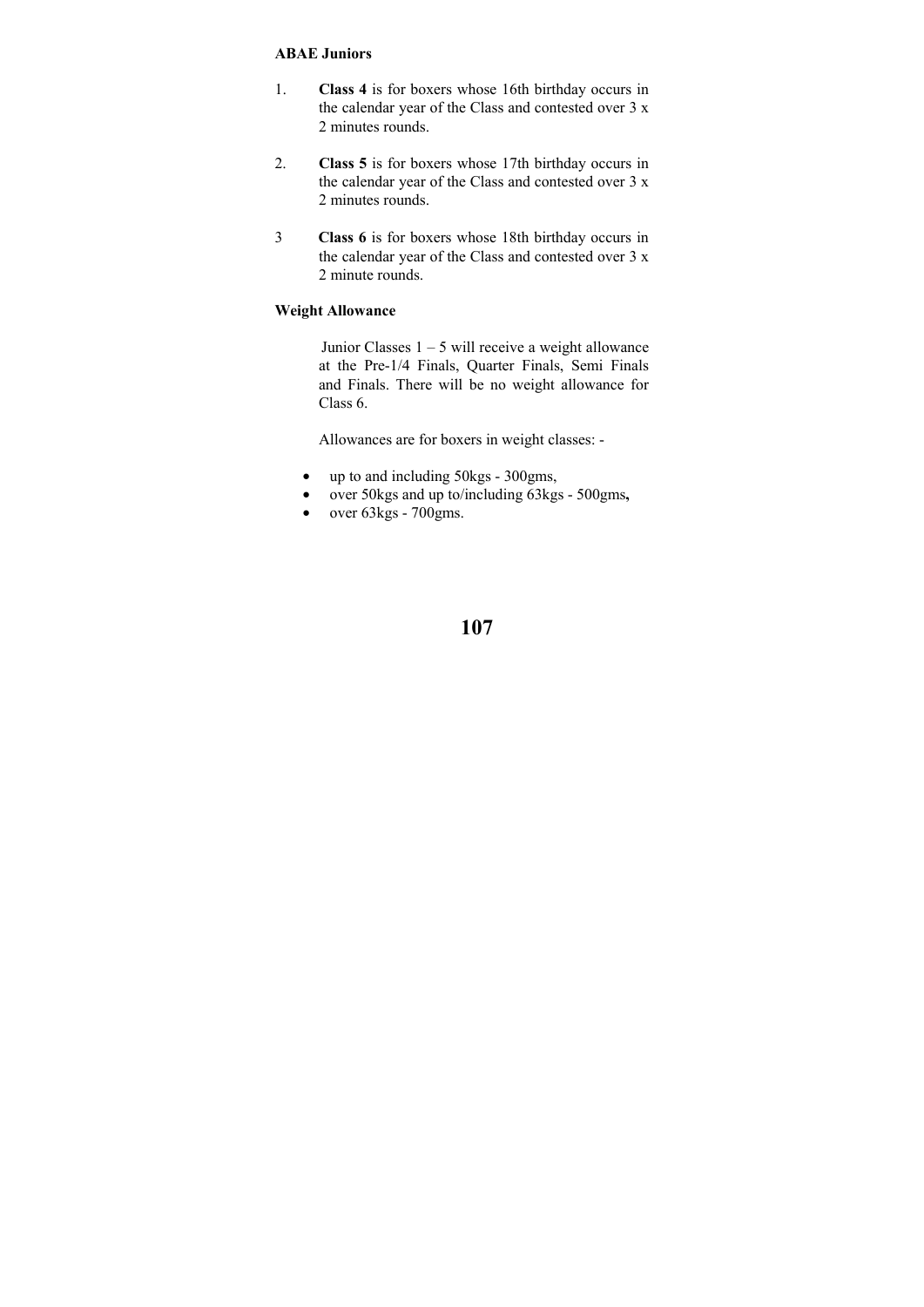**ABAE Juniors**

1. **Class 4** is for boxers whose 16th birthday occurs in the calendar year of the Class and contested over 3 x 2 minutes rounds.

2. **Class 5** is for boxers whose 17th birthday occurs in the calendar year of the Class and contested over 3 x 2 minutes rounds.

3 **Class 6** is for boxers whose 18th birthday occurs in the calendar year of the Class and contested over 3 x 2 minute rounds.

**Weight Allowance**

Junior Classes 1 – 5 will receive a weight allowance at the Pre-1/4 Finals, Quarter Finals, Semi Finals and Finals. There will be no weight allowance for Class 6.

Allowances are for boxers in weight classes: -

- up to and including 50kgs - 300gms,
- over 50kgs and up to/including 63kgs - 500gms**,**
- over 63kgs - 700gms.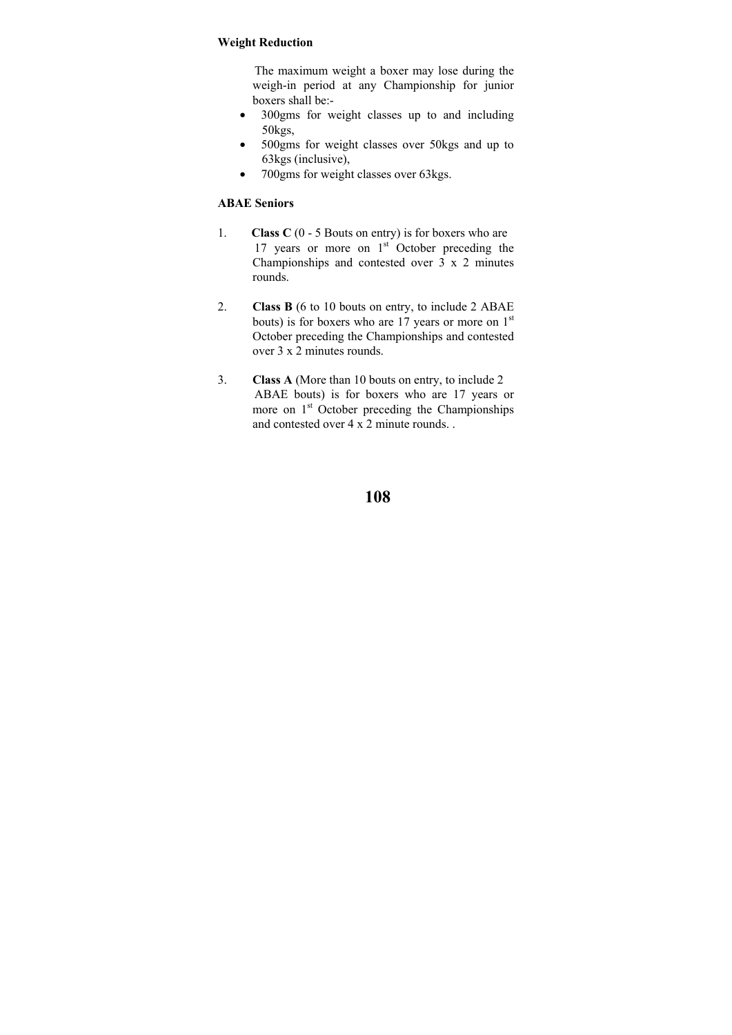**Weight Reduction**

The maximum weight a boxer may lose during the weigh-in period at any Championship for junior boxers shall be:-

- 300gms for weight classes up to and including 50kgs,
- 500gms for weight classes over 50kgs and up to 63kgs (inclusive),
- 700gms for weight classes over 63kgs.

**ABAE Seniors**

1. **Class C** (0 - 5 Bouts on entry) is for boxers who are 17 years or more on 1st October preceding the Championships and contested over 3 x 2 minutes rounds.

2. **Class B** (6 to 10 bouts on entry, to include 2 ABAE bouts) is for boxers who are 17 years or more on 1st October preceding the Championships and contested over 3 x 2 minutes rounds.

3. **Class A** (More than 10 bouts on entry, to include 2 ABAE bouts) is for boxers who are 17 years or more on 1st October preceding the Championships and contested over 4 x 2 minute rounds. .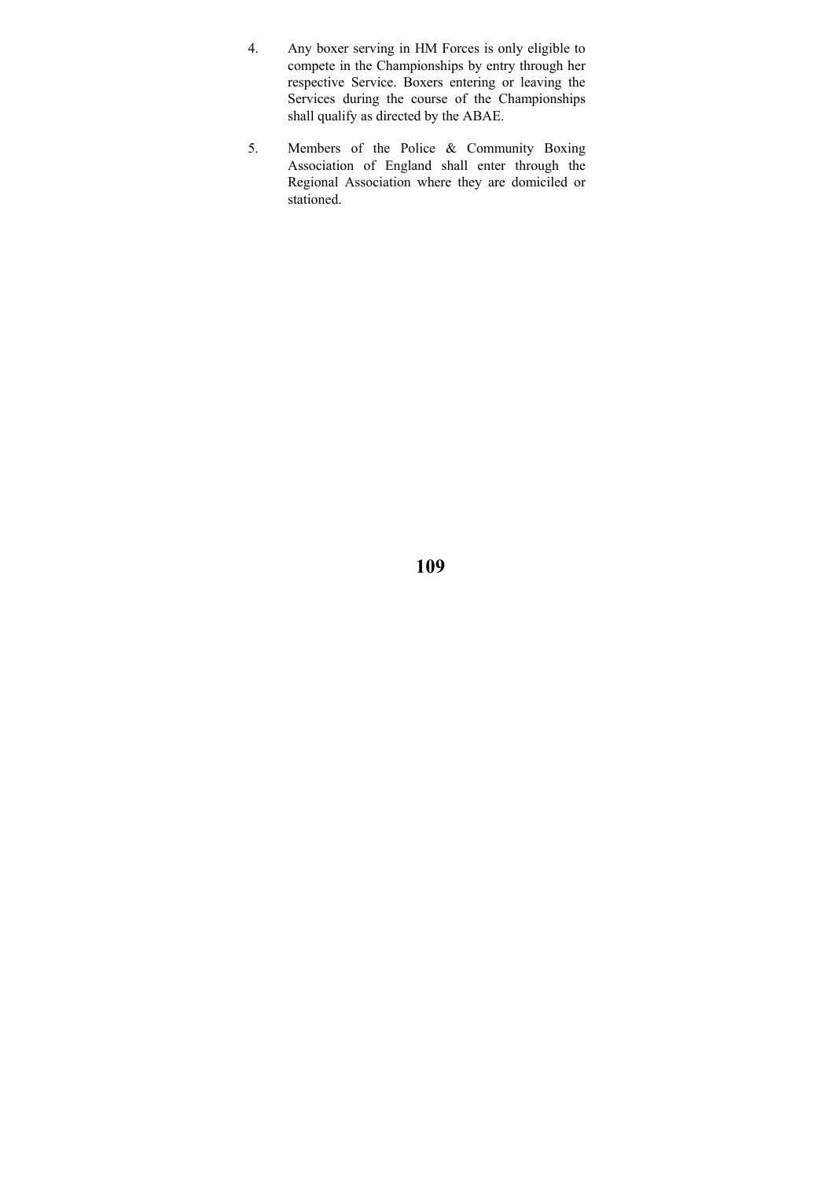4. Any boxer serving in HM Forces is only eligible to compete in the Championships by entry through her respective Service. Boxers entering or leaving the Services during the course of the Championships shall qualify as directed by the ABAE.

5. Members of the Police & Community Boxing Association of England shall enter through the Regional Association where they are domiciled or stationed.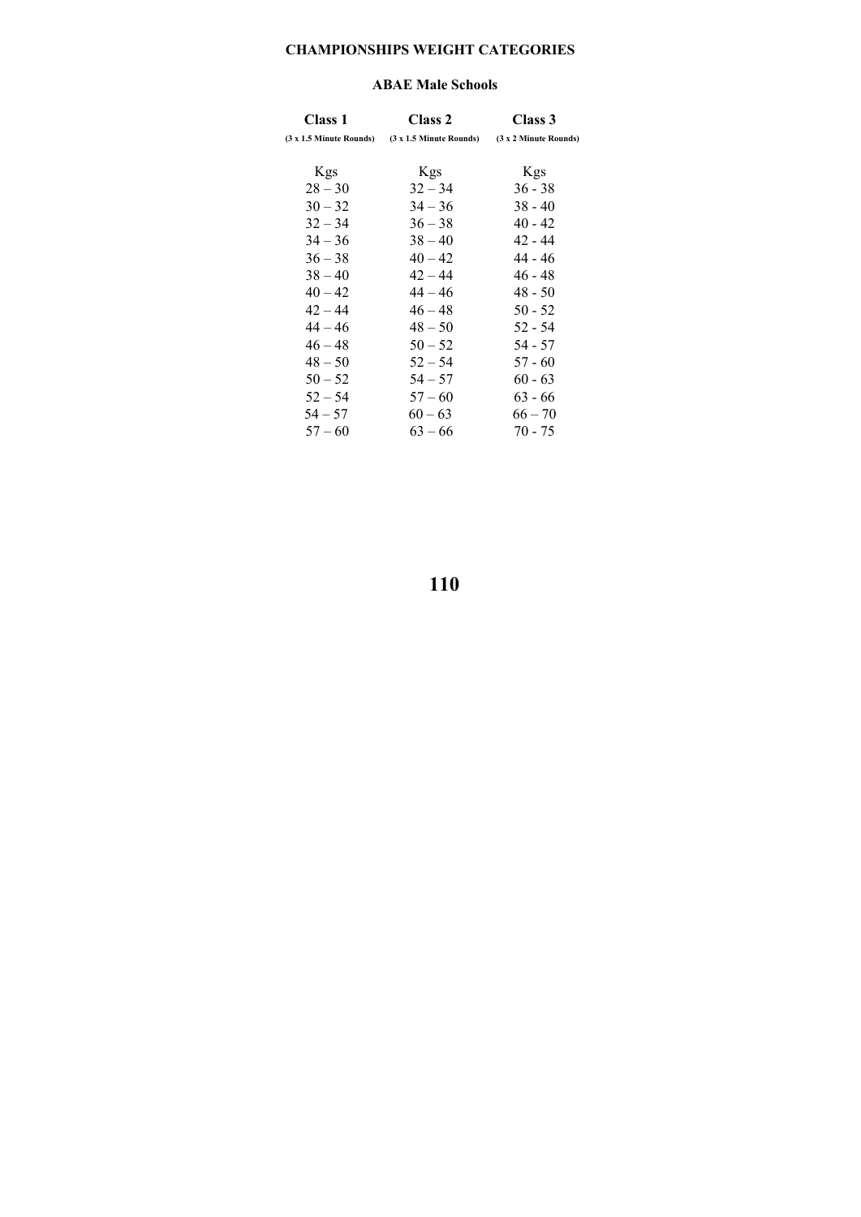# CHAMPIONSHIPS WEIGHT CATEGORIES

## ABAE Male Schools

| Class 1 | Class 2 | Class 3 |
|---|---|---|
| (3 x 1.5 Minute Rounds) | (3 x 1.5 Minute Rounds) | (3 x 2 Minute Rounds) |
| Kgs | Kgs | Kgs |
| 28 – 30 | 32 – 34 | 36 - 38 |
| 30 – 32 | 34 – 36 | 38 - 40 |
| 32 – 34 | 36 – 38 | 40 - 42 |
| 34 – 36 | 38 – 40 | 42 - 44 |
| 36 – 38 | 40 – 42 | 44 - 46 |
| 38 – 40 | 42 – 44 | 46 - 48 |
| 40 – 42 | 44 – 46 | 48 - 50 |
| 42 – 44 | 46 – 48 | 50 - 52 |
| 44 – 46 | 48 – 50 | 52 - 54 |
| 46 – 48 | 50 – 52 | 54 - 57 |
| 48 – 50 | 52 – 54 | 57 - 60 |
| 50 – 52 | 54 – 57 | 60 - 63 |
| 52 – 54 | 57 – 60 | 63 - 66 |
| 54 – 57 | 60 – 63 | 66 – 70 |
| 57 – 60 | 63 – 66 | 70 - 75 |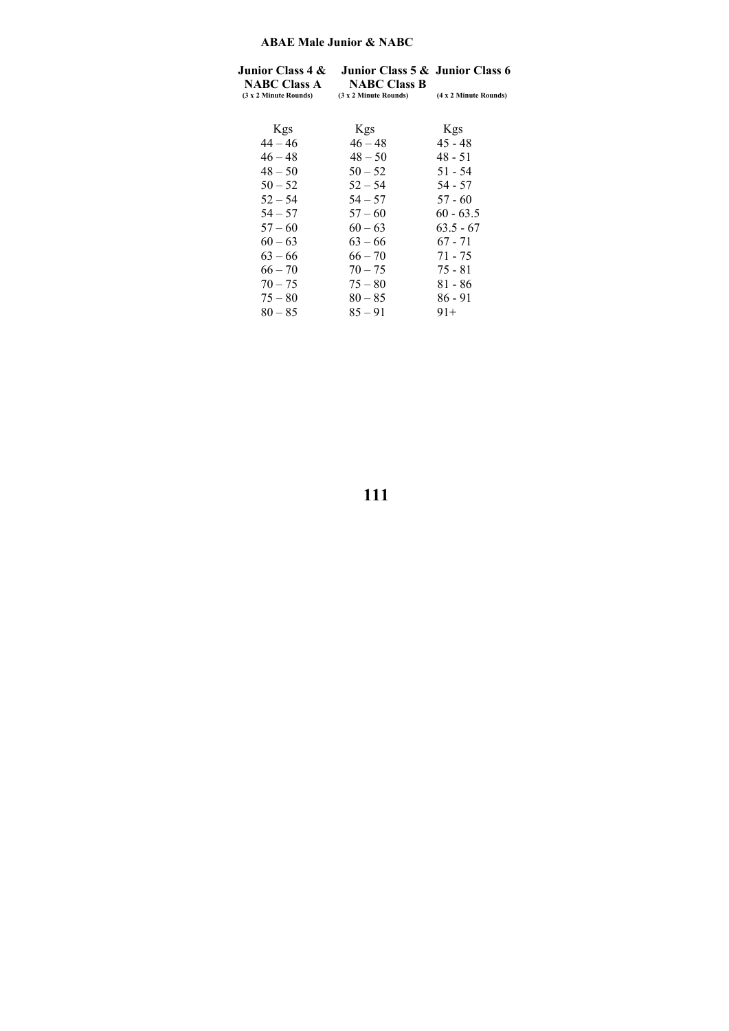**ABAE Male Junior & NABC**

| Junior Class 4 & NABC Class A (3 x 2 Minute Rounds) | Junior Class 5 & NABC Class B (3 x 2 Minute Rounds) | Junior Class 6 (4 x 2 Minute Rounds) |
|---|---|---|
| Kgs | Kgs | Kgs |
| 44 – 46 | 46 – 48 | 45 - 48 |
| 46 – 48 | 48 – 50 | 48 - 51 |
| 48 – 50 | 50 – 52 | 51 - 54 |
| 50 – 52 | 52 – 54 | 54 - 57 |
| 52 – 54 | 54 – 57 | 57 - 60 |
| 54 – 57 | 57 – 60 | 60 - 63.5 |
| 57 – 60 | 60 – 63 | 63.5 - 67 |
| 60 – 63 | 63 – 66 | 67 - 71 |
| 63 – 66 | 66 – 70 | 71 - 75 |
| 66 – 70 | 70 – 75 | 75 - 81 |
| 70 – 75 | 75 – 80 | 81 - 86 |
| 75 – 80 | 80 – 85 | 86 - 91 |
| 80 – 85 | 85 – 91 | 91+ |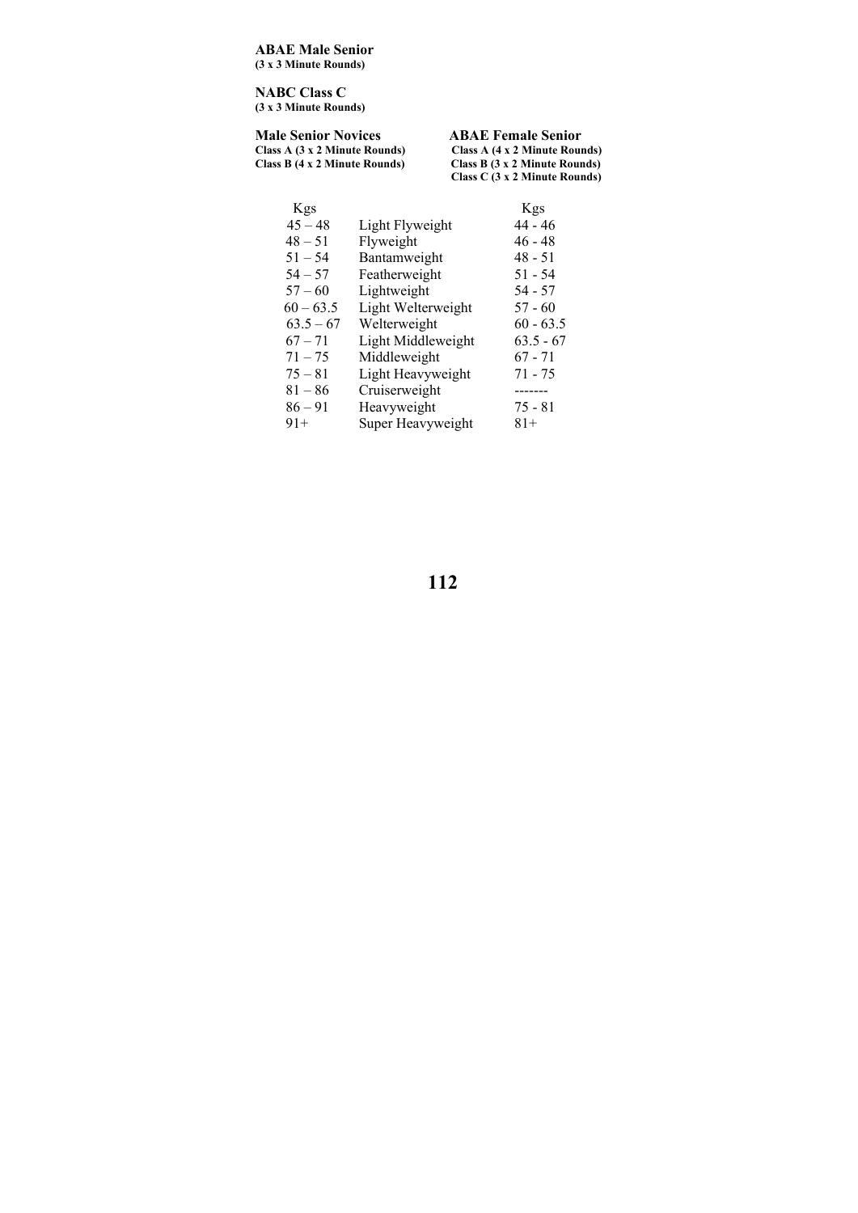**ABAE Male Senior**
**(3 x 3 Minute Rounds)**

**NABC Class C**
**(3 x 3 Minute Rounds)**

**Male Senior Novices**
**Class A (3 x 2 Minute Rounds)**
**Class B (4 x 2 Minute Rounds)**

**ABAE Female Senior**
**Class A (4 x 2 Minute Rounds)**
**Class B (3 x 2 Minute Rounds)**
**Class C (3 x 2 Minute Rounds)**

| Kgs | | Kgs |
|---|---|---|
| 45 – 48 | Light Flyweight | 44 - 46 |
| 48 – 51 | Flyweight | 46 - 48 |
| 51 – 54 | Bantamweight | 48 - 51 |
| 54 – 57 | Featherweight | 51 - 54 |
| 57 – 60 | Lightweight | 54 - 57 |
| 60 – 63.5 | Light Welterweight | 57 - 60 |
| 63.5 – 67 | Welterweight | 60 - 63.5 |
| 67 – 71 | Light Middleweight | 63.5 - 67 |
| 71 – 75 | Middleweight | 67 - 71 |
| 75 – 81 | Light Heavyweight | 71 - 75 |
| 81 – 86 | Cruiserweight | ------- |
| 86 – 91 | Heavyweight | 75 - 81 |
| 91+ | Super Heavyweight | 81+ |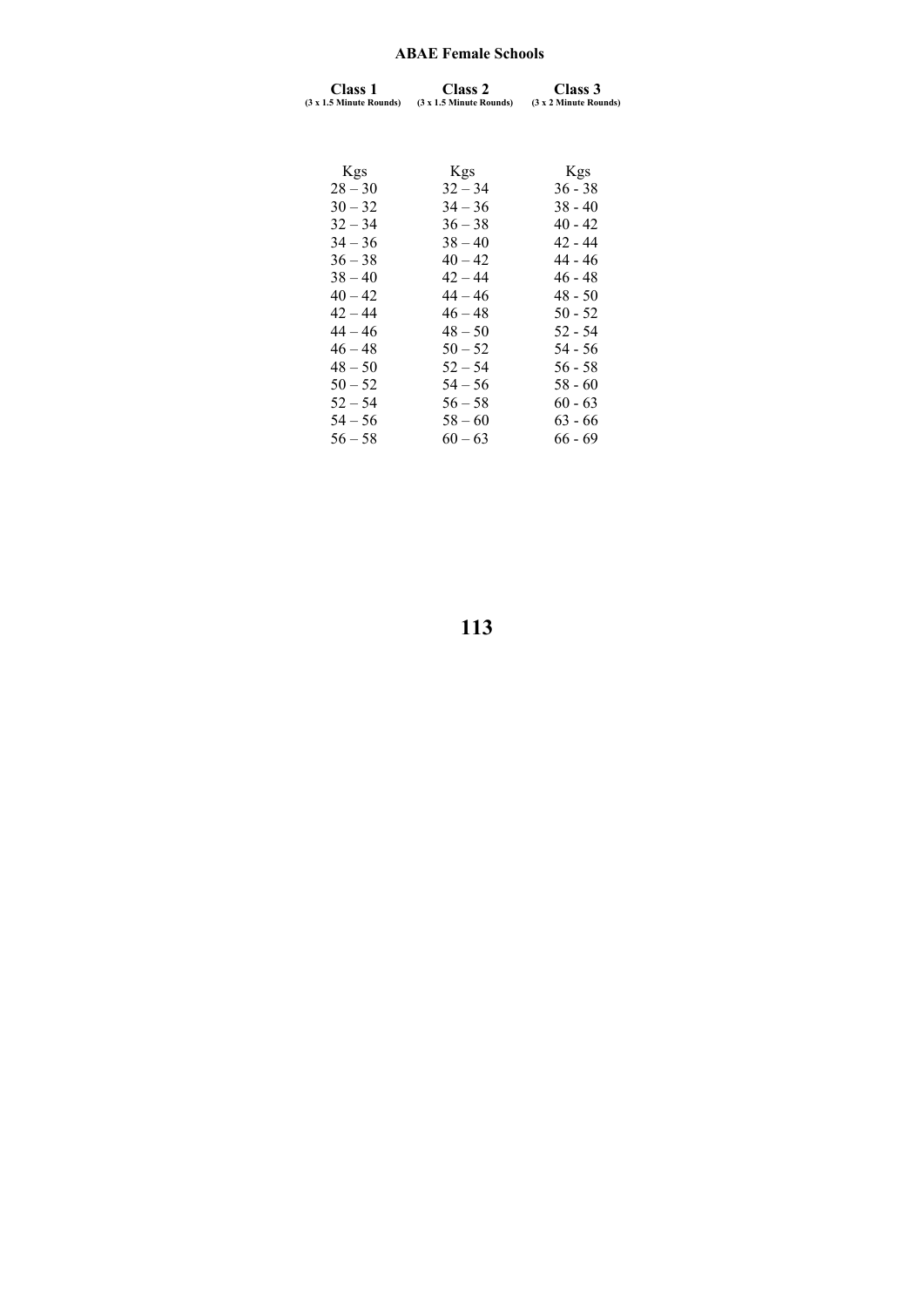### ABAE Female Schools

| Class 1 (3 x 1.5 Minute Rounds) | Class 2 (3 x 1.5 Minute Rounds) | Class 3 (3 x 2 Minute Rounds) |
|---|---|---|
| Kgs | Kgs | Kgs |
| 28 – 30 | 32 – 34 | 36 - 38 |
| 30 – 32 | 34 – 36 | 38 - 40 |
| 32 – 34 | 36 – 38 | 40 - 42 |
| 34 – 36 | 38 – 40 | 42 - 44 |
| 36 – 38 | 40 – 42 | 44 - 46 |
| 38 – 40 | 42 – 44 | 46 - 48 |
| 40 – 42 | 44 – 46 | 48 - 50 |
| 42 – 44 | 46 – 48 | 50 - 52 |
| 44 – 46 | 48 – 50 | 52 - 54 |
| 46 – 48 | 50 – 52 | 54 - 56 |
| 48 – 50 | 52 – 54 | 56 - 58 |
| 50 – 52 | 54 – 56 | 58 - 60 |
| 52 – 54 | 56 – 58 | 60 - 63 |
| 54 – 56 | 58 – 60 | 63 - 66 |
| 56 – 58 | 60 – 63 | 66 - 69 |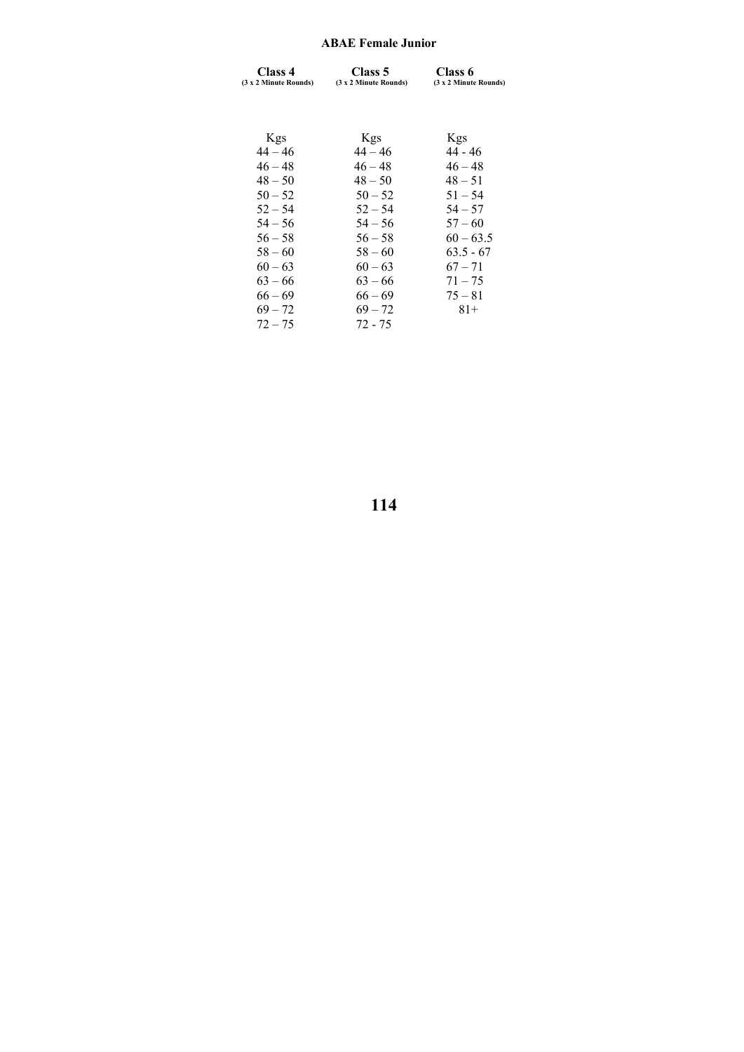## ABAE Female Junior

| Class 4 (3 x 2 Minute Rounds) | Class 5 (3 x 2 Minute Rounds) | Class 6 (3 x 2 Minute Rounds) |
|---|---|---|
| Kgs | Kgs | Kgs |
| 44 – 46 | 44 – 46 | 44 - 46 |
| 46 – 48 | 46 – 48 | 46 – 48 |
| 48 – 50 | 48 – 50 | 48 – 51 |
| 50 – 52 | 50 – 52 | 51 – 54 |
| 52 – 54 | 52 – 54 | 54 – 57 |
| 54 – 56 | 54 – 56 | 57 – 60 |
| 56 – 58 | 56 – 58 | 60 – 63.5 |
| 58 – 60 | 58 – 60 | 63.5 - 67 |
| 60 – 63 | 60 – 63 | 67 – 71 |
| 63 – 66 | 63 – 66 | 71 – 75 |
| 66 – 69 | 66 – 69 | 75 – 81 |
| 69 – 72 | 69 – 72 | 81+ |
| 72 – 75 | 72 - 75 | |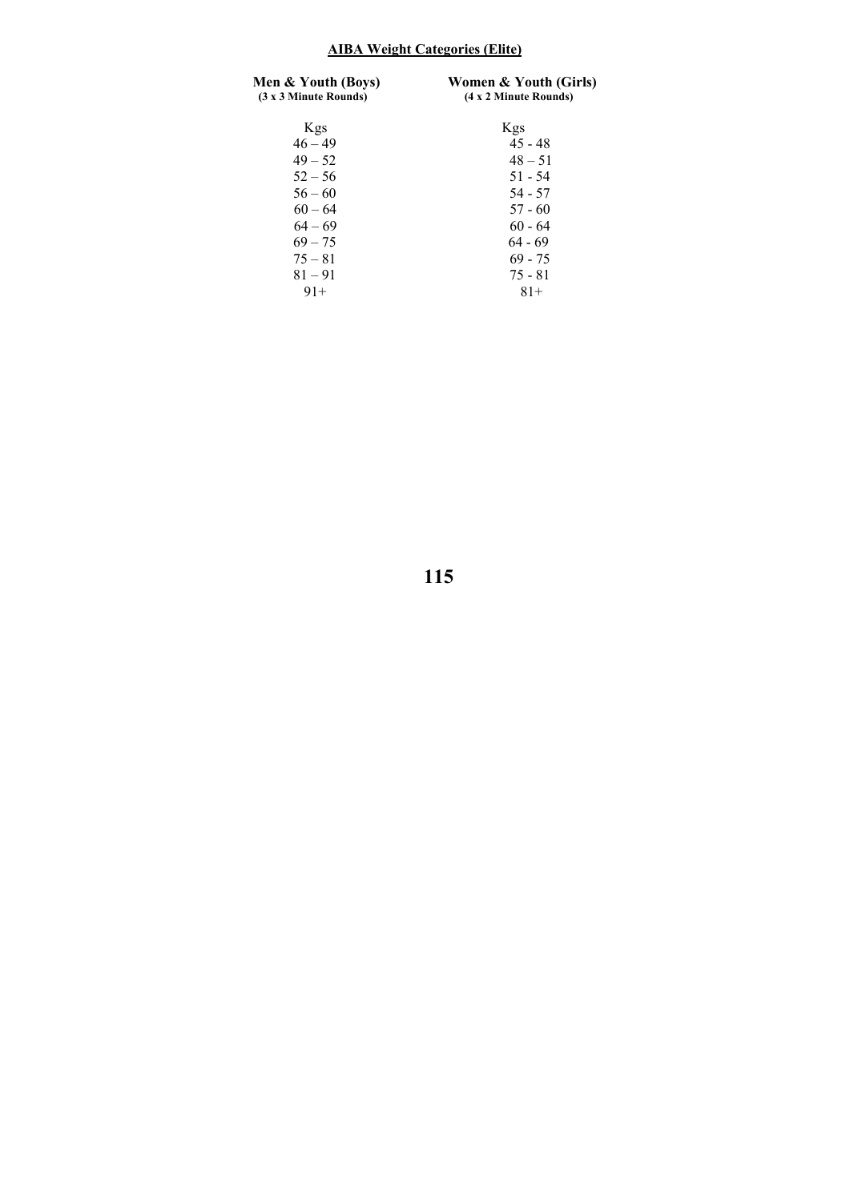## AIBA Weight Categories (Elite)

| Men & Youth (Boys) (3 x 3 Minute Rounds) | Women & Youth (Girls) (4 x 2 Minute Rounds) |
|---|---|
| Kgs | Kgs |
| 46 – 49 | 45 - 48 |
| 49 – 52 | 48 – 51 |
| 52 – 56 | 51 - 54 |
| 56 – 60 | 54 - 57 |
| 60 – 64 | 57 - 60 |
| 64 – 69 | 60 - 64 |
| 69 – 75 | 64 - 69 |
| 75 – 81 | 69 - 75 |
| 81 – 91 | 75 - 81 |
| 91+ | 81+ |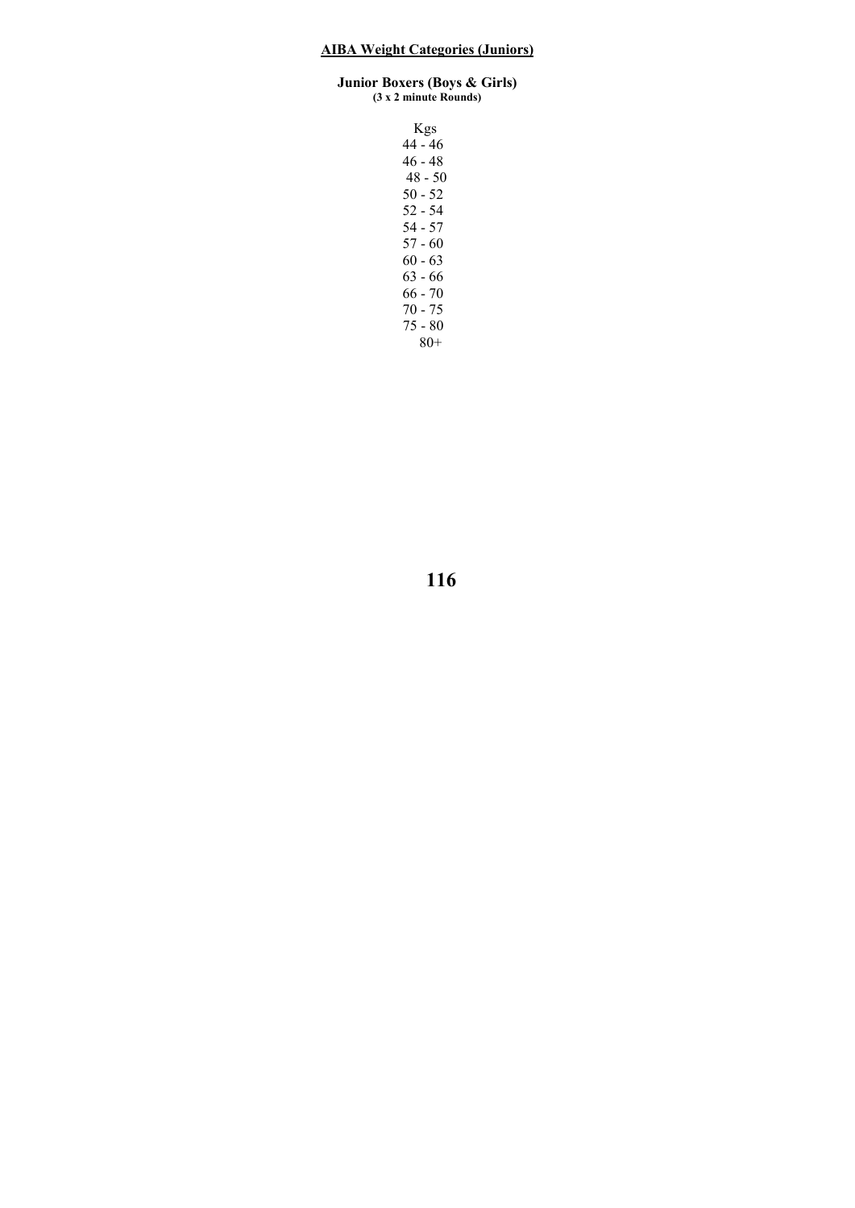**AIBA Weight Categories (Juniors)**

**Junior Boxers (Boys & Girls)**
**(3 x 2 minute Rounds)**

| Kgs |
|---|
| 44 - 46 |
| 46 - 48 |
| 48 - 50 |
| 50 - 52 |
| 52 - 54 |
| 54 - 57 |
| 57 - 60 |
| 60 - 63 |
| 63 - 66 |
| 66 - 70 |
| 70 - 75 |
| 75 - 80 |
| 80+ |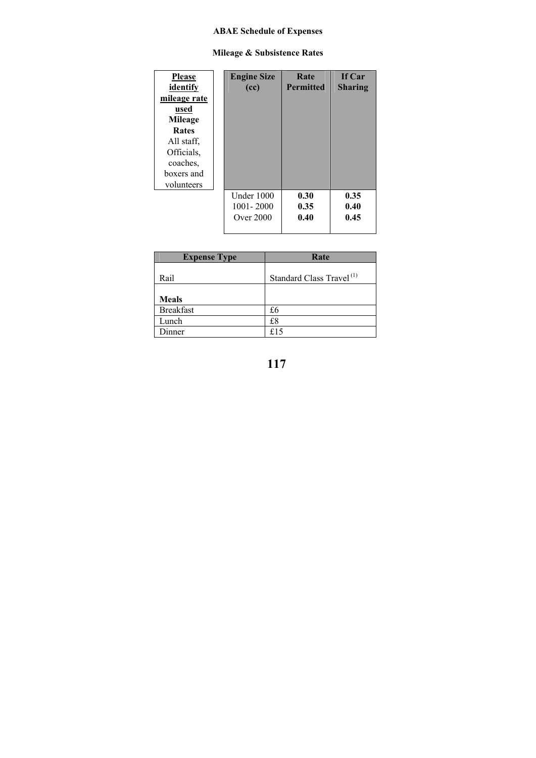**ABAE Schedule of Expenses**

**Mileage & Subsistence Rates**

| **Please identify mileage rate used** **Mileage Rates** All staff, Officials, coaches, boxers and volunteers | **Engine Size (cc)** | **Rate Permitted** | **If Car Sharing** |
|---|---|---|---|
| | Under 1000 | **0.30** | **0.35** |
| | 1001- 2000 | **0.35** | **0.40** |
| | Over 2000 | **0.40** | **0.45** |

| Expense Type | Rate |
|---|---|
| Rail | Standard Class Travel (1) |
| **Meals** | |
| Breakfast | £6 |
| Lunch | £8 |
| Dinner | £15 |